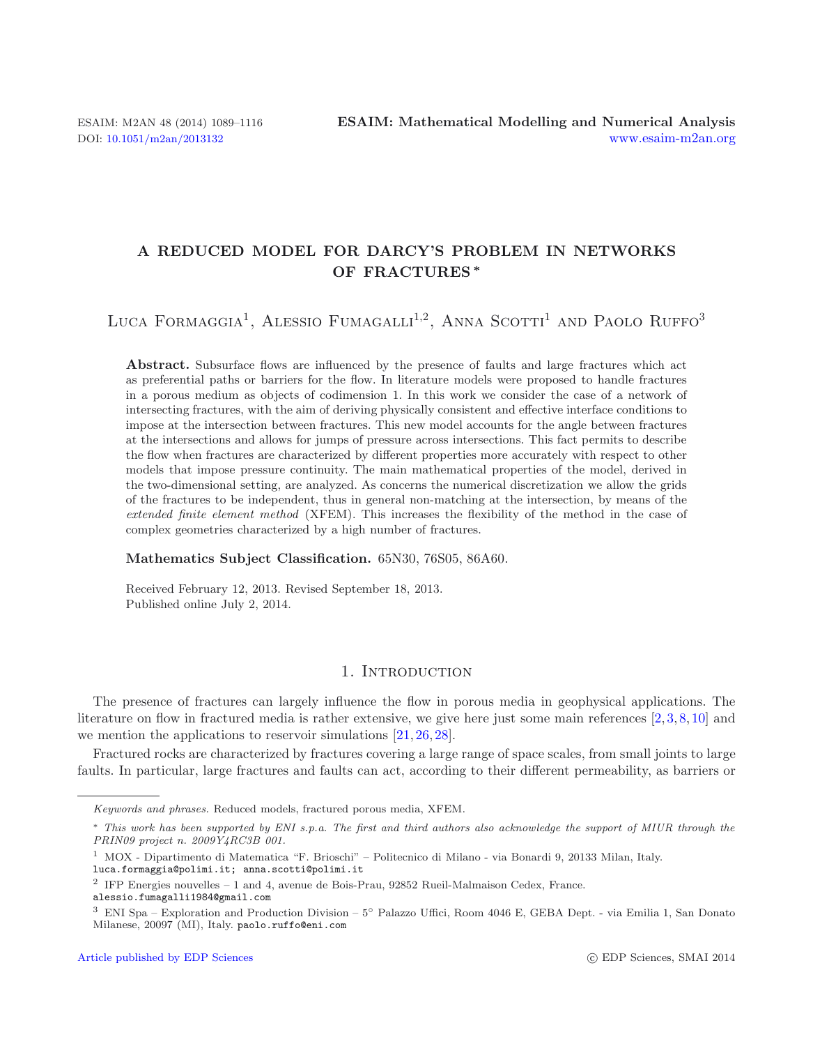# A REDUCED MODEL FOR DARCY'S PROBLEM IN NETWORKS OF FRACTURES *

Luca Formaggia[1], Alessio Fumagalli[1,2], Anna Scotti[1] and Paolo Ruffo[3]

**Abstract.** Subsurface flows are influenced by the presence of faults and large fractures which act as preferential paths or barriers for the flow. In literature models were proposed to handle fractures in a porous medium as objects of codimension 1. In this work we consider the case of a network of intersecting fractures, with the aim of deriving physically consistent and effective interface conditions to impose at the intersection between fractures. This new model accounts for the angle between fractures at the intersections and allows for jumps of pressure across intersections. This fact permits to describe the flow when fractures are characterized by different properties more accurately with respect to other models that impose pressure continuity. The main mathematical properties of the model, derived in the two-dimensional setting, are analyzed. As concerns the numerical discretization we allow the grids of the fractures to be independent, thus in general non-matching at the intersection, by means of the *extended finite element method* (XFEM). This increases the flexibility of the method in the case of complex geometries characterized by a high number of fractures.

**Mathematics Subject Classification.** 65N30, 76S05, 86A60.

Received February 12, 2013. Revised September 18, 2013.
Published online July 2, 2014.

## 1. Introduction

The presence of fractures can largely influence the flow in porous media in geophysical applications. The literature on flow in fractured media is rather extensive, we give here just some main references [2, 3, 8, 10] and we mention the applications to reservoir simulations [21, 26, 28].

Fractured rocks are characterized by fractures covering a large range of space scales, from small joints to large faults. In particular, large fractures and faults can act, according to their different permeability, as barriers or

---

*Keywords and phrases.* Reduced models, fractured porous media, XFEM.

\* *This work has been supported by ENI s.p.a. The first and third authors also acknowledge the support of MIUR through the PRIN09 project n. 2009Y4RC3B 001.*

[1] MOX - Dipartimento di Matematica "F. Brioschi" – Politecnico di Milano - via Bonardi 9, 20133 Milan, Italy. luca.formaggia@polimi.it; anna.scotti@polimi.it

[2] IFP Energies nouvelles – 1 and 4, avenue de Bois-Prau, 92852 Rueil-Malmaison Cedex, France. alessio.fumagalli1984@gmail.com

[3] ENI Spa – Exploration and Production Division – 5° Palazzo Uffici, Room 4046 E, GEBA Dept. - via Emilia 1, San Donato Milanese, 20097 (MI), Italy. paolo.ruffo@eni.com

Article published by EDP Sciences © EDP Sciences, SMAI 2014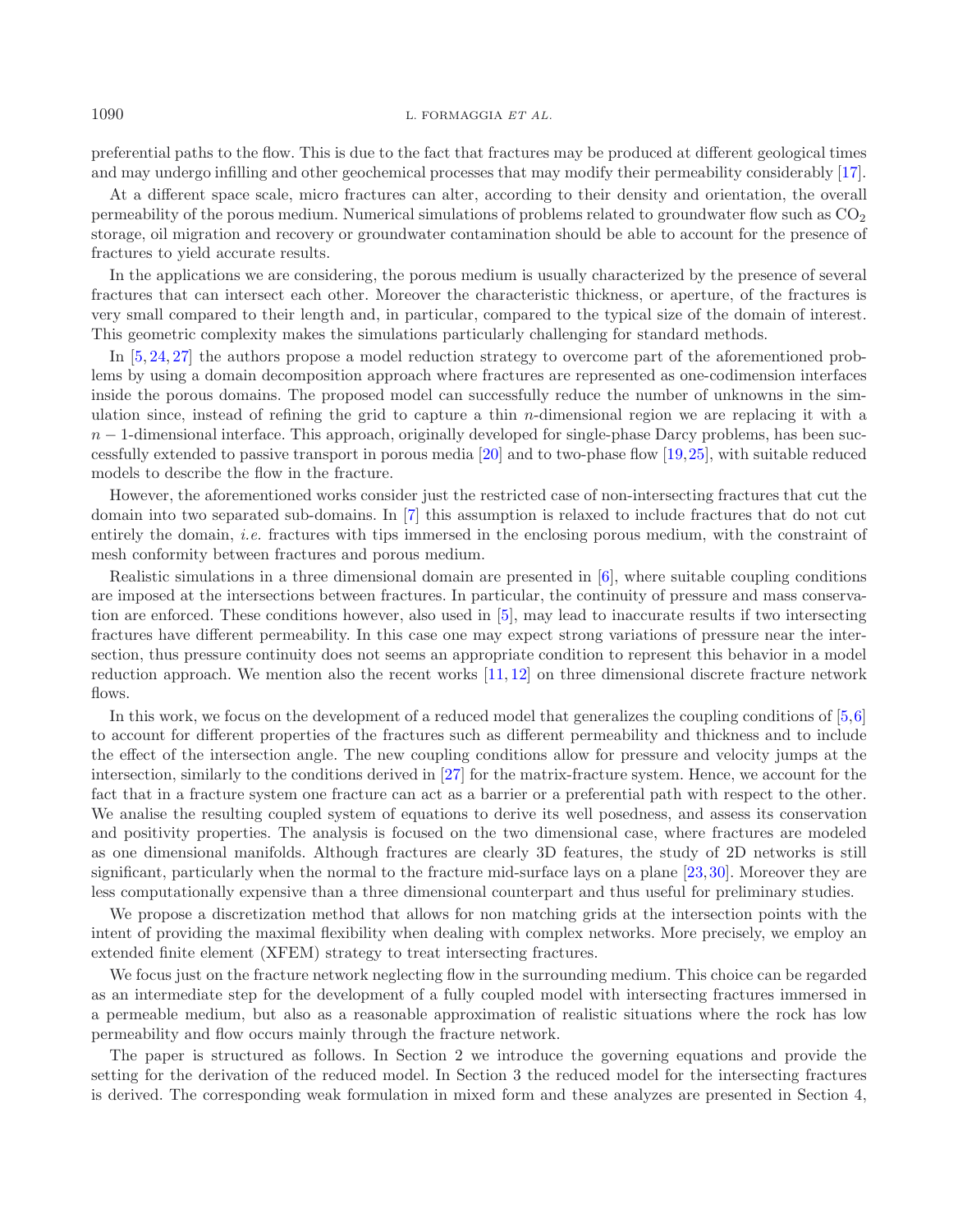preferential paths to the flow. This is due to the fact that fractures may be produced at different geological times and may undergo infilling and other geochemical processes that may modify their permeability considerably [17].

At a different space scale, micro fractures can alter, according to their density and orientation, the overall permeability of the porous medium. Numerical simulations of problems related to groundwater flow such as $CO_2$ storage, oil migration and recovery or groundwater contamination should be able to account for the presence of fractures to yield accurate results.

In the applications we are considering, the porous medium is usually characterized by the presence of several fractures that can intersect each other. Moreover the characteristic thickness, or aperture, of the fractures is very small compared to their length and, in particular, compared to the typical size of the domain of interest. This geometric complexity makes the simulations particularly challenging for standard methods.

In [5, 24, 27] the authors propose a model reduction strategy to overcome part of the aforementioned problems by using a domain decomposition approach where fractures are represented as one-codimension interfaces inside the porous domains. The proposed model can successfully reduce the number of unknowns in the simulation since, instead of refining the grid to capture a thin $n$-dimensional region we are replacing it with a $n-1$-dimensional interface. This approach, originally developed for single-phase Darcy problems, has been successfully extended to passive transport in porous media [20] and to two-phase flow [19, 25], with suitable reduced models to describe the flow in the fracture.

However, the aforementioned works consider just the restricted case of non-intersecting fractures that cut the domain into two separated sub-domains. In [7] this assumption is relaxed to include fractures that do not cut entirely the domain, *i.e.* fractures with tips immersed in the enclosing porous medium, with the constraint of mesh conformity between fractures and porous medium.

Realistic simulations in a three dimensional domain are presented in [6], where suitable coupling conditions are imposed at the intersections between fractures. In particular, the continuity of pressure and mass conservation are enforced. These conditions however, also used in [5], may lead to inaccurate results if two intersecting fractures have different permeability. In this case one may expect strong variations of pressure near the intersection, thus pressure continuity does not seems an appropriate condition to represent this behavior in a model reduction approach. We mention also the recent works [11, 12] on three dimensional discrete fracture network flows.

In this work, we focus on the development of a reduced model that generalizes the coupling conditions of [5, 6] to account for different properties of the fractures such as different permeability and thickness and to include the effect of the intersection angle. The new coupling conditions allow for pressure and velocity jumps at the intersection, similarly to the conditions derived in [27] for the matrix-fracture system. Hence, we account for the fact that in a fracture system one fracture can act as a barrier or a preferential path with respect to the other. We analise the resulting coupled system of equations to derive its well posedness, and assess its conservation and positivity properties. The analysis is focused on the two dimensional case, where fractures are modeled as one dimensional manifolds. Although fractures are clearly 3D features, the study of 2D networks is still significant, particularly when the normal to the fracture mid-surface lays on a plane [23, 30]. Moreover they are less computationally expensive than a three dimensional counterpart and thus useful for preliminary studies.

We propose a discretization method that allows for non matching grids at the intersection points with the intent of providing the maximal flexibility when dealing with complex networks. More precisely, we employ an extended finite element (XFEM) strategy to treat intersecting fractures.

We focus just on the fracture network neglecting flow in the surrounding medium. This choice can be regarded as an intermediate step for the development of a fully coupled model with intersecting fractures immersed in a permeable medium, but also as a reasonable approximation of realistic situations where the rock has low permeability and flow occurs mainly through the fracture network.

The paper is structured as follows. In Section 2 we introduce the governing equations and provide the setting for the derivation of the reduced model. In Section 3 the reduced model for the intersecting fractures is derived. The corresponding weak formulation in mixed form and these analyzes are presented in Section 4,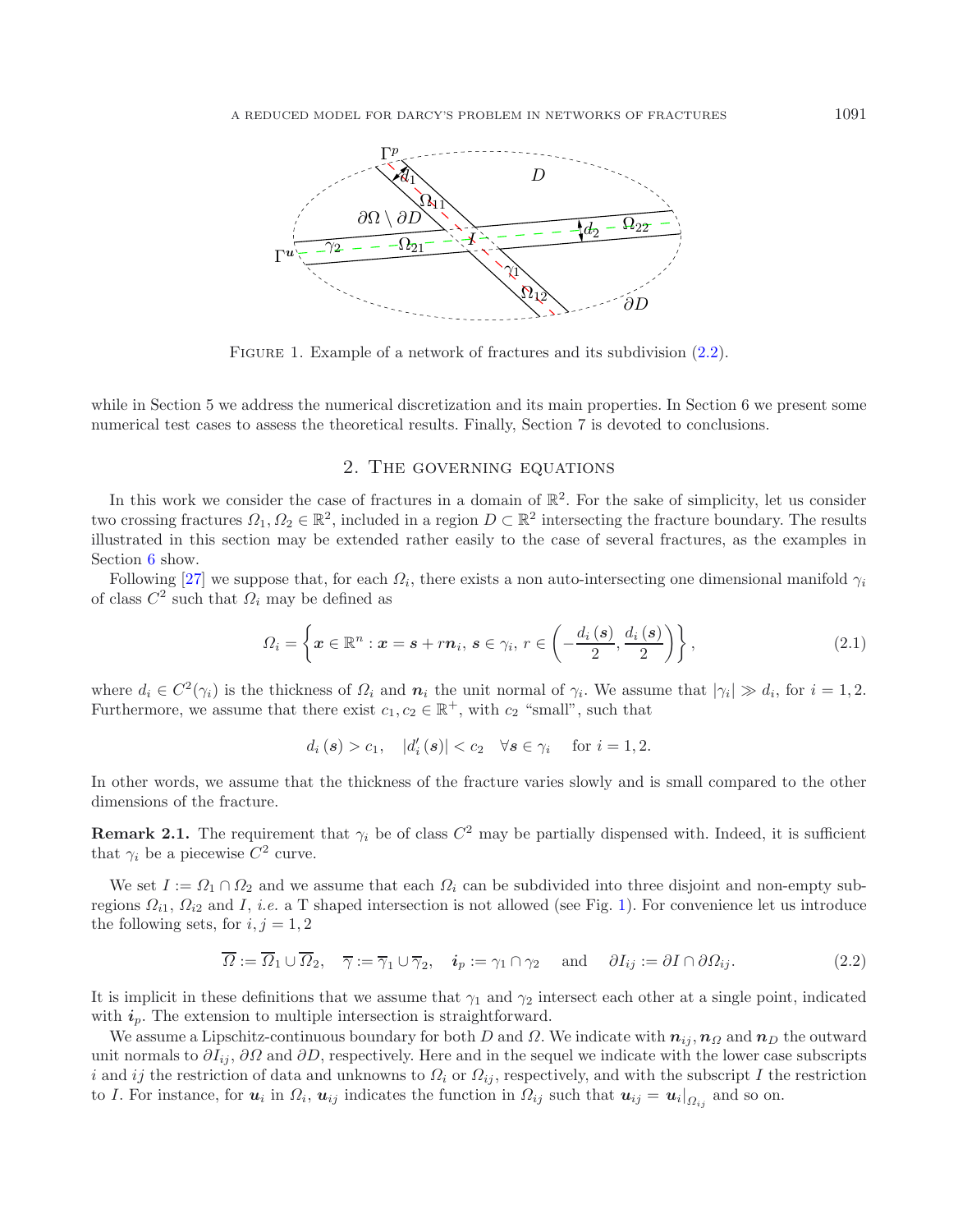FIGURE 1. Example of a network of fractures and its subdivision (2.2).

while in Section 5 we address the numerical discretization and its main properties. In Section 6 we present some numerical test cases to assess the theoretical results. Finally, Section 7 is devoted to conclusions.

## 2. The governing equations

In this work we consider the case of fractures in a domain of $\mathbb{R}^2$. For the sake of simplicity, let us consider two crossing fractures $\Omega_1, \Omega_2 \in \mathbb{R}^2$, included in a region $D \subset \mathbb{R}^2$ intersecting the fracture boundary. The results illustrated in this section may be extended rather easily to the case of several fractures, as the examples in Section 6 show.

Following [27] we suppose that, for each $\Omega_i$, there exists a non auto-intersecting one dimensional manifold $\gamma_i$ of class $C^2$ such that $\Omega_i$ may be defined as

$$\Omega_i = \left\{ \boldsymbol{x} \in \mathbb{R}^n : \boldsymbol{x} = \boldsymbol{s} + r\boldsymbol{n}_i,\ \boldsymbol{s} \in \gamma_i,\ r \in \left( -\frac{d_i(\boldsymbol{s})}{2}, \frac{d_i(\boldsymbol{s})}{2} \right) \right\}, \tag{2.1}$$

where $d_i \in C^2(\gamma_i)$ is the thickness of $\Omega_i$ and $\boldsymbol{n}_i$ the unit normal of $\gamma_i$. We assume that $|\gamma_i| \gg d_i$, for $i = 1, 2$. Furthermore, we assume that there exist $c_1, c_2 \in \mathbb{R}^+$, with $c_2$ "small", such that

$$d_i(\boldsymbol{s}) > c_1, \quad |d_i'(\boldsymbol{s})| < c_2 \quad \forall \boldsymbol{s} \in \gamma_i \quad \text{for } i = 1, 2.$$

In other words, we assume that the thickness of the fracture varies slowly and is small compared to the other dimensions of the fracture.

**Remark 2.1.** The requirement that $\gamma_i$ be of class $C^2$ may be partially dispensed with. Indeed, it is sufficient that $\gamma_i$ be a piecewise $C^2$ curve.

We set $I := \Omega_1 \cap \Omega_2$ and we assume that each $\Omega_i$ can be subdivided into three disjoint and non-empty subregions $\Omega_{i1}$, $\Omega_{i2}$ and $I$, *i.e.* a T shaped intersection is not allowed (see Fig. 1). For convenience let us introduce the following sets, for $i, j = 1, 2$

$$\overline{\Omega} := \overline{\Omega}_1 \cup \overline{\Omega}_2, \quad \overline{\gamma} := \overline{\gamma}_1 \cup \overline{\gamma}_2, \quad \boldsymbol{i}_p := \gamma_1 \cap \gamma_2 \quad \text{and} \quad \partial I_{ij} := \partial I \cap \partial \Omega_{ij}. \tag{2.2}$$

It is implicit in these definitions that we assume that $\gamma_1$ and $\gamma_2$ intersect each other at a single point, indicated with $\boldsymbol{i}_p$. The extension to multiple intersection is straightforward.

We assume a Lipschitz-continuous boundary for both $D$ and $\Omega$. We indicate with $\boldsymbol{n}_{ij}, \boldsymbol{n}_\Omega$ and $\boldsymbol{n}_D$ the outward unit normals to $\partial I_{ij}$, $\partial\Omega$ and $\partial D$, respectively. Here and in the sequel we indicate with the lower case subscripts $i$ and $ij$ the restriction of data and unknowns to $\Omega_i$ or $\Omega_{ij}$, respectively, and with the subscript $I$ the restriction to $I$. For instance, for $\boldsymbol{u}_i$ in $\Omega_i$, $\boldsymbol{u}_{ij}$ indicates the function in $\Omega_{ij}$ such that $\boldsymbol{u}_{ij} = \boldsymbol{u}_i|_{\Omega_{ij}}$ and so on.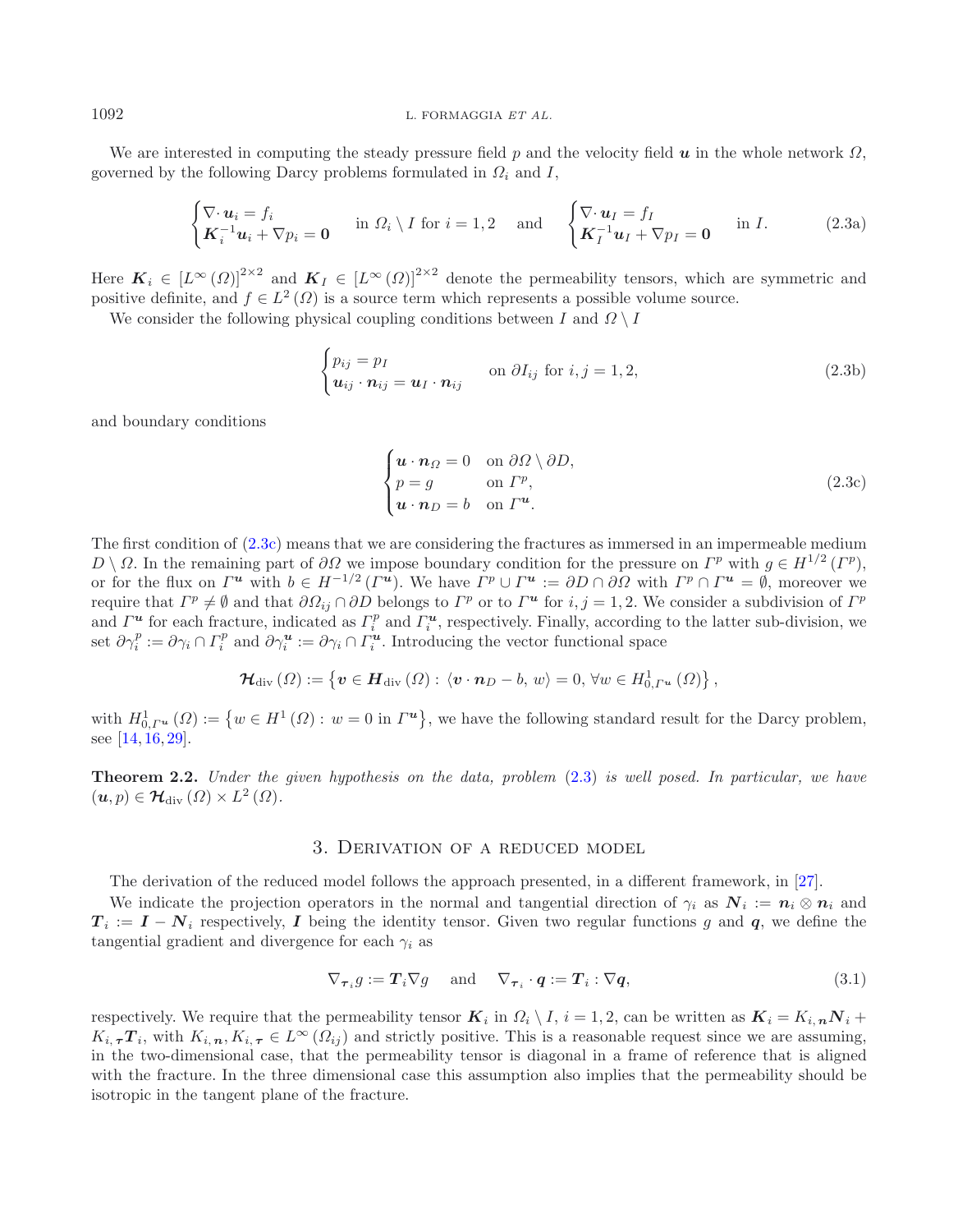We are interested in computing the steady pressure field $p$ and the velocity field $\boldsymbol{u}$ in the whole network $\Omega$, governed by the following Darcy problems formulated in $\Omega_i$ and $I$,

$$
\begin{cases} \nabla \cdot \boldsymbol{u}_i = f_i \\ \boldsymbol{K}_i^{-1} \boldsymbol{u}_i + \nabla p_i = \boldsymbol{0} \end{cases} \quad \text{in } \Omega_i \setminus I \text{ for } i = 1, 2 \quad \text{and} \quad \begin{cases} \nabla \cdot \boldsymbol{u}_I = f_I \\ \boldsymbol{K}_I^{-1} \boldsymbol{u}_I + \nabla p_I = \boldsymbol{0} \end{cases} \quad \text{in } I. \tag{2.3a}
$$

Here $\boldsymbol{K}_i \in [L^\infty(\Omega)]^{2\times 2}$ and $\boldsymbol{K}_I \in [L^\infty(\Omega)]^{2\times 2}$ denote the permeability tensors, which are symmetric and positive definite, and $f \in L^2(\Omega)$ is a source term which represents a possible volume source.

We consider the following physical coupling conditions between $I$ and $\Omega \setminus I$

$$
\begin{cases} p_{ij} = p_I \\ \boldsymbol{u}_{ij} \cdot \boldsymbol{n}_{ij} = \boldsymbol{u}_I \cdot \boldsymbol{n}_{ij} \end{cases} \quad \text{on } \partial I_{ij} \text{ for } i, j = 1, 2, \tag{2.3b}
$$

and boundary conditions

$$
\begin{cases} \boldsymbol{u} \cdot \boldsymbol{n}_\Omega = 0 & \text{on } \partial\Omega \setminus \partial D, \\ p = g & \text{on } \Gamma^p, \\ \boldsymbol{u} \cdot \boldsymbol{n}_D = b & \text{on } \Gamma^{\boldsymbol{u}}. \end{cases} \tag{2.3c}
$$

The first condition of (2.3c) means that we are considering the fractures as immersed in an impermeable medium $D \setminus \Omega$. In the remaining part of $\partial\Omega$ we impose boundary condition for the pressure on $\Gamma^p$ with $g \in H^{1/2}(\Gamma^p)$, or for the flux on $\Gamma^{\boldsymbol{u}}$ with $b \in H^{-1/2}(\Gamma^{\boldsymbol{u}})$. We have $\Gamma^p \cup \Gamma^{\boldsymbol{u}} := \partial D \cap \partial\Omega$ with $\Gamma^p \cap \Gamma^{\boldsymbol{u}} = \emptyset$, moreover we require that $\Gamma^p \neq \emptyset$ and that $\partial\Omega_{ij} \cap \partial D$ belongs to $\Gamma^p$ or to $\Gamma^{\boldsymbol{u}}$ for $i, j = 1, 2$. We consider a subdivision of $\Gamma^p$ and $\Gamma^{\boldsymbol{u}}$ for each fracture, indicated as $\Gamma_i^p$ and $\Gamma_i^{\boldsymbol{u}}$, respectively. Finally, according to the latter sub-division, we set $\partial\gamma_i^p := \partial\gamma_i \cap \Gamma_i^p$ and $\partial\gamma_i^{\boldsymbol{u}} := \partial\gamma_i \cap \Gamma_i^{\boldsymbol{u}}$. Introducing the vector functional space

$$
\boldsymbol{\mathcal{H}}_{\mathrm{div}}(\Omega) := \left\{ \boldsymbol{v} \in \boldsymbol{H}_{\mathrm{div}}(\Omega) : \langle \boldsymbol{v} \cdot \boldsymbol{n}_D - b, w \rangle = 0, \, \forall w \in H^1_{0,\Gamma^{\boldsymbol{u}}}(\Omega) \right\},
$$

with $H^1_{0,\Gamma^{\boldsymbol{u}}}(\Omega) := \left\{ w \in H^1(\Omega) : w = 0 \text{ in } \Gamma^{\boldsymbol{u}} \right\}$, we have the following standard result for the Darcy problem, see [14, 16, 29].

**Theorem 2.2.** *Under the given hypothesis on the data, problem* (2.3) *is well posed. In particular, we have* $(\boldsymbol{u}, p) \in \boldsymbol{\mathcal{H}}_{\mathrm{div}}(\Omega) \times L^2(\Omega)$.

## 3. Derivation of a reduced model

The derivation of the reduced model follows the approach presented, in a different framework, in [27].

We indicate the projection operators in the normal and tangential direction of $\gamma_i$ as $\boldsymbol{N}_i := \boldsymbol{n}_i \otimes \boldsymbol{n}_i$ and $\boldsymbol{T}_i := \boldsymbol{I} - \boldsymbol{N}_i$ respectively, $\boldsymbol{I}$ being the identity tensor. Given two regular functions $g$ and $\boldsymbol{q}$, we define the tangential gradient and divergence for each $\gamma_i$ as

$$
\nabla_{\boldsymbol{\tau}_i} g := \boldsymbol{T}_i \nabla g \quad \text{and} \quad \nabla_{\boldsymbol{\tau}_i} \cdot \boldsymbol{q} := \boldsymbol{T}_i : \nabla \boldsymbol{q}, \tag{3.1}
$$

respectively. We require that the permeability tensor $\boldsymbol{K}_i$ in $\Omega_i \setminus I$, $i = 1, 2$, can be written as $\boldsymbol{K}_i = K_{i,\boldsymbol{n}} \boldsymbol{N}_i + K_{i,\boldsymbol{\tau}} \boldsymbol{T}_i$, with $K_{i,\boldsymbol{n}}, K_{i,\boldsymbol{\tau}} \in L^\infty(\Omega_{ij})$ and strictly positive. This is a reasonable request since we are assuming, in the two-dimensional case, that the permeability tensor is diagonal in a frame of reference that is aligned with the fracture. In the three dimensional case this assumption also implies that the permeability should be isotropic in the tangent plane of the fracture.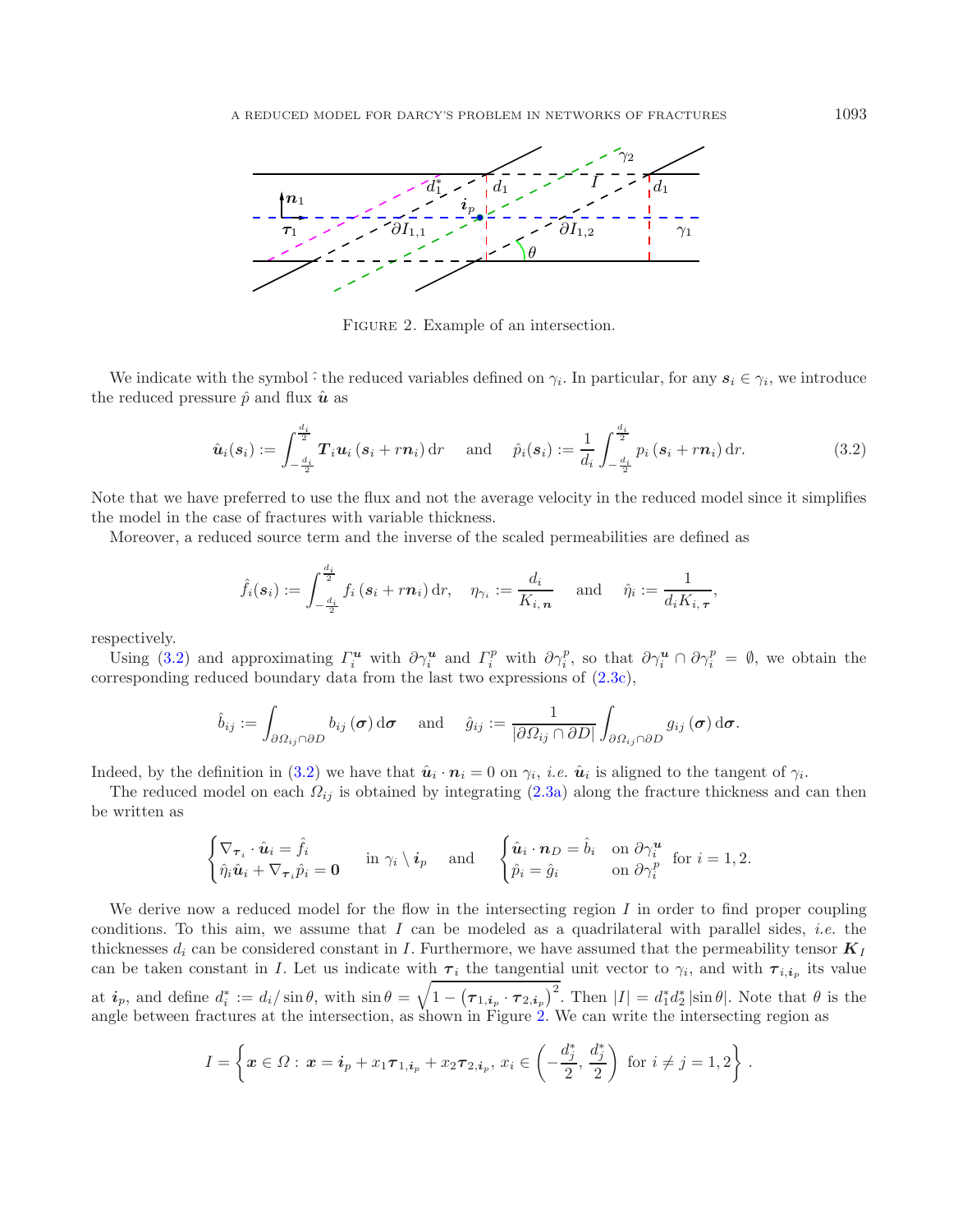FIGURE 2. Example of an intersection.

We indicate with the symbol ˆ the reduced variables defined on $\gamma_i$. In particular, for any $\boldsymbol{s}_i \in \gamma_i$, we introduce the reduced pressure $\hat{p}$ and flux $\hat{\boldsymbol{u}}$ as

$$\hat{\boldsymbol{u}}_i(\boldsymbol{s}_i) := \int_{-\frac{d_i}{2}}^{\frac{d_i}{2}} \boldsymbol{T}_i \boldsymbol{u}_i \left(\boldsymbol{s}_i + r\boldsymbol{n}_i\right) \mathrm{d}r \quad \text{and} \quad \hat{p}_i(\boldsymbol{s}_i) := \frac{1}{d_i} \int_{-\frac{d_i}{2}}^{\frac{d_i}{2}} p_i \left(\boldsymbol{s}_i + r\boldsymbol{n}_i\right) \mathrm{d}r. \tag{3.2}$$

Note that we have preferred to use the flux and not the average velocity in the reduced model since it simplifies the model in the case of fractures with variable thickness.

Moreover, a reduced source term and the inverse of the scaled permeabilities are defined as

$$\hat{f}_i(\boldsymbol{s}_i) := \int_{-\frac{d_i}{2}}^{\frac{d_i}{2}} f_i \left(\boldsymbol{s}_i + r\boldsymbol{n}_i\right) \mathrm{d}r, \quad \eta_{\gamma_i} := \frac{d_i}{K_{i,\boldsymbol{n}}} \quad \text{and} \quad \hat{\eta}_i := \frac{1}{d_i K_{i,\boldsymbol{\tau}}},$$

respectively.

Using (3.2) and approximating $\Gamma_i^{\boldsymbol{u}}$ with $\partial\gamma_i^{\boldsymbol{u}}$ and $\Gamma_i^p$ with $\partial\gamma_i^p$, so that $\partial\gamma_i^{\boldsymbol{u}} \cap \partial\gamma_i^p = \emptyset$, we obtain the corresponding reduced boundary data from the last two expressions of (2.3c),

$$\hat{b}_{ij} := \int_{\partial\Omega_{ij} \cap \partial D} b_{ij}\left(\boldsymbol{\sigma}\right) \mathrm{d}\boldsymbol{\sigma} \quad \text{and} \quad \hat{g}_{ij} := \frac{1}{|\partial\Omega_{ij} \cap \partial D|} \int_{\partial\Omega_{ij} \cap \partial D} g_{ij}\left(\boldsymbol{\sigma}\right) \mathrm{d}\boldsymbol{\sigma}.$$

Indeed, by the definition in (3.2) we have that $\hat{\boldsymbol{u}}_i \cdot \boldsymbol{n}_i = 0$ on $\gamma_i$, *i.e.* $\hat{\boldsymbol{u}}_i$ is aligned to the tangent of $\gamma_i$.

The reduced model on each $\Omega_{ij}$ is obtained by integrating (2.3a) along the fracture thickness and can then be written as

$$\begin{cases} \nabla_{\boldsymbol{\tau}_i} \cdot \hat{\boldsymbol{u}}_i = \hat{f}_i \\ \hat{\eta}_i \hat{\boldsymbol{u}}_i + \nabla_{\boldsymbol{\tau}_i} \hat{p}_i = \boldsymbol{0} \end{cases} \quad \text{in } \gamma_i \setminus \boldsymbol{i}_p \quad \text{and} \quad \begin{cases} \hat{\boldsymbol{u}}_i \cdot \boldsymbol{n}_D = \hat{b}_i & \text{on } \partial\gamma_i^{\boldsymbol{u}} \\ \hat{p}_i = \hat{g}_i & \text{on } \partial\gamma_i^p \end{cases} \text{for } i = 1, 2.$$

We derive now a reduced model for the flow in the intersecting region $I$ in order to find proper coupling conditions. To this aim, we assume that $I$ can be modeled as a quadrilateral with parallel sides, *i.e.* the thicknesses $d_i$ can be considered constant in $I$. Furthermore, we have assumed that the permeability tensor $\boldsymbol{K}_I$ can be taken constant in $I$. Let us indicate with $\boldsymbol{\tau}_i$ the tangential unit vector to $\gamma_i$, and with $\boldsymbol{\tau}_{i,\boldsymbol{i}_p}$ its value at $\boldsymbol{i}_p$, and define $d_i^* := d_i / \sin\theta$, with $\sin\theta = \sqrt{1 - \left(\boldsymbol{\tau}_{1,\boldsymbol{i}_p} \cdot \boldsymbol{\tau}_{2,\boldsymbol{i}_p}\right)^2}$. Then $|I| = d_1^* d_2^* |\sin\theta|$. Note that $\theta$ is the angle between fractures at the intersection, as shown in Figure 2. We can write the intersecting region as

$$I = \left\{ \boldsymbol{x} \in \Omega : \boldsymbol{x} = \boldsymbol{i}_p + x_1 \boldsymbol{\tau}_{1,\boldsymbol{i}_p} + x_2 \boldsymbol{\tau}_{2,\boldsymbol{i}_p},\, x_i \in \left(-\frac{d_j^*}{2}, \frac{d_j^*}{2}\right) \text{ for } i \neq j = 1, 2 \right\}.$$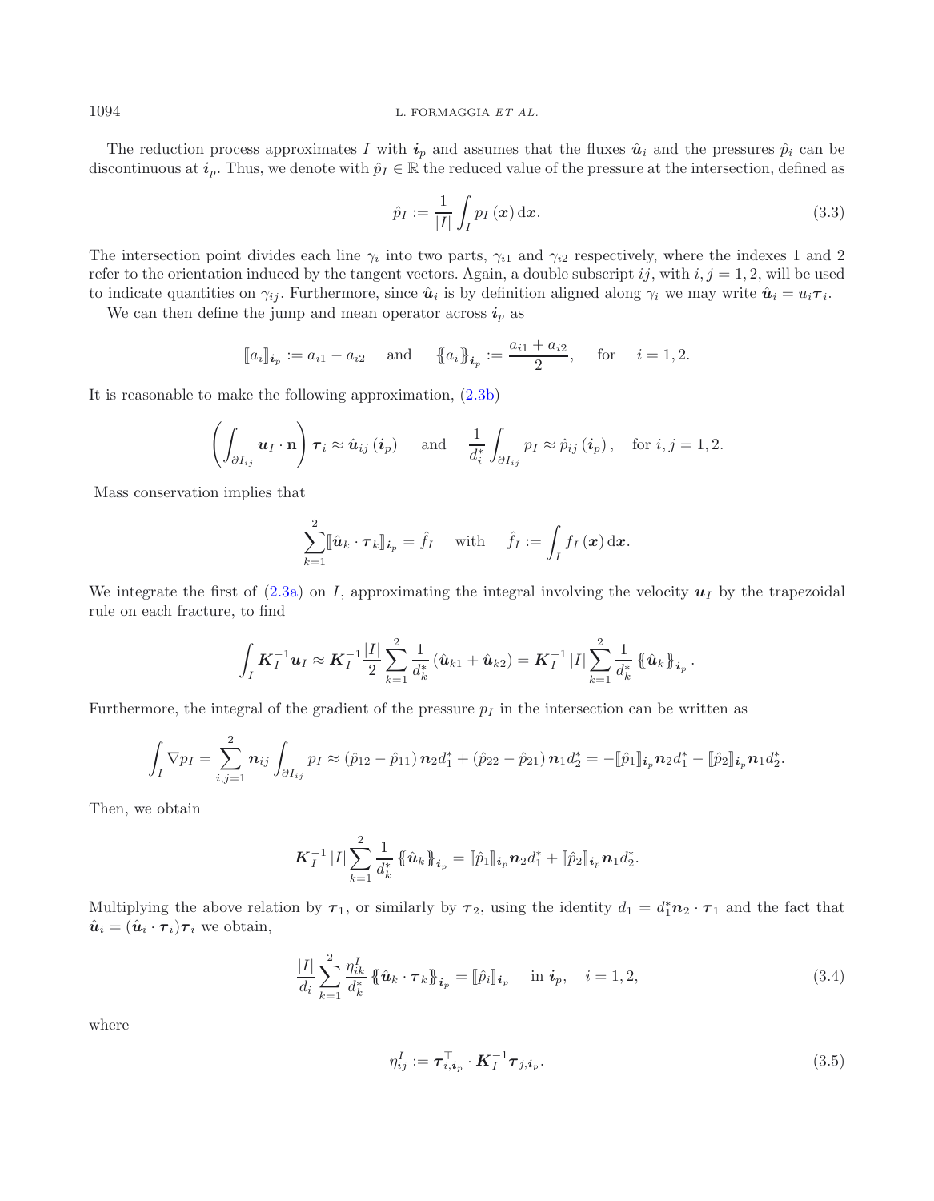The reduction process approximates $I$ with $\boldsymbol{i}_p$ and assumes that the fluxes $\hat{\boldsymbol{u}}_i$ and the pressures $\hat{p}_i$ can be discontinuous at $\boldsymbol{i}_p$. Thus, we denote with $\hat{p}_I \in \mathbb{R}$ the reduced value of the pressure at the intersection, defined as

$$\hat{p}_I := \frac{1}{|I|} \int_I p_I(\boldsymbol{x})\,\mathrm{d}\boldsymbol{x}. \tag{3.3}$$

The intersection point divides each line $\gamma_i$ into two parts, $\gamma_{i1}$ and $\gamma_{i2}$ respectively, where the indexes 1 and 2 refer to the orientation induced by the tangent vectors. Again, a double subscript $ij$, with $i, j = 1, 2$, will be used to indicate quantities on $\gamma_{ij}$. Furthermore, since $\hat{\boldsymbol{u}}_i$ is by definition aligned along $\gamma_i$ we may write $\hat{\boldsymbol{u}}_i = u_i \boldsymbol{\tau}_i$.

We can then define the jump and mean operator across $\boldsymbol{i}_p$ as

$$[\![a_i]\!]_{\boldsymbol{i}_p} := a_{i1} - a_{i2} \quad \text{and} \quad \{\!\{a_i\}\!\}_{\boldsymbol{i}_p} := \frac{a_{i1} + a_{i2}}{2}, \quad \text{for} \quad i = 1, 2.$$

It is reasonable to make the following approximation, (2.3b)

$$\left( \int_{\partial I_{ij}} \boldsymbol{u}_I \cdot \mathbf{n} \right) \boldsymbol{\tau}_i \approx \hat{\boldsymbol{u}}_{ij}(\boldsymbol{i}_p) \quad \text{and} \quad \frac{1}{d_i^*} \int_{\partial I_{ij}} p_I \approx \hat{p}_{ij}(\boldsymbol{i}_p), \quad \text{for } i, j = 1, 2.$$

Mass conservation implies that

$$\sum_{k=1}^{2} [\![\hat{\boldsymbol{u}}_k \cdot \boldsymbol{\tau}_k]\!]_{\boldsymbol{i}_p} = \hat{f}_I \quad \text{with} \quad \hat{f}_I := \int_I f_I(\boldsymbol{x})\,\mathrm{d}\boldsymbol{x}.$$

We integrate the first of (2.3a) on $I$, approximating the integral involving the velocity $\boldsymbol{u}_I$ by the trapezoidal rule on each fracture, to find

$$\int_I \boldsymbol{K}_I^{-1} \boldsymbol{u}_I \approx \boldsymbol{K}_I^{-1} \frac{|I|}{2} \sum_{k=1}^{2} \frac{1}{d_k^*} (\hat{\boldsymbol{u}}_{k1} + \hat{\boldsymbol{u}}_{k2}) = \boldsymbol{K}_I^{-1} |I| \sum_{k=1}^{2} \frac{1}{d_k^*} \{\!\{\hat{\boldsymbol{u}}_k\}\!\}_{\boldsymbol{i}_p}.$$

Furthermore, the integral of the gradient of the pressure $p_I$ in the intersection can be written as

$$\int_I \nabla p_I = \sum_{i,j=1}^{2} \boldsymbol{n}_{ij} \int_{\partial I_{ij}} p_I \approx (\hat{p}_{12} - \hat{p}_{11}) \boldsymbol{n}_2 d_1^* + (\hat{p}_{22} - \hat{p}_{21}) \boldsymbol{n}_1 d_2^* = -[\![\hat{p}_1]\!]_{\boldsymbol{i}_p} \boldsymbol{n}_2 d_1^* - [\![\hat{p}_2]\!]_{\boldsymbol{i}_p} \boldsymbol{n}_1 d_2^*.$$

Then, we obtain

$$\boldsymbol{K}_I^{-1} |I| \sum_{k=1}^{2} \frac{1}{d_k^*} \{\!\{\hat{\boldsymbol{u}}_k\}\!\}_{\boldsymbol{i}_p} = [\![\hat{p}_1]\!]_{\boldsymbol{i}_p} \boldsymbol{n}_2 d_1^* + [\![\hat{p}_2]\!]_{\boldsymbol{i}_p} \boldsymbol{n}_1 d_2^*.$$

Multiplying the above relation by $\boldsymbol{\tau}_1$, or similarly by $\boldsymbol{\tau}_2$, using the identity $d_1 = d_1^* \boldsymbol{n}_2 \cdot \boldsymbol{\tau}_1$ and the fact that $\hat{\boldsymbol{u}}_i = (\hat{\boldsymbol{u}}_i \cdot \boldsymbol{\tau}_i)\boldsymbol{\tau}_i$ we obtain,

$$\frac{|I|}{d_i} \sum_{k=1}^{2} \frac{\eta_{ik}^I}{d_k^*} \{\!\{\hat{\boldsymbol{u}}_k \cdot \boldsymbol{\tau}_k\}\!\}_{\boldsymbol{i}_p} = [\![\hat{p}_i]\!]_{\boldsymbol{i}_p} \quad \text{in } \boldsymbol{i}_p, \quad i = 1, 2, \tag{3.4}$$

where

$$\eta_{ij}^I := \boldsymbol{\tau}_{i,\boldsymbol{i}_p}^\top \cdot \boldsymbol{K}_I^{-1} \boldsymbol{\tau}_{j,\boldsymbol{i}_p}. \tag{3.5}$$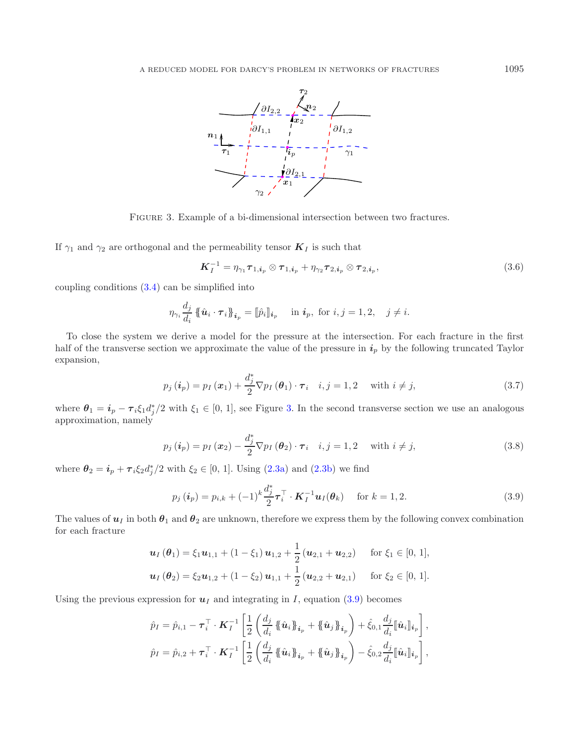FIGURE 3. Example of a bi-dimensional intersection between two fractures.

If $\gamma_1$ and $\gamma_2$ are orthogonal and the permeability tensor $\boldsymbol{K}_I$ is such that

$$\boldsymbol{K}_I^{-1} = \eta_{\gamma_1} \boldsymbol{\tau}_{1,\boldsymbol{i}_p} \otimes \boldsymbol{\tau}_{1,\boldsymbol{i}_p} + \eta_{\gamma_2} \boldsymbol{\tau}_{2,\boldsymbol{i}_p} \otimes \boldsymbol{\tau}_{2,\boldsymbol{i}_p}, \tag{3.6}$$

coupling conditions (3.4) can be simplified into

$$\eta_{\gamma_i} \frac{d_j}{d_i} \{\!\{ \hat{\boldsymbol{u}}_i \cdot \boldsymbol{\tau}_i \}\!\}_{\boldsymbol{i}_p} = [\![ \hat{p}_i ]\!]_{\boldsymbol{i}_p} \quad \text{in } \boldsymbol{i}_p, \text{ for } i,j = 1,2, \quad j \neq i.$$

To close the system we derive a model for the pressure at the intersection. For each fracture in the first half of the transverse section we approximate the value of the pressure in $\boldsymbol{i}_p$ by the following truncated Taylor expansion,

$$p_j(\boldsymbol{i}_p) = p_I(\boldsymbol{x}_1) + \frac{d_j^*}{2} \nabla p_I(\boldsymbol{\theta}_1) \cdot \boldsymbol{\tau}_i \quad i,j = 1,2 \quad \text{with } i \neq j, \tag{3.7}$$

where $\boldsymbol{\theta}_1 = \boldsymbol{i}_p - \boldsymbol{\tau}_i \xi_1 d_j^*/2$ with $\xi_1 \in [0,1]$, see Figure 3. In the second transverse section we use an analogous approximation, namely

$$p_j(\boldsymbol{i}_p) = p_I(\boldsymbol{x}_2) - \frac{d_j^*}{2} \nabla p_I(\boldsymbol{\theta}_2) \cdot \boldsymbol{\tau}_i \quad i,j = 1,2 \quad \text{with } i \neq j, \tag{3.8}$$

where $\boldsymbol{\theta}_2 = \boldsymbol{i}_p + \boldsymbol{\tau}_i \xi_2 d_j^*/2$ with $\xi_2 \in [0,1]$. Using (2.3a) and (2.3b) we find

$$p_j(\boldsymbol{i}_p) = p_{i,k} + (-1)^k \frac{d_j^*}{2} \boldsymbol{\tau}_i^\top \cdot \boldsymbol{K}_I^{-1} \boldsymbol{u}_I(\boldsymbol{\theta}_k) \quad \text{for } k = 1,2. \tag{3.9}$$

The values of $\boldsymbol{u}_I$ in both $\boldsymbol{\theta}_1$ and $\boldsymbol{\theta}_2$ are unknown, therefore we express them by the following convex combination for each fracture

$$\boldsymbol{u}_I(\boldsymbol{\theta}_1) = \xi_1 \boldsymbol{u}_{1,1} + (1 - \xi_1) \boldsymbol{u}_{1,2} + \frac{1}{2}(\boldsymbol{u}_{2,1} + \boldsymbol{u}_{2,2}) \quad \text{for } \xi_1 \in [0,1],$$
$$\boldsymbol{u}_I(\boldsymbol{\theta}_2) = \xi_2 \boldsymbol{u}_{1,2} + (1 - \xi_2) \boldsymbol{u}_{1,1} + \frac{1}{2}(\boldsymbol{u}_{2,2} + \boldsymbol{u}_{2,1}) \quad \text{for } \xi_2 \in [0,1].$$

Using the previous expression for $\boldsymbol{u}_I$ and integrating in $I$, equation (3.9) becomes

$$\hat{p}_I = \hat{p}_{i,1} - \boldsymbol{\tau}_i^\top \cdot \boldsymbol{K}_I^{-1} \left[ \frac{1}{2} \left( \frac{d_j}{d_i} \{\!\{ \hat{\boldsymbol{u}}_i \}\!\}_{\boldsymbol{i}_p} + \{\!\{ \hat{\boldsymbol{u}}_j \}\!\}_{\boldsymbol{i}_p} \right) + \hat{\xi}_{0,1} \frac{d_j}{d_i} [\![ \hat{\boldsymbol{u}}_i ]\!]_{\boldsymbol{i}_p} \right],$$
$$\hat{p}_I = \hat{p}_{i,2} + \boldsymbol{\tau}_i^\top \cdot \boldsymbol{K}_I^{-1} \left[ \frac{1}{2} \left( \frac{d_j}{d_i} \{\!\{ \hat{\boldsymbol{u}}_i \}\!\}_{\boldsymbol{i}_p} + \{\!\{ \hat{\boldsymbol{u}}_j \}\!\}_{\boldsymbol{i}_p} \right) - \hat{\xi}_{0,2} \frac{d_j}{d_i} [\![ \hat{\boldsymbol{u}}_i ]\!]_{\boldsymbol{i}_p} \right],$$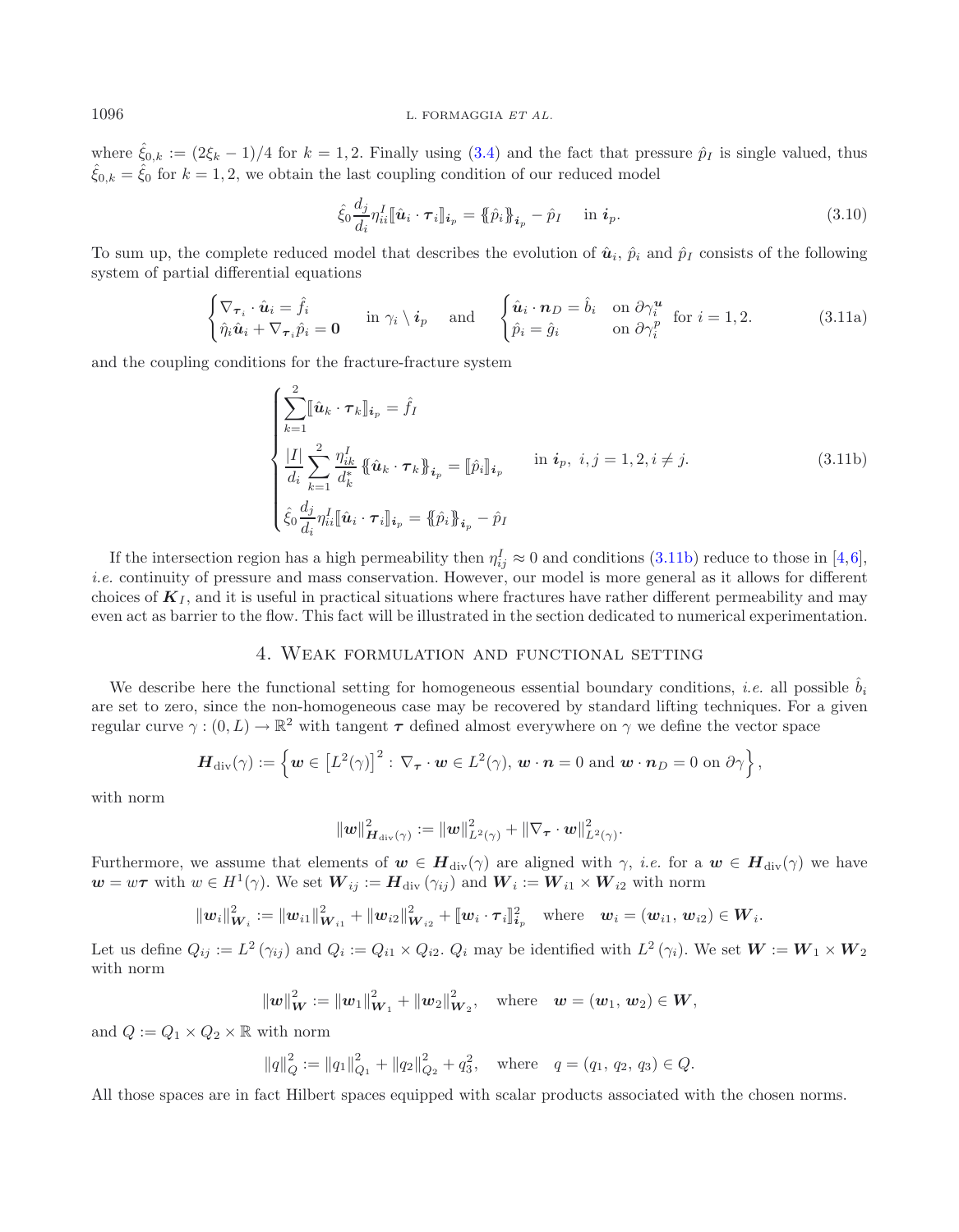where $\hat{\xi}_{0,k} := (2\xi_k - 1)/4$ for $k = 1, 2$. Finally using (3.4) and the fact that pressure $\hat{p}_I$ is single valued, thus $\hat{\xi}_{0,k} = \hat{\xi}_0$ for $k = 1, 2$, we obtain the last coupling condition of our reduced model

$$\hat{\xi}_0 \frac{d_j}{d_i} \eta^I_{ii} [\![ \hat{\boldsymbol{u}}_i \cdot \boldsymbol{\tau}_i ]\!]_{\boldsymbol{i}_p} = \{\!\{ \hat{p}_i \}\!\}_{\boldsymbol{i}_p} - \hat{p}_I \quad \text{in } \boldsymbol{i}_p. \tag{3.10}$$

To sum up, the complete reduced model that describes the evolution of $\hat{\boldsymbol{u}}_i$, $\hat{p}_i$ and $\hat{p}_I$ consists of the following system of partial differential equations

$$\begin{cases} \nabla_{\boldsymbol{\tau}_i} \cdot \hat{\boldsymbol{u}}_i = \hat{f}_i \\ \hat{\eta}_i \hat{\boldsymbol{u}}_i + \nabla_{\boldsymbol{\tau}_i} \hat{p}_i = \boldsymbol{0} \end{cases} \text{in } \gamma_i \setminus \boldsymbol{i}_p \quad \text{and} \quad \begin{cases} \hat{\boldsymbol{u}}_i \cdot \boldsymbol{n}_D = \hat{b}_i & \text{on } \partial\gamma_i^{\boldsymbol{u}} \\ \hat{p}_i = \hat{g}_i & \text{on } \partial\gamma_i^{p} \end{cases} \text{for } i = 1, 2. \tag{3.11a}$$

and the coupling conditions for the fracture-fracture system

$$\begin{cases} \displaystyle\sum_{k=1}^{2} [\![ \hat{\boldsymbol{u}}_k \cdot \boldsymbol{\tau}_k ]\!]_{\boldsymbol{i}_p} = \hat{f}_I \\ \displaystyle\frac{|I|}{d_i} \sum_{k=1}^{2} \frac{\eta^I_{ik}}{d^*_k} \{\!\{ \hat{\boldsymbol{u}}_k \cdot \boldsymbol{\tau}_k \}\!\}_{\boldsymbol{i}_p} = [\![ \hat{p}_i ]\!]_{\boldsymbol{i}_p} \\ \displaystyle\hat{\xi}_0 \frac{d_j}{d_i} \eta^I_{ii} [\![ \hat{\boldsymbol{u}}_i \cdot \boldsymbol{\tau}_i ]\!]_{\boldsymbol{i}_p} = \{\!\{ \hat{p}_i \}\!\}_{\boldsymbol{i}_p} - \hat{p}_I \end{cases} \text{in } \boldsymbol{i}_p,\ i, j = 1, 2, i \neq j. \tag{3.11b}$$

If the intersection region has a high permeability then $\eta^I_{ij} \approx 0$ and conditions (3.11b) reduce to those in [4,6], *i.e.* continuity of pressure and mass conservation. However, our model is more general as it allows for different choices of $\boldsymbol{K}_I$, and it is useful in practical situations where fractures have rather different permeability and may even act as barrier to the flow. This fact will be illustrated in the section dedicated to numerical experimentation.

## 4. Weak formulation and functional setting

We describe here the functional setting for homogeneous essential boundary conditions, *i.e.* all possible $\hat{b}_i$ are set to zero, since the non-homogeneous case may be recovered by standard lifting techniques. For a given regular curve $\gamma : (0, L) \to \mathbb{R}^2$ with tangent $\boldsymbol{\tau}$ defined almost everywhere on $\gamma$ we define the vector space

$$\boldsymbol{H}_{\text{div}}(\gamma) := \left\{ \boldsymbol{w} \in \left[L^2(\gamma)\right]^2 : \nabla_{\boldsymbol{\tau}} \cdot \boldsymbol{w} \in L^2(\gamma),\ \boldsymbol{w} \cdot \boldsymbol{n} = 0 \text{ and } \boldsymbol{w} \cdot \boldsymbol{n}_D = 0 \text{ on } \partial\gamma \right\},$$

with norm

$$\|\boldsymbol{w}\|^2_{\boldsymbol{H}_{\text{div}}(\gamma)} := \|\boldsymbol{w}\|^2_{L^2(\gamma)} + \|\nabla_{\boldsymbol{\tau}} \cdot \boldsymbol{w}\|^2_{L^2(\gamma)}.$$

Furthermore, we assume that elements of $\boldsymbol{w} \in \boldsymbol{H}_{\text{div}}(\gamma)$ are aligned with $\gamma$, *i.e.* for a $\boldsymbol{w} \in \boldsymbol{H}_{\text{div}}(\gamma)$ we have $\boldsymbol{w} = w\boldsymbol{\tau}$ with $w \in H^1(\gamma)$. We set $\boldsymbol{W}_{ij} := \boldsymbol{H}_{\text{div}}(\gamma_{ij})$ and $\boldsymbol{W}_i := \boldsymbol{W}_{i1} \times \boldsymbol{W}_{i2}$ with norm

$$\|\boldsymbol{w}_i\|^2_{\boldsymbol{W}_i} := \|\boldsymbol{w}_{i1}\|^2_{\boldsymbol{W}_{i1}} + \|\boldsymbol{w}_{i2}\|^2_{\boldsymbol{W}_{i2}} + [\![ \boldsymbol{w}_i \cdot \boldsymbol{\tau}_i ]\!]^2_{\boldsymbol{i}_p} \quad \text{where} \quad \boldsymbol{w}_i = (\boldsymbol{w}_{i1}, \boldsymbol{w}_{i2}) \in \boldsymbol{W}_i.$$

Let us define $Q_{ij} := L^2(\gamma_{ij})$ and $Q_i := Q_{i1} \times Q_{i2}$. $Q_i$ may be identified with $L^2(\gamma_i)$. We set $\boldsymbol{W} := \boldsymbol{W}_1 \times \boldsymbol{W}_2$ with norm

$$\|\boldsymbol{w}\|^2_{\boldsymbol{W}} := \|\boldsymbol{w}_1\|^2_{\boldsymbol{W}_1} + \|\boldsymbol{w}_2\|^2_{\boldsymbol{W}_2}, \quad \text{where} \quad \boldsymbol{w} = (\boldsymbol{w}_1, \boldsymbol{w}_2) \in \boldsymbol{W},$$

and $Q := Q_1 \times Q_2 \times \mathbb{R}$ with norm

$$\|q\|^2_Q := \|q_1\|^2_{Q_1} + \|q_2\|^2_{Q_2} + q_3^2, \quad \text{where} \quad q = (q_1, q_2, q_3) \in Q.$$

All those spaces are in fact Hilbert spaces equipped with scalar products associated with the chosen norms.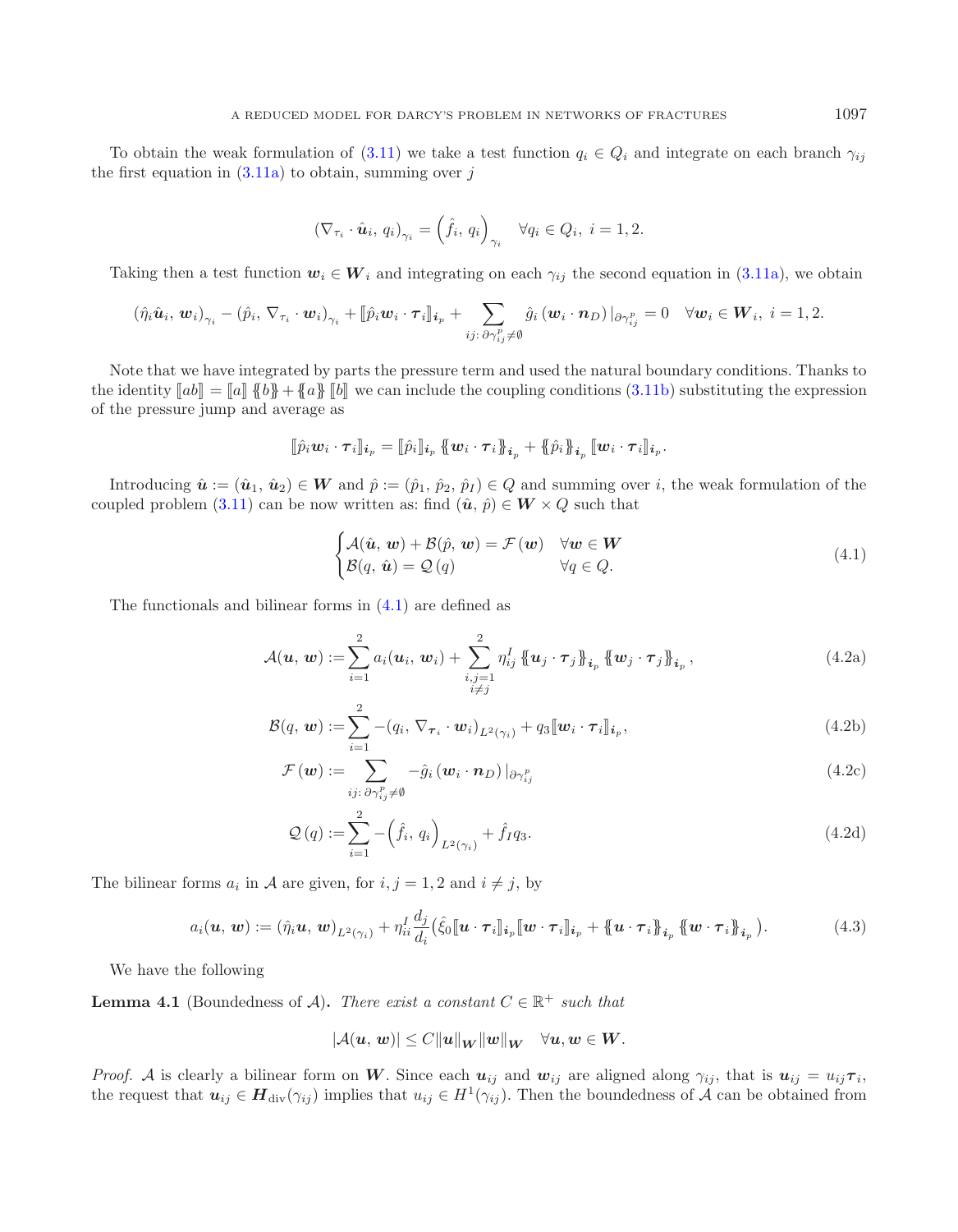To obtain the weak formulation of (3.11) we take a test function $q_i \in Q_i$ and integrate on each branch $\gamma_{ij}$ the first equation in (3.11a) to obtain, summing over $j$

$$(\nabla_{\tau_i} \cdot \hat{\boldsymbol{u}}_i, \, q_i)_{\gamma_i} = \left(\hat{f}_i, \, q_i\right)_{\gamma_i} \quad \forall q_i \in Q_i, \; i = 1, 2.$$

Taking then a test function $\boldsymbol{w}_i \in \boldsymbol{W}_i$ and integrating on each $\gamma_{ij}$ the second equation in (3.11a), we obtain

$$(\hat{\eta}_i \hat{\boldsymbol{u}}_i, \, \boldsymbol{w}_i)_{\gamma_i} - (\hat{p}_i, \, \nabla_{\tau_i} \cdot \boldsymbol{w}_i)_{\gamma_i} + [\![\hat{p}_i \boldsymbol{w}_i \cdot \boldsymbol{\tau}_i]\!]_{\boldsymbol{i}_p} + \sum_{ij: \, \partial \gamma_{ij}^p \neq \emptyset} \hat{g}_i \, (\boldsymbol{w}_i \cdot \boldsymbol{n}_D) \, |_{\partial \gamma_{ij}^p} = 0 \quad \forall \boldsymbol{w}_i \in \boldsymbol{W}_i, \; i = 1, 2.$$

Note that we have integrated by parts the pressure term and used the natural boundary conditions. Thanks to the identity $[\![ab]\!] = [\![a]\!] \, \{\!\{b\}\!\} + \{\!\{a\}\!\} \, [\![b]\!]$ we can include the coupling conditions (3.11b) substituting the expression of the pressure jump and average as

$$[\![\hat{p}_i \boldsymbol{w}_i \cdot \boldsymbol{\tau}_i]\!]_{\boldsymbol{i}_p} = [\![\hat{p}_i]\!]_{\boldsymbol{i}_p} \, \{\!\{\boldsymbol{w}_i \cdot \boldsymbol{\tau}_i\}\!\}_{\boldsymbol{i}_p} + \{\!\{\hat{p}_i\}\!\}_{\boldsymbol{i}_p} \, [\![\boldsymbol{w}_i \cdot \boldsymbol{\tau}_i]\!]_{\boldsymbol{i}_p}.$$

Introducing $\hat{\boldsymbol{u}} := (\hat{\boldsymbol{u}}_1, \, \hat{\boldsymbol{u}}_2) \in \boldsymbol{W}$ and $\hat{p} := (\hat{p}_1, \, \hat{p}_2, \, \hat{p}_I) \in Q$ and summing over $i$, the weak formulation of the coupled problem (3.11) can be now written as: find $(\hat{\boldsymbol{u}}, \, \hat{p}) \in \boldsymbol{W} \times Q$ such that

$$\begin{cases} \mathcal{A}(\hat{\boldsymbol{u}}, \, \boldsymbol{w}) + \mathcal{B}(\hat{p}, \, \boldsymbol{w}) = \mathcal{F}(\boldsymbol{w}) & \forall \boldsymbol{w} \in \boldsymbol{W} \\ \mathcal{B}(q, \, \hat{\boldsymbol{u}}) = \mathcal{Q}(q) & \forall q \in Q. \end{cases} \tag{4.1}$$

The functionals and bilinear forms in (4.1) are defined as

$$\mathcal{A}(\boldsymbol{u}, \, \boldsymbol{w}) := \sum_{i=1}^{2} a_i(\boldsymbol{u}_i, \, \boldsymbol{w}_i) + \sum_{\substack{i,j=1 \\ i \neq j}}^{2} \eta_{ij}^I \, \{\!\{\boldsymbol{u}_j \cdot \boldsymbol{\tau}_j\}\!\}_{\boldsymbol{i}_p} \, \{\!\{\boldsymbol{w}_j \cdot \boldsymbol{\tau}_j\}\!\}_{\boldsymbol{i}_p}, \tag{4.2a}$$

$$\mathcal{B}(q, \, \boldsymbol{w}) := \sum_{i=1}^{2} -(q_i, \, \nabla_{\boldsymbol{\tau}_i} \cdot \boldsymbol{w}_i)_{L^2(\gamma_i)} + q_3 [\![\boldsymbol{w}_i \cdot \boldsymbol{\tau}_i]\!]_{\boldsymbol{i}_p}, \tag{4.2b}$$

$$\mathcal{F}(\boldsymbol{w}) := \sum_{ij: \, \partial \gamma_{ij}^p \neq \emptyset} -\hat{g}_i \, (\boldsymbol{w}_i \cdot \boldsymbol{n}_D) \, |_{\partial \gamma_{ij}^p} \tag{4.2c}$$

$$\mathcal{Q}(q) := \sum_{i=1}^{2} -\left(\hat{f}_i, \, q_i\right)_{L^2(\gamma_i)} + \hat{f}_I q_3. \tag{4.2d}$$

The bilinear forms $a_i$ in $\mathcal{A}$ are given, for $i, j = 1, 2$ and $i \neq j$, by

$$a_i(\boldsymbol{u}, \, \boldsymbol{w}) := (\hat{\eta}_i \boldsymbol{u}, \, \boldsymbol{w})_{L^2(\gamma_i)} + \eta_{ii}^I \frac{d_j}{d_i} \big( \hat{\xi}_0 [\![\boldsymbol{u} \cdot \boldsymbol{\tau}_i]\!]_{\boldsymbol{i}_p} [\![\boldsymbol{w} \cdot \boldsymbol{\tau}_i]\!]_{\boldsymbol{i}_p} + \{\!\{\boldsymbol{u} \cdot \boldsymbol{\tau}_i\}\!\}_{\boldsymbol{i}_p} \, \{\!\{\boldsymbol{w} \cdot \boldsymbol{\tau}_i\}\!\}_{\boldsymbol{i}_p} \big). \tag{4.3}$$

We have the following

**Lemma 4.1** (Boundedness of $\mathcal{A}$)**.** *There exist a constant $C \in \mathbb{R}^+$ such that*

$$|\mathcal{A}(\boldsymbol{u}, \, \boldsymbol{w})| \leq C \|\boldsymbol{u}\|_{\boldsymbol{W}} \|\boldsymbol{w}\|_{\boldsymbol{W}} \quad \forall \boldsymbol{u}, \boldsymbol{w} \in \boldsymbol{W}.$$

*Proof.* $\mathcal{A}$ is clearly a bilinear form on $\boldsymbol{W}$. Since each $\boldsymbol{u}_{ij}$ and $\boldsymbol{w}_{ij}$ are aligned along $\gamma_{ij}$, that is $\boldsymbol{u}_{ij} = u_{ij} \boldsymbol{\tau}_i$, the request that $\boldsymbol{u}_{ij} \in \boldsymbol{H}_{\text{div}}(\gamma_{ij})$ implies that $u_{ij} \in H^1(\gamma_{ij})$. Then the boundedness of $\mathcal{A}$ can be obtained from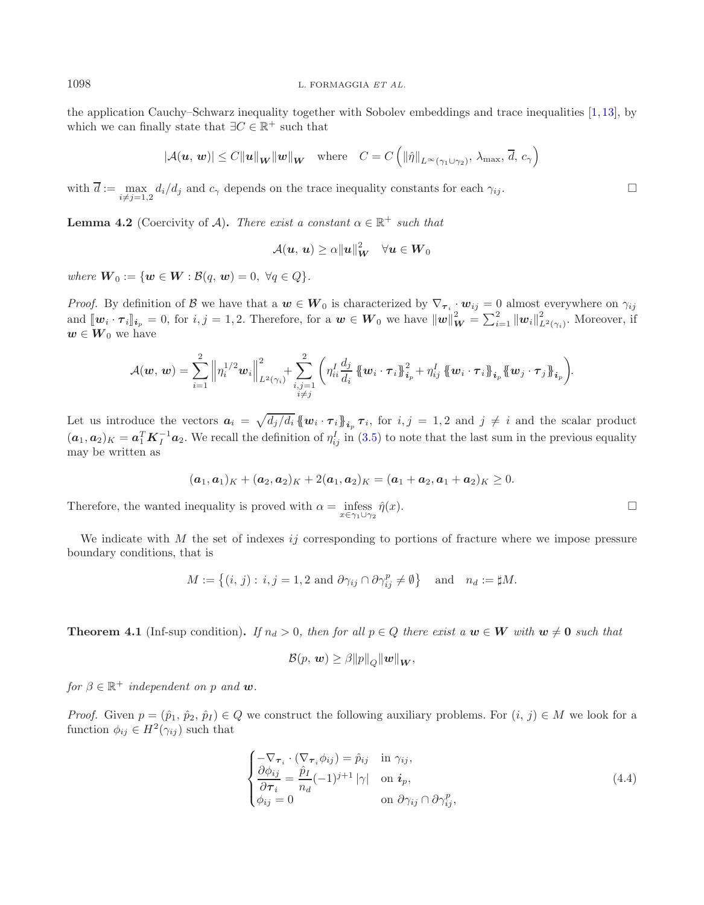the application Cauchy–Schwarz inequality together with Sobolev embeddings and trace inequalities [1,13], by which we can finally state that $\exists C \in \mathbb{R}^+$ such that

$$|\mathcal{A}(\boldsymbol{u}, \boldsymbol{w})| \leq C \|\boldsymbol{u}\|_{\boldsymbol{W}} \|\boldsymbol{w}\|_{\boldsymbol{W}} \quad \text{where} \quad C = C\left(\|\hat{\eta}\|_{L^\infty(\gamma_1 \cup \gamma_2)}, \lambda_{\max}, \overline{d}, c_\gamma\right)$$

with $\overline{d} := \max_{i \neq j = 1,2} d_i/d_j$ and $c_\gamma$ depends on the trace inequality constants for each $\gamma_{ij}$. □

**Lemma 4.2** (Coercivity of $\mathcal{A}$)**.** *There exist a constant $\alpha \in \mathbb{R}^+$ such that*

$$\mathcal{A}(\boldsymbol{u}, \boldsymbol{u}) \geq \alpha \|\boldsymbol{u}\|^2_{\boldsymbol{W}} \quad \forall \boldsymbol{u} \in \boldsymbol{W}_0$$

*where* $\boldsymbol{W}_0 := \{\boldsymbol{w} \in \boldsymbol{W} : \mathcal{B}(q, \boldsymbol{w}) = 0, \ \forall q \in Q\}$.

*Proof.* By definition of $\mathcal{B}$ we have that a $\boldsymbol{w} \in \boldsymbol{W}_0$ is characterized by $\nabla_{\boldsymbol{\tau}_i} \cdot \boldsymbol{w}_{ij} = 0$ almost everywhere on $\gamma_{ij}$ and $[\![\boldsymbol{w}_i \cdot \boldsymbol{\tau}_i]\!]_{\boldsymbol{i}_p} = 0$, for $i, j = 1, 2$. Therefore, for a $\boldsymbol{w} \in \boldsymbol{W}_0$ we have $\|\boldsymbol{w}\|^2_{\boldsymbol{W}} = \sum_{i=1}^2 \|\boldsymbol{w}_i\|^2_{L^2(\gamma_i)}$. Moreover, if $\boldsymbol{w} \in \boldsymbol{W}_0$ we have

$$\mathcal{A}(\boldsymbol{w}, \boldsymbol{w}) = \sum_{i=1}^2 \left\|\eta_i^{1/2} \boldsymbol{w}_i\right\|^2_{L^2(\gamma_i)} + \sum_{\substack{i,j=1 \\ i \neq j}}^2 \left( \eta^I_{ii} \frac{d_j}{d_i} \{\!\{\boldsymbol{w}_i \cdot \boldsymbol{\tau}_i\}\!\}^2_{\boldsymbol{i}_p} + \eta^I_{ij} \{\!\{\boldsymbol{w}_i \cdot \boldsymbol{\tau}_i\}\!\}_{\boldsymbol{i}_p} \{\!\{\boldsymbol{w}_j \cdot \boldsymbol{\tau}_j\}\!\}_{\boldsymbol{i}_p} \right).$$

Let us introduce the vectors $\boldsymbol{a}_i = \sqrt{d_j/d_i} \{\!\{\boldsymbol{w}_i \cdot \boldsymbol{\tau}_i\}\!\}_{\boldsymbol{i}_p} \boldsymbol{\tau}_i$, for $i, j = 1, 2$ and $j \neq i$ and the scalar product $(\boldsymbol{a}_1, \boldsymbol{a}_2)_K = \boldsymbol{a}_1^T \boldsymbol{K}_I^{-1} \boldsymbol{a}_2$. We recall the definition of $\eta^I_{ij}$ in (3.5) to note that the last sum in the previous equality may be written as

$$(\boldsymbol{a}_1, \boldsymbol{a}_1)_K + (\boldsymbol{a}_2, \boldsymbol{a}_2)_K + 2(\boldsymbol{a}_1, \boldsymbol{a}_2)_K = (\boldsymbol{a}_1 + \boldsymbol{a}_2, \boldsymbol{a}_1 + \boldsymbol{a}_2)_K \geq 0.$$

Therefore, the wanted inequality is proved with $\alpha = \operatorname*{infess}_{x \in \gamma_1 \cup \gamma_2} \hat{\eta}(x)$. □

We indicate with $M$ the set of indexes $ij$ corresponding to portions of fracture where we impose pressure boundary conditions, that is

$$M := \left\{(i, j) : i, j = 1, 2 \text{ and } \partial\gamma_{ij} \cap \partial\gamma^p_{ij} \neq \emptyset\right\} \quad \text{and} \quad n_d := \sharp M.$$

**Theorem 4.1** (Inf-sup condition)**.** *If $n_d > 0$, then for all $p \in Q$ there exist a $\boldsymbol{w} \in \boldsymbol{W}$ with $\boldsymbol{w} \neq \boldsymbol{0}$ such that*

$$\mathcal{B}(p, \boldsymbol{w}) \geq \beta \|p\|_Q \|\boldsymbol{w}\|_{\boldsymbol{W}},$$

*for $\beta \in \mathbb{R}^+$ independent on $p$ and $\boldsymbol{w}$.*

*Proof.* Given $p = (\hat{p}_1, \hat{p}_2, \hat{p}_I) \in Q$ we construct the following auxiliary problems. For $(i, j) \in M$ we look for a function $\phi_{ij} \in H^2(\gamma_{ij})$ such that

$$\begin{cases} -\nabla_{\boldsymbol{\tau}_i} \cdot (\nabla_{\boldsymbol{\tau}_i} \phi_{ij}) = \hat{p}_{ij} & \text{in } \gamma_{ij}, \\ \dfrac{\partial \phi_{ij}}{\partial \boldsymbol{\tau}_i} = \dfrac{\hat{p}_I}{n_d} (-1)^{j+1} |\gamma| & \text{on } \boldsymbol{i}_p, \\ \phi_{ij} = 0 & \text{on } \partial\gamma_{ij} \cap \partial\gamma^p_{ij}, \end{cases} \tag{4.4}$$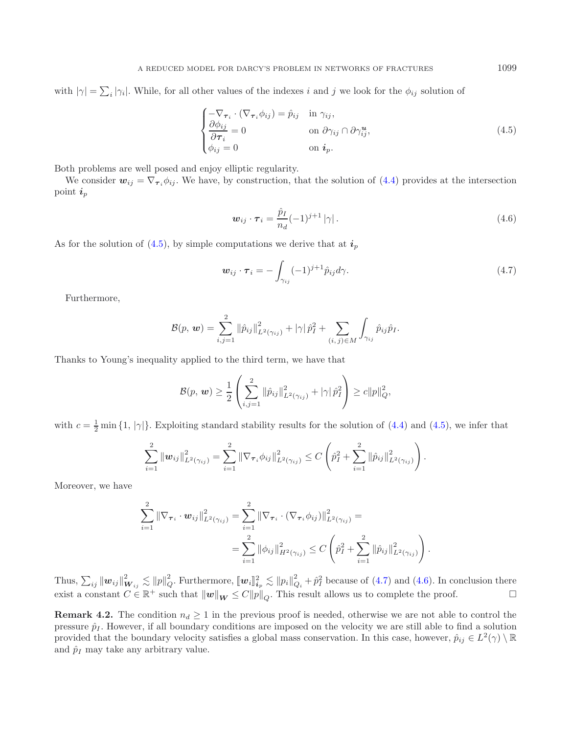with $|\gamma| = \sum_i |\gamma_i|$. While, for all other values of the indexes $i$ and $j$ we look for the $\phi_{ij}$ solution of

$$
\begin{cases}
-\nabla_{\boldsymbol{\tau}_i} \cdot (\nabla_{\boldsymbol{\tau}_i} \phi_{ij}) = \hat{p}_{ij} & \text{in } \gamma_{ij}, \\
\dfrac{\partial \phi_{ij}}{\partial \boldsymbol{\tau}_i} = 0 & \text{on } \partial\gamma_{ij} \cap \partial\gamma_{ij}^{\boldsymbol{u}}, \\
\phi_{ij} = 0 & \text{on } \boldsymbol{i}_p.
\end{cases}
\tag{4.5}
$$

Both problems are well posed and enjoy elliptic regularity.

We consider $\boldsymbol{w}_{ij} = \nabla_{\boldsymbol{\tau}_i} \phi_{ij}$. We have, by construction, that the solution of (4.4) provides at the intersection point $\boldsymbol{i}_p$

$$
\boldsymbol{w}_{ij} \cdot \boldsymbol{\tau}_i = \frac{\hat{p}_I}{n_d} (-1)^{j+1} |\gamma| \,. \tag{4.6}
$$

As for the solution of (4.5), by simple computations we derive that at $\boldsymbol{i}_p$

$$
\boldsymbol{w}_{ij} \cdot \boldsymbol{\tau}_i = - \int_{\gamma_{ij}} (-1)^{j+1} \hat{p}_{ij} d\gamma. \tag{4.7}
$$

Furthermore,

$$
\mathcal{B}(p, \boldsymbol{w}) = \sum_{i,j=1}^{2} \|\hat{p}_{ij}\|^2_{L^2(\gamma_{ij})} + |\gamma| \hat{p}_I^2 + \sum_{(i,j) \in M} \int_{\gamma_{ij}} \hat{p}_{ij} \hat{p}_I.
$$

Thanks to Young's inequality applied to the third term, we have that

$$
\mathcal{B}(p, \boldsymbol{w}) \geq \frac{1}{2} \left( \sum_{i,j=1}^{2} \|\hat{p}_{ij}\|^2_{L^2(\gamma_{ij})} + |\gamma| \hat{p}_I^2 \right) \geq c \|p\|^2_Q,
$$

with $c = \frac{1}{2} \min\{1, |\gamma|\}$. Exploiting standard stability results for the solution of (4.4) and (4.5), we infer that

$$
\sum_{i=1}^{2} \|\boldsymbol{w}_{ij}\|^2_{L^2(\gamma_{ij})} = \sum_{i=1}^{2} \|\nabla_{\boldsymbol{\tau}_i} \phi_{ij}\|^2_{L^2(\gamma_{ij})} \leq C \left( \hat{p}_I^2 + \sum_{i=1}^{2} \|\hat{p}_{ij}\|^2_{L^2(\gamma_{ij})} \right).
$$

Moreover, we have

$$
\begin{aligned}
\sum_{i=1}^{2} \|\nabla_{\boldsymbol{\tau}_i} \cdot \boldsymbol{w}_{ij}\|^2_{L^2(\gamma_{ij})} &= \sum_{i=1}^{2} \|\nabla_{\boldsymbol{\tau}_i} \cdot (\nabla_{\boldsymbol{\tau}_i} \phi_{ij})\|^2_{L^2(\gamma_{ij})} = \\
&= \sum_{i=1}^{2} \|\phi_{ij}\|^2_{H^2(\gamma_{ij})} \leq C \left( \hat{p}_I^2 + \sum_{i=1}^{2} \|\hat{p}_{ij}\|^2_{L^2(\gamma_{ij})} \right).
\end{aligned}
$$

Thus, $\sum_{ij} \|\boldsymbol{w}_{ij}\|^2_{\boldsymbol{W}_{ij}} \lesssim \|p\|^2_Q$. Furthermore, $[\![\boldsymbol{w}_i]\!]^2_{\boldsymbol{i}_p} \lesssim \|p_i\|^2_{Q_i} + \hat{p}_I^2$ because of (4.7) and (4.6). In conclusion there exist a constant $C \in \mathbb{R}^+$ such that $\|\boldsymbol{w}\|_{\boldsymbol{W}} \leq C \|p\|_Q$. This result allows us to complete the proof. $\square$

**Remark 4.2.** The condition $n_d \geq 1$ in the previous proof is needed, otherwise we are not able to control the pressure $\hat{p}_I$. However, if all boundary conditions are imposed on the velocity we are still able to find a solution provided that the boundary velocity satisfies a global mass conservation. In this case, however, $\hat{p}_{ij} \in L^2(\gamma) \setminus \mathbb{R}$ and $\hat{p}_I$ may take any arbitrary value.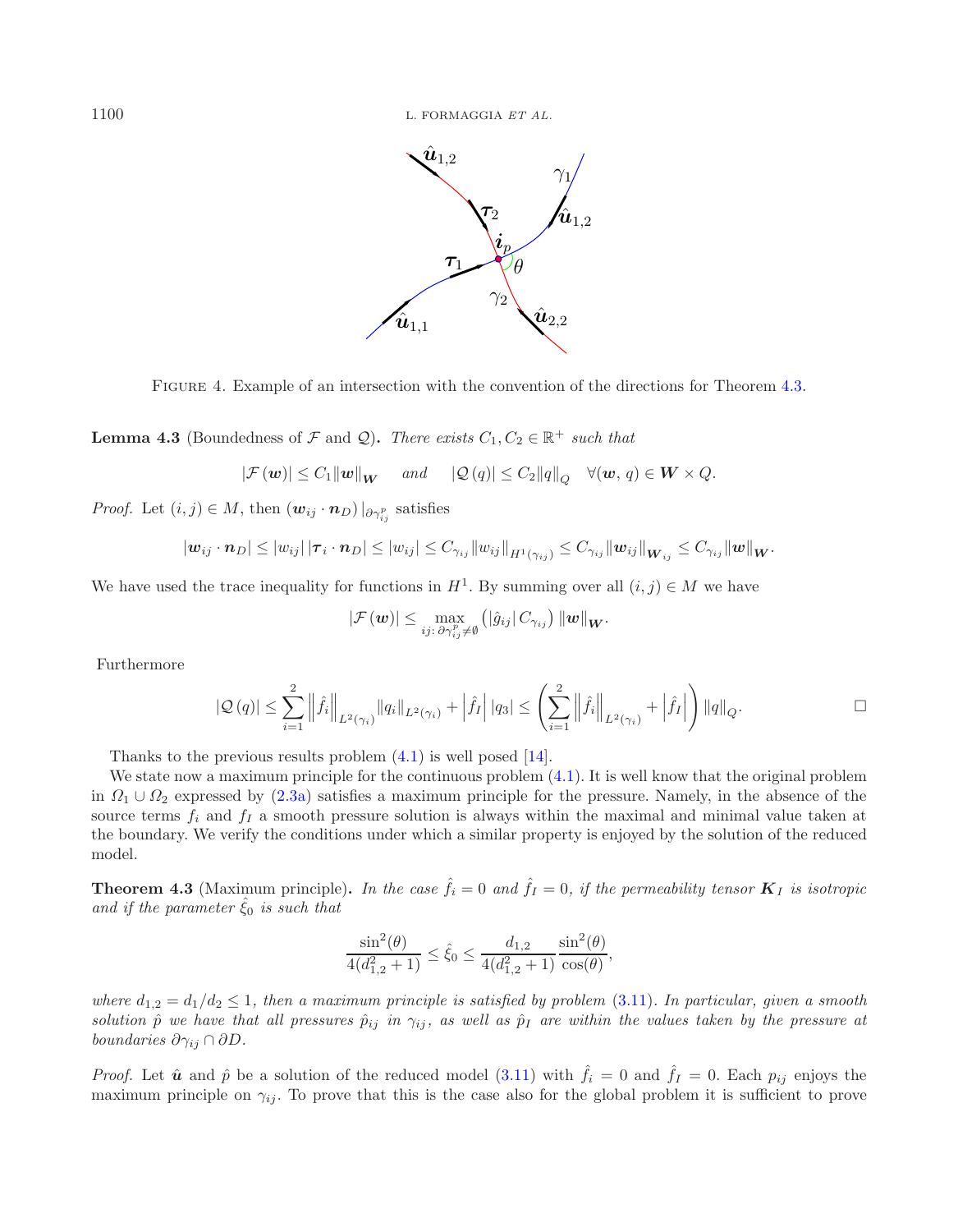FIGURE 4. Example of an intersection with the convention of the directions for Theorem 4.3.

**Lemma 4.3** (Boundedness of $\mathcal{F}$ and $\mathcal{Q}$)**.** *There exists $C_1, C_2 \in \mathbb{R}^+$ such that*

$$|\mathcal{F}(\boldsymbol{w})| \leq C_1 \|\boldsymbol{w}\|_{\boldsymbol{W}} \quad \text{and} \quad |\mathcal{Q}(q)| \leq C_2 \|q\|_Q \quad \forall (\boldsymbol{w}, q) \in \boldsymbol{W} \times Q.$$

*Proof.* Let $(i,j) \in M$, then $(\boldsymbol{w}_{ij} \cdot \boldsymbol{n}_D)|_{\partial\gamma_{ij}^p}$ satisfies

$$|\boldsymbol{w}_{ij} \cdot \boldsymbol{n}_D| \leq |w_{ij}| |\boldsymbol{\tau}_i \cdot \boldsymbol{n}_D| \leq |w_{ij}| \leq C_{\gamma_{ij}} \|w_{ij}\|_{H^1(\gamma_{ij})} \leq C_{\gamma_{ij}} \|\boldsymbol{w}_{ij}\|_{\boldsymbol{W}_{ij}} \leq C_{\gamma_{ij}} \|\boldsymbol{w}\|_{\boldsymbol{W}}.$$

We have used the trace inequality for functions in $H^1$. By summing over all $(i,j) \in M$ we have

$$|\mathcal{F}(\boldsymbol{w})| \leq \max_{ij:\, \partial\gamma_{ij}^p \neq \emptyset} \left(|\hat{g}_{ij}| C_{\gamma_{ij}}\right) \|\boldsymbol{w}\|_{\boldsymbol{W}}.$$

Furthermore

$$|\mathcal{Q}(q)| \leq \sum_{i=1}^{2} \left\|\hat{f}_i\right\|_{L^2(\gamma_i)} \|q_i\|_{L^2(\gamma_i)} + \left|\hat{f}_I\right| |q_3| \leq \left(\sum_{i=1}^{2} \left\|\hat{f}_i\right\|_{L^2(\gamma_i)} + \left|\hat{f}_I\right|\right) \|q\|_Q. \qquad \square$$

Thanks to the previous results problem (4.1) is well posed [14].

We state now a maximum principle for the continuous problem (4.1). It is well know that the original problem in $\Omega_1 \cup \Omega_2$ expressed by (2.3a) satisfies a maximum principle for the pressure. Namely, in the absence of the source terms $f_i$ and $f_I$ a smooth pressure solution is always within the maximal and minimal value taken at the boundary. We verify the conditions under which a similar property is enjoyed by the solution of the reduced model.

**Theorem 4.3** (Maximum principle)**.** *In the case $\hat{f}_i = 0$ and $\hat{f}_I = 0$, if the permeability tensor $\boldsymbol{K}_I$ is isotropic and if the parameter $\hat{\xi}_0$ is such that*

$$\frac{\sin^2(\theta)}{4(d_{1,2}^2+1)} \leq \hat{\xi}_0 \leq \frac{d_{1,2}}{4(d_{1,2}^2+1)} \frac{\sin^2(\theta)}{\cos(\theta)},$$

*where $d_{1,2} = d_1/d_2 \leq 1$, then a maximum principle is satisfied by problem (3.11). In particular, given a smooth solution $\hat{p}$ we have that all pressures $\hat{p}_{ij}$ in $\gamma_{ij}$, as well as $\hat{p}_I$ are within the values taken by the pressure at boundaries $\partial\gamma_{ij} \cap \partial D$.*

*Proof.* Let $\hat{\boldsymbol{u}}$ and $\hat{p}$ be a solution of the reduced model (3.11) with $\hat{f}_i = 0$ and $\hat{f}_I = 0$. Each $p_{ij}$ enjoys the maximum principle on $\gamma_{ij}$. To prove that this is the case also for the global problem it is sufficient to prove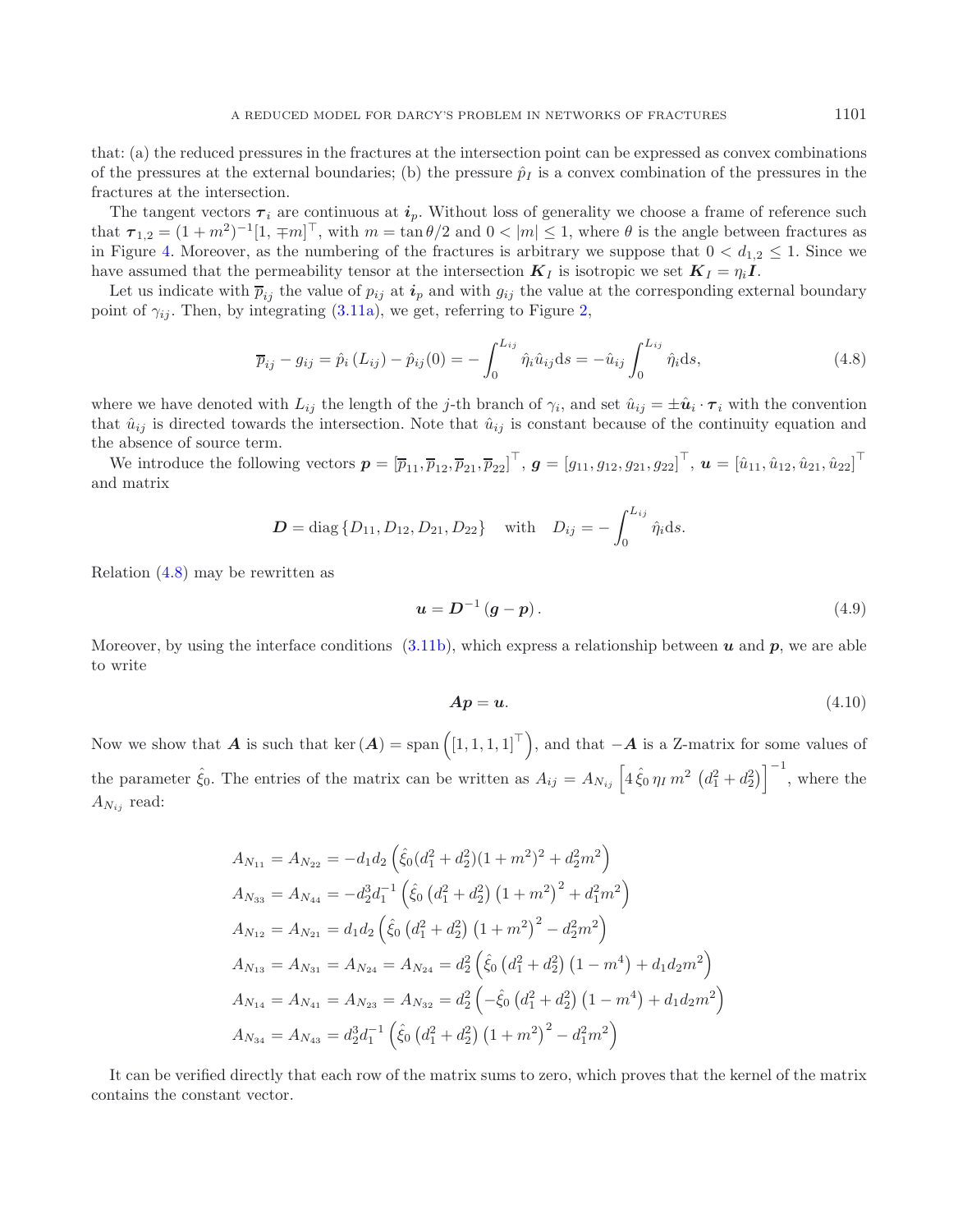that: (a) the reduced pressures in the fractures at the intersection point can be expressed as convex combinations of the pressures at the external boundaries; (b) the pressure $\hat{p}_I$ is a convex combination of the pressures in the fractures at the intersection.

The tangent vectors $\boldsymbol{\tau}_i$ are continuous at $\boldsymbol{i}_p$. Without loss of generality we choose a frame of reference such that $\boldsymbol{\tau}_{1,2} = (1+m^2)^{-1}[1, \mp m]^\top$, with $m = \tan\theta/2$ and $0 < |m| \leq 1$, where $\theta$ is the angle between fractures as in Figure 4. Moreover, as the numbering of the fractures is arbitrary we suppose that $0 < d_{1,2} \leq 1$. Since we have assumed that the permeability tensor at the intersection $\boldsymbol{K}_I$ is isotropic we set $\boldsymbol{K}_I = \eta_I \boldsymbol{I}$.

Let us indicate with $\overline{p}_{ij}$ the value of $p_{ij}$ at $\boldsymbol{i}_p$ and with $g_{ij}$ the value at the corresponding external boundary point of $\gamma_{ij}$. Then, by integrating (3.11a), we get, referring to Figure 2,

$$\overline{p}_{ij} - g_{ij} = \hat{p}_i\left(L_{ij}\right) - \hat{p}_{ij}(0) = -\int_0^{L_{ij}} \hat{\eta}_i \hat{u}_{ij} \mathrm{d}s = -\hat{u}_{ij} \int_0^{L_{ij}} \hat{\eta}_i \mathrm{d}s, \tag{4.8}$$

where we have denoted with $L_{ij}$ the length of the $j$-th branch of $\gamma_i$, and set $\hat{u}_{ij} = \pm\hat{\boldsymbol{u}}_i \cdot \boldsymbol{\tau}_i$ with the convention that $\hat{u}_{ij}$ is directed towards the intersection. Note that $\hat{u}_{ij}$ is constant because of the continuity equation and the absence of source term.

We introduce the following vectors $\boldsymbol{p} = \left[\overline{p}_{11}, \overline{p}_{12}, \overline{p}_{21}, \overline{p}_{22}\right]^\top$, $\boldsymbol{g} = \left[g_{11}, g_{12}, g_{21}, g_{22}\right]^\top$, $\boldsymbol{u} = \left[\hat{u}_{11}, \hat{u}_{12}, \hat{u}_{21}, \hat{u}_{22}\right]^\top$ and matrix

$$\boldsymbol{D} = \operatorname{diag}\left\{D_{11}, D_{12}, D_{21}, D_{22}\right\} \quad \text{with} \quad D_{ij} = -\int_0^{L_{ij}} \hat{\eta}_i \mathrm{d}s.$$

Relation (4.8) may be rewritten as

$$\boldsymbol{u} = \boldsymbol{D}^{-1}\left(\boldsymbol{g} - \boldsymbol{p}\right). \tag{4.9}$$

Moreover, by using the interface conditions (3.11b), which express a relationship between $\boldsymbol{u}$ and $\boldsymbol{p}$, we are able to write

$$\boldsymbol{A}\boldsymbol{p} = \boldsymbol{u}. \tag{4.10}$$

Now we show that $\boldsymbol{A}$ is such that $\ker\left(\boldsymbol{A}\right) = \operatorname{span}\left(\left[1,1,1,1\right]^\top\right)$, and that $-\boldsymbol{A}$ is a Z-matrix for some values of the parameter $\hat{\xi}_0$. The entries of the matrix can be written as $A_{ij} = A_{N_{ij}}\left[4\,\hat{\xi}_0\,\eta_I\, m^2\,\left(d_1^2 + d_2^2\right)\right]^{-1}$, where the $A_{N_{ij}}$ read:

$$
\begin{aligned}
A_{N_{11}} &= A_{N_{22}} = -d_1 d_2\left(\hat{\xi}_0(d_1^2+d_2^2)(1+m^2)^2 + d_2^2 m^2\right)\\
A_{N_{33}} &= A_{N_{44}} = -d_2^3 d_1^{-1}\left(\hat{\xi}_0\left(d_1^2+d_2^2\right)\left(1+m^2\right)^2 + d_1^2 m^2\right)\\
A_{N_{12}} &= A_{N_{21}} = d_1 d_2\left(\hat{\xi}_0\left(d_1^2+d_2^2\right)\left(1+m^2\right)^2 - d_2^2 m^2\right)\\
A_{N_{13}} &= A_{N_{31}} = A_{N_{24}} = A_{N_{24}} = d_2^2\left(\hat{\xi}_0\left(d_1^2+d_2^2\right)\left(1-m^4\right) + d_1 d_2 m^2\right)\\
A_{N_{14}} &= A_{N_{41}} = A_{N_{23}} = A_{N_{32}} = d_2^2\left(-\hat{\xi}_0\left(d_1^2+d_2^2\right)\left(1-m^4\right) + d_1 d_2 m^2\right)\\
A_{N_{34}} &= A_{N_{43}} = d_2^3 d_1^{-1}\left(\hat{\xi}_0\left(d_1^2+d_2^2\right)\left(1+m^2\right)^2 - d_1^2 m^2\right)
\end{aligned}
$$

It can be verified directly that each row of the matrix sums to zero, which proves that the kernel of the matrix contains the constant vector.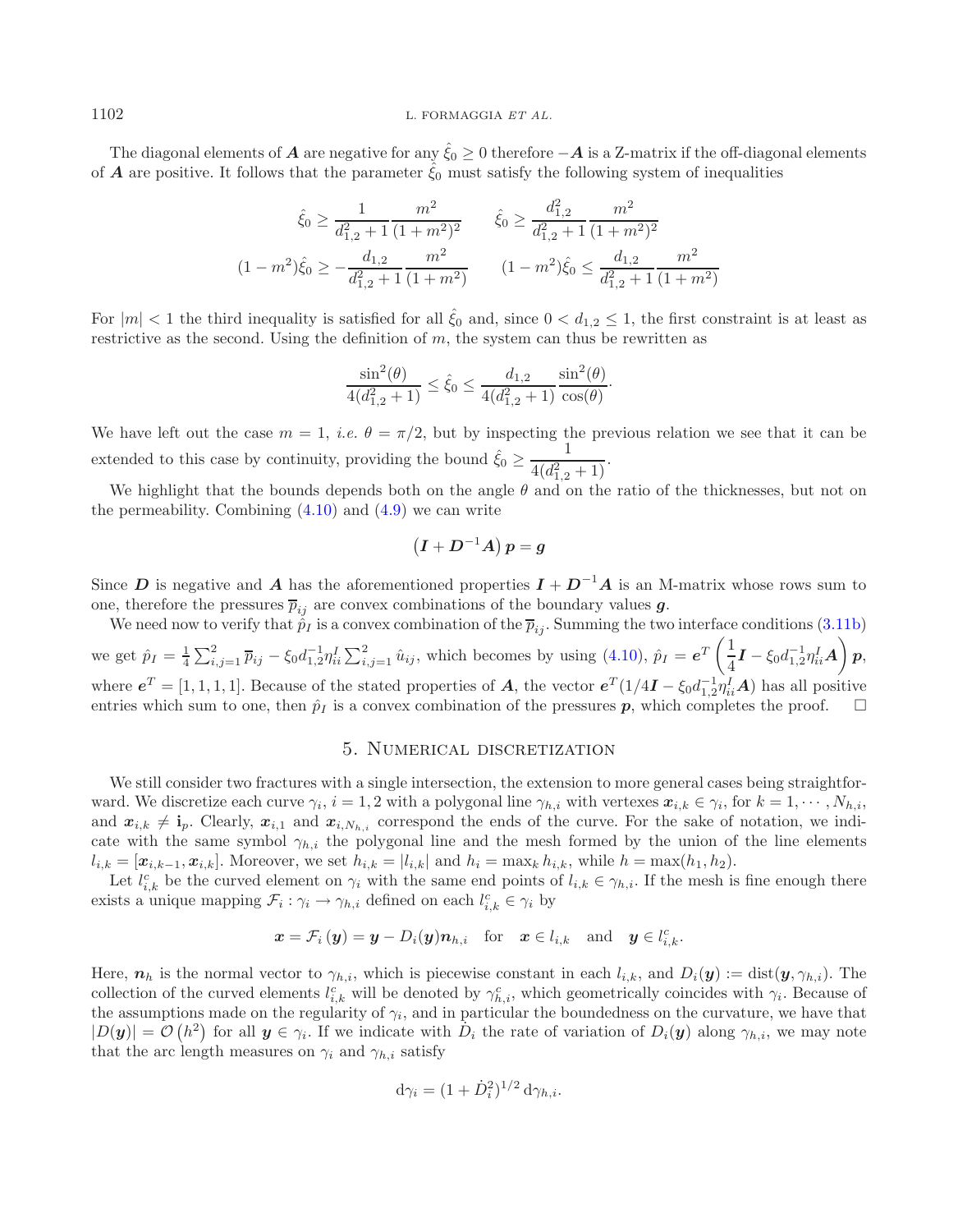The diagonal elements of $\boldsymbol{A}$ are negative for any $\hat{\xi}_0 \geq 0$ therefore $-\boldsymbol{A}$ is a Z-matrix if the off-diagonal elements of $\boldsymbol{A}$ are positive. It follows that the parameter $\hat{\xi}_0$ must satisfy the following system of inequalities

$$\hat{\xi}_0 \geq \frac{1}{d_{1,2}^2+1}\frac{m^2}{(1+m^2)^2} \qquad \hat{\xi}_0 \geq \frac{d_{1,2}^2}{d_{1,2}^2+1}\frac{m^2}{(1+m^2)^2}$$

$$(1-m^2)\hat{\xi}_0 \geq -\frac{d_{1,2}}{d_{1,2}^2+1}\frac{m^2}{(1+m^2)} \qquad (1-m^2)\hat{\xi}_0 \leq \frac{d_{1,2}}{d_{1,2}^2+1}\frac{m^2}{(1+m^2)}$$

For $|m| < 1$ the third inequality is satisfied for all $\hat{\xi}_0$ and, since $0 < d_{1,2} \leq 1$, the first constraint is at least as restrictive as the second. Using the definition of $m$, the system can thus be rewritten as

$$\frac{\sin^2(\theta)}{4(d_{1,2}^2+1)} \leq \hat{\xi}_0 \leq \frac{d_{1,2}}{4(d_{1,2}^2+1)}\frac{\sin^2(\theta)}{\cos(\theta)}\cdot$$

We have left out the case $m = 1$, *i.e.* $\theta = \pi/2$, but by inspecting the previous relation we see that it can be extended to this case by continuity, providing the bound $\hat{\xi}_0 \geq \dfrac{1}{4(d_{1,2}^2+1)}$.

We highlight that the bounds depends both on the angle $\theta$ and on the ratio of the thicknesses, but not on the permeability. Combining (4.10) and (4.9) we can write

$$\left(\boldsymbol{I} + \boldsymbol{D}^{-1}\boldsymbol{A}\right)\boldsymbol{p} = \boldsymbol{g}$$

Since $\boldsymbol{D}$ is negative and $\boldsymbol{A}$ has the aforementioned properties $\boldsymbol{I} + \boldsymbol{D}^{-1}\boldsymbol{A}$ is an M-matrix whose rows sum to one, therefore the pressures $\overline{p}_{ij}$ are convex combinations of the boundary values $\boldsymbol{g}$.

We need now to verify that $\hat{p}_I$ is a convex combination of the $\overline{p}_{ij}$. Summing the two interface conditions (3.11b) we get $\hat{p}_I = \frac{1}{4}\sum_{i,j=1}^2 \overline{p}_{ij} - \xi_0 d_{1,2}^{-1}\eta_{ii}^I \sum_{i,j=1}^2 \hat{u}_{ij}$, which becomes by using (4.10), $\hat{p}_I = \boldsymbol{e}^T\left(\dfrac{1}{4}\boldsymbol{I} - \xi_0 d_{1,2}^{-1}\eta_{ii}^I\boldsymbol{A}\right)\boldsymbol{p}$, where $\boldsymbol{e}^T = [1,1,1,1]$. Because of the stated properties of $\boldsymbol{A}$, the vector $\boldsymbol{e}^T(1/4\boldsymbol{I} - \xi_0 d_{1,2}^{-1}\eta_{ii}^I\boldsymbol{A})$ has all positive entries which sum to one, then $\hat{p}_I$ is a convex combination of the pressures $\boldsymbol{p}$, which completes the proof. $\square$

## 5. Numerical discretization

We still consider two fractures with a single intersection, the extension to more general cases being straightforward. We discretize each curve $\gamma_i$, $i = 1, 2$ with a polygonal line $\gamma_{h,i}$ with vertexes $\boldsymbol{x}_{i,k} \in \gamma_i$, for $k = 1, \cdots, N_{h,i}$, and $\boldsymbol{x}_{i,k} \neq \mathbf{i}_p$. Clearly, $\boldsymbol{x}_{i,1}$ and $\boldsymbol{x}_{i,N_{h,i}}$ correspond the ends of the curve. For the sake of notation, we indicate with the same symbol $\gamma_{h,i}$ the polygonal line and the mesh formed by the union of the line elements $l_{i,k} = [\boldsymbol{x}_{i,k-1}, \boldsymbol{x}_{i,k}]$. Moreover, we set $h_{i,k} = |l_{i,k}|$ and $h_i = \max_k h_{i,k}$, while $h = \max(h_1, h_2)$.

Let $l_{i,k}^c$ be the curved element on $\gamma_i$ with the same end points of $l_{i,k} \in \gamma_{h,i}$. If the mesh is fine enough there exists a unique mapping $\mathcal{F}_i : \gamma_i \to \gamma_{h,i}$ defined on each $l_{i,k}^c \in \gamma_i$ by

$$\boldsymbol{x} = \mathcal{F}_i\left(\boldsymbol{y}\right) = \boldsymbol{y} - D_i(\boldsymbol{y})\boldsymbol{n}_{h,i} \quad \text{for} \quad \boldsymbol{x} \in l_{i,k} \quad \text{and} \quad \boldsymbol{y} \in l_{i,k}^c.$$

Here, $\boldsymbol{n}_h$ is the normal vector to $\gamma_{h,i}$, which is piecewise constant in each $l_{i,k}$, and $D_i(\boldsymbol{y}) := \text{dist}(\boldsymbol{y}, \gamma_{h,i})$. The collection of the curved elements $l_{i,k}^c$ will be denoted by $\gamma_{h,i}^c$, which geometrically coincides with $\gamma_i$. Because of the assumptions made on the regularity of $\gamma_i$, and in particular the boundedness on the curvature, we have that $|D(\boldsymbol{y})| = \mathcal{O}\left(h^2\right)$ for all $\boldsymbol{y} \in \gamma_i$. If we indicate with $\dot{D}_i$ the rate of variation of $D_i(\boldsymbol{y})$ along $\gamma_{h,i}$, we may note that the arc length measures on $\gamma_i$ and $\gamma_{h,i}$ satisfy

$$\mathrm{d}\gamma_i = (1 + \dot{D}_i^2)^{1/2}\,\mathrm{d}\gamma_{h,i}.$$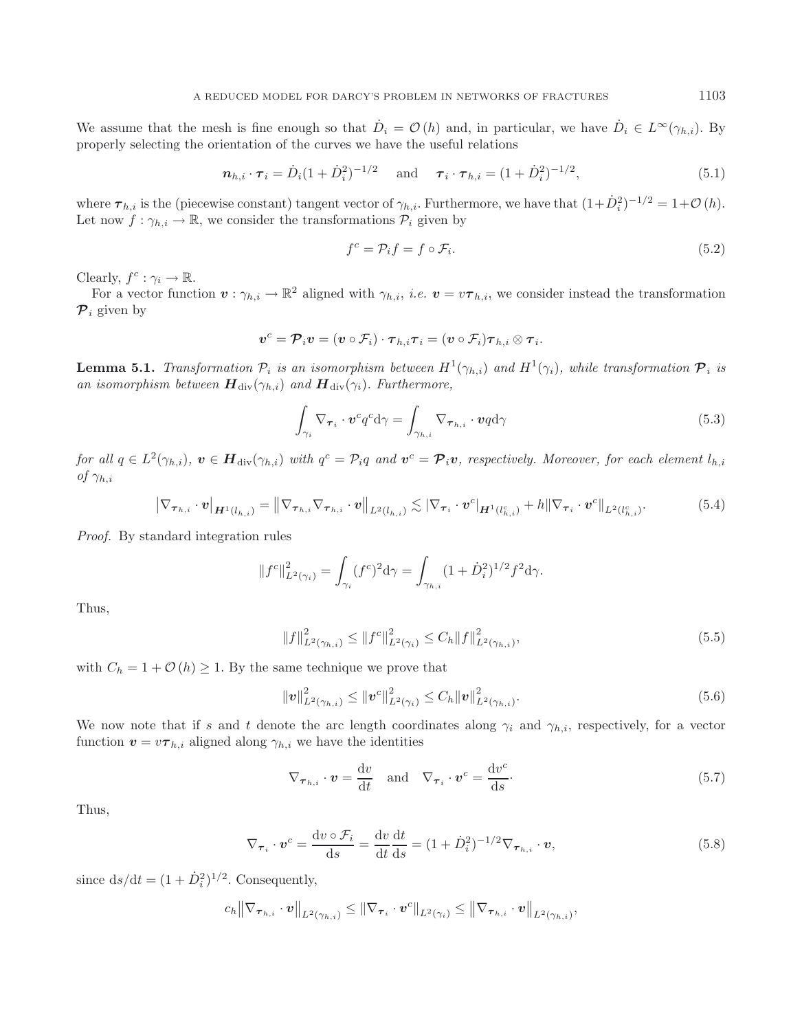We assume that the mesh is fine enough so that $\dot{D}_i = \mathcal{O}(h)$ and, in particular, we have $\dot{D}_i \in L^\infty(\gamma_{h,i})$. By properly selecting the orientation of the curves we have the useful relations

$$\boldsymbol{n}_{h,i} \cdot \boldsymbol{\tau}_i = \dot{D}_i(1 + \dot{D}_i^2)^{-1/2} \quad \text{and} \quad \boldsymbol{\tau}_i \cdot \boldsymbol{\tau}_{h,i} = (1 + \dot{D}_i^2)^{-1/2}, \tag{5.1}$$

where $\boldsymbol{\tau}_{h,i}$ is the (piecewise constant) tangent vector of $\gamma_{h,i}$. Furthermore, we have that $(1+\dot{D}_i^2)^{-1/2} = 1+\mathcal{O}(h)$. Let now $f : \gamma_{h,i} \to \mathbb{R}$, we consider the transformations $\mathcal{P}_i$ given by

$$f^c = \mathcal{P}_i f = f \circ \mathcal{F}_i. \tag{5.2}$$

Clearly, $f^c : \gamma_i \to \mathbb{R}$.

For a vector function $\boldsymbol{v} : \gamma_{h,i} \to \mathbb{R}^2$ aligned with $\gamma_{h,i}$, *i.e.* $\boldsymbol{v} = v\boldsymbol{\tau}_{h,i}$, we consider instead the transformation $\boldsymbol{\mathcal{P}}_i$ given by

$$\boldsymbol{v}^c = \boldsymbol{\mathcal{P}}_i \boldsymbol{v} = (\boldsymbol{v} \circ \mathcal{F}_i) \cdot \boldsymbol{\tau}_{h,i}\boldsymbol{\tau}_i = (\boldsymbol{v} \circ \mathcal{F}_i)\boldsymbol{\tau}_{h,i} \otimes \boldsymbol{\tau}_i.$$

**Lemma 5.1.** *Transformation $\mathcal{P}_i$ is an isomorphism between $H^1(\gamma_{h,i})$ and $H^1(\gamma_i)$, while transformation $\boldsymbol{\mathcal{P}}_i$ is an isomorphism between $\boldsymbol{H}_{\rm div}(\gamma_{h,i})$ and $\boldsymbol{H}_{\rm div}(\gamma_i)$. Furthermore,*

$$\int_{\gamma_i} \nabla_{\boldsymbol{\tau}_i} \cdot \boldsymbol{v}^c q^c \mathrm{d}\gamma = \int_{\gamma_{h,i}} \nabla_{\boldsymbol{\tau}_{h,i}} \cdot \boldsymbol{v} q \mathrm{d}\gamma \tag{5.3}$$

*for all $q \in L^2(\gamma_{h,i})$, $\boldsymbol{v} \in \boldsymbol{H}_{\rm div}(\gamma_{h,i})$ with $q^c = \mathcal{P}_i q$ and $\boldsymbol{v}^c = \boldsymbol{\mathcal{P}}_i \boldsymbol{v}$, respectively. Moreover, for each element $l_{h,i}$ of $\gamma_{h,i}$*

$$\left|\nabla_{\boldsymbol{\tau}_{h,i}} \cdot \boldsymbol{v}\right|_{\boldsymbol{H}^1(l_{h,i})} = \left\|\nabla_{\boldsymbol{\tau}_{h,i}} \nabla_{\boldsymbol{\tau}_{h,i}} \cdot \boldsymbol{v}\right\|_{L^2(l_{h,i})} \lesssim |\nabla_{\boldsymbol{\tau}_i} \cdot \boldsymbol{v}^c|_{\boldsymbol{H}^1(l_{h,i}^c)} + h\|\nabla_{\boldsymbol{\tau}_i} \cdot \boldsymbol{v}^c\|_{L^2(l_{h,i}^c)}. \tag{5.4}$$

*Proof.* By standard integration rules

$$\|f^c\|^2_{L^2(\gamma_i)} = \int_{\gamma_i} (f^c)^2 \mathrm{d}\gamma = \int_{\gamma_{h,i}} (1 + \dot{D}_i^2)^{1/2} f^2 \mathrm{d}\gamma.$$

Thus,

$$\|f\|^2_{L^2(\gamma_{h,i})} \leq \|f^c\|^2_{L^2(\gamma_i)} \leq C_h \|f\|^2_{L^2(\gamma_{h,i})}, \tag{5.5}$$

with $C_h = 1 + \mathcal{O}(h) \geq 1$. By the same technique we prove that

$$\|\boldsymbol{v}\|^2_{L^2(\gamma_{h,i})} \leq \|\boldsymbol{v}^c\|^2_{L^2(\gamma_i)} \leq C_h \|\boldsymbol{v}\|^2_{L^2(\gamma_{h,i})}. \tag{5.6}$$

We now note that if $s$ and $t$ denote the arc length coordinates along $\gamma_i$ and $\gamma_{h,i}$, respectively, for a vector function $\boldsymbol{v} = v\boldsymbol{\tau}_{h,i}$ aligned along $\gamma_{h,i}$ we have the identities

$$\nabla_{\boldsymbol{\tau}_{h,i}} \cdot \boldsymbol{v} = \frac{\mathrm{d}v}{\mathrm{d}t} \quad \text{and} \quad \nabla_{\boldsymbol{\tau}_i} \cdot \boldsymbol{v}^c = \frac{\mathrm{d}v^c}{\mathrm{d}s}. \tag{5.7}$$

Thus,

$$\nabla_{\boldsymbol{\tau}_i} \cdot \boldsymbol{v}^c = \frac{\mathrm{d}v \circ \mathcal{F}_i}{\mathrm{d}s} = \frac{\mathrm{d}v}{\mathrm{d}t}\frac{\mathrm{d}t}{\mathrm{d}s} = (1 + \dot{D}_i^2)^{-1/2} \nabla_{\boldsymbol{\tau}_{h,i}} \cdot \boldsymbol{v}, \tag{5.8}$$

since $\mathrm{d}s/\mathrm{d}t = (1 + \dot{D}_i^2)^{1/2}$. Consequently,

$$c_h \left\|\nabla_{\boldsymbol{\tau}_{h,i}} \cdot \boldsymbol{v}\right\|_{L^2(\gamma_{h,i})} \leq \|\nabla_{\boldsymbol{\tau}_i} \cdot \boldsymbol{v}^c\|_{L^2(\gamma_i)} \leq \left\|\nabla_{\boldsymbol{\tau}_{h,i}} \cdot \boldsymbol{v}\right\|_{L^2(\gamma_{h,i})},$$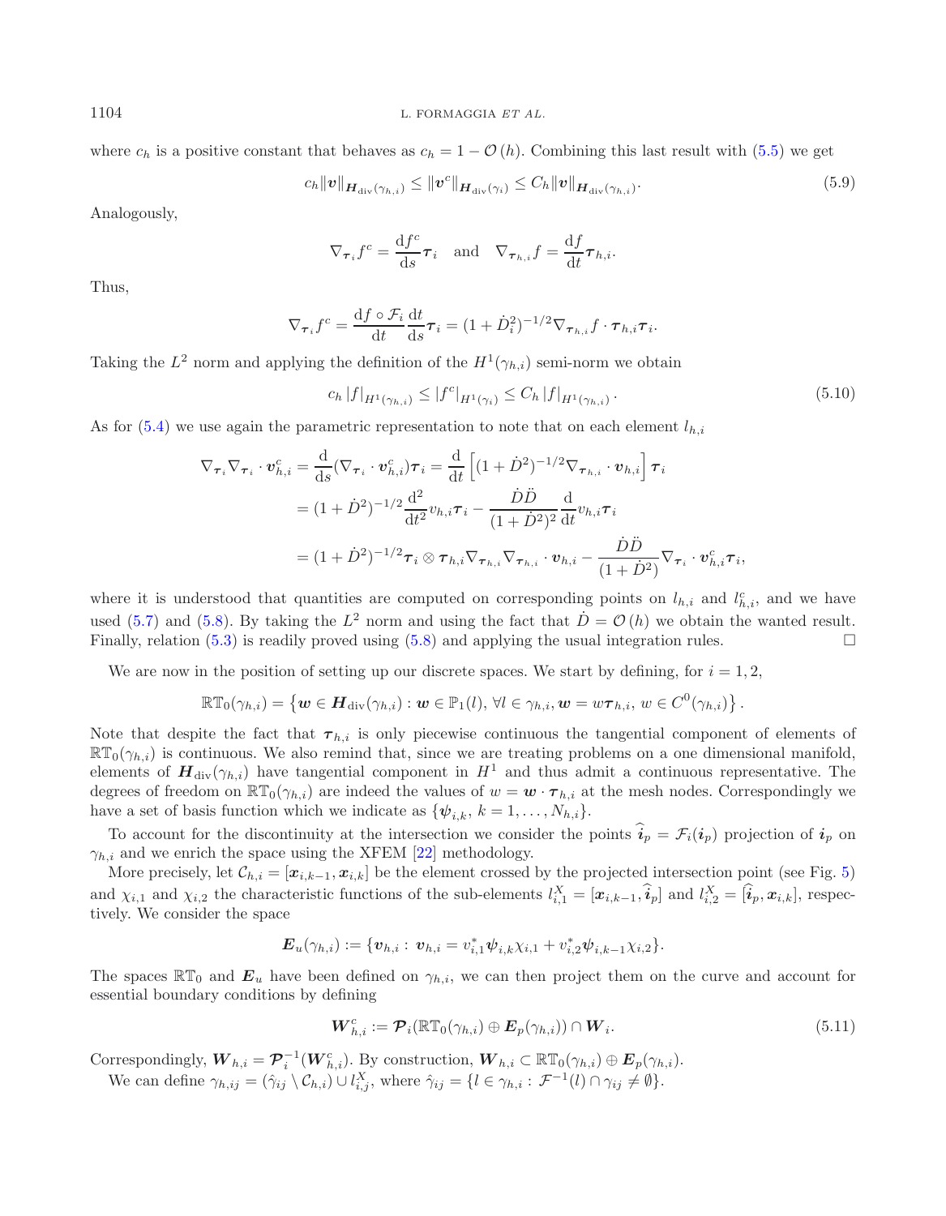where $c_h$ is a positive constant that behaves as $c_h = 1 - \mathcal{O}(h)$. Combining this last result with (5.5) we get

$$c_h \|\boldsymbol{v}\|_{\boldsymbol{H}_{\mathrm{div}}(\gamma_{h,i})} \leq \|\boldsymbol{v}^c\|_{\boldsymbol{H}_{\mathrm{div}}(\gamma_i)} \leq C_h \|\boldsymbol{v}\|_{\boldsymbol{H}_{\mathrm{div}}(\gamma_{h,i})}. \tag{5.9}$$

Analogously,

$$\nabla_{\boldsymbol{\tau}_i} f^c = \frac{\mathrm{d}f^c}{\mathrm{d}s}\boldsymbol{\tau}_i \quad \text{and} \quad \nabla_{\boldsymbol{\tau}_{h,i}} f = \frac{\mathrm{d}f}{\mathrm{d}t}\boldsymbol{\tau}_{h,i}.$$

Thus,

$$\nabla_{\boldsymbol{\tau}_i} f^c = \frac{\mathrm{d}f \circ \mathcal{F}_i}{\mathrm{d}t}\frac{\mathrm{d}t}{\mathrm{d}s}\boldsymbol{\tau}_i = (1+\dot{D}_i^2)^{-1/2} \nabla_{\boldsymbol{\tau}_{h,i}} f \cdot \boldsymbol{\tau}_{h,i}\boldsymbol{\tau}_i.$$

Taking the $L^2$ norm and applying the definition of the $H^1(\gamma_{h,i})$ semi-norm we obtain

$$c_h \left|f\right|_{H^1(\gamma_{h,i})} \leq \left|f^c\right|_{H^1(\gamma_i)} \leq C_h \left|f\right|_{H^1(\gamma_{h,i})}. \tag{5.10}$$

As for (5.4) we use again the parametric representation to note that on each element $l_{h,i}$

$$\begin{aligned}
\nabla_{\boldsymbol{\tau}_i}\nabla_{\boldsymbol{\tau}_i} \cdot \boldsymbol{v}^c_{h,i} &= \frac{\mathrm{d}}{\mathrm{d}s}(\nabla_{\boldsymbol{\tau}_i} \cdot \boldsymbol{v}^c_{h,i})\boldsymbol{\tau}_i = \frac{\mathrm{d}}{\mathrm{d}t}\left[(1+\dot{D}^2)^{-1/2}\nabla_{\boldsymbol{\tau}_{h,i}} \cdot \boldsymbol{v}_{h,i}\right]\boldsymbol{\tau}_i \\
&= (1+\dot{D}^2)^{-1/2}\frac{\mathrm{d}^2}{\mathrm{d}t^2}v_{h,i}\boldsymbol{\tau}_i - \frac{\dot{D}\ddot{D}}{(1+\dot{D}^2)^2}\frac{\mathrm{d}}{\mathrm{d}t}v_{h,i}\boldsymbol{\tau}_i \\
&= (1+\dot{D}^2)^{-1/2}\boldsymbol{\tau}_i \otimes \boldsymbol{\tau}_{h,i}\nabla_{\boldsymbol{\tau}_{h,i}}\nabla_{\boldsymbol{\tau}_{h,i}} \cdot \boldsymbol{v}_{h,i} - \frac{\dot{D}\ddot{D}}{(1+\dot{D}^2)}\nabla_{\boldsymbol{\tau}_i} \cdot \boldsymbol{v}^c_{h,i}\boldsymbol{\tau}_i,
\end{aligned}$$

where it is understood that quantities are computed on corresponding points on $l_{h,i}$ and $l^c_{h,i}$, and we have used (5.7) and (5.8). By taking the $L^2$ norm and using the fact that $\dot{D} = \mathcal{O}(h)$ we obtain the wanted result. Finally, relation (5.3) is readily proved using (5.8) and applying the usual integration rules. $\square$

We are now in the position of setting up our discrete spaces. We start by defining, for $i = 1, 2$,

$$\mathbb{RT}_0(\gamma_{h,i}) = \left\{\boldsymbol{w} \in \boldsymbol{H}_{\mathrm{div}}(\gamma_{h,i}) : \boldsymbol{w} \in \mathbb{P}_1(l),\ \forall l \in \gamma_{h,i}, \boldsymbol{w} = w\boldsymbol{\tau}_{h,i},\ w \in C^0(\gamma_{h,i})\right\}.$$

Note that despite the fact that $\boldsymbol{\tau}_{h,i}$ is only piecewise continuous the tangential component of elements of $\mathbb{RT}_0(\gamma_{h,i})$ is continuous. We also remind that, since we are treating problems on a one dimensional manifold, elements of $\boldsymbol{H}_{\mathrm{div}}(\gamma_{h,i})$ have tangential component in $H^1$ and thus admit a continuous representative. The degrees of freedom on $\mathbb{RT}_0(\gamma_{h,i})$ are indeed the values of $w = \boldsymbol{w} \cdot \boldsymbol{\tau}_{h,i}$ at the mesh nodes. Correspondingly we have a set of basis function which we indicate as $\{\boldsymbol{\psi}_{i,k}, k = 1, \ldots, N_{h,i}\}$.

To account for the discontinuity at the intersection we consider the points $\widehat{\boldsymbol{i}}_p = \mathcal{F}_i(\boldsymbol{i}_p)$ projection of $\boldsymbol{i}_p$ on $\gamma_{h,i}$ and we enrich the space using the XFEM [22] methodology.

More precisely, let $\mathcal{C}_{h,i} = [\boldsymbol{x}_{i,k-1}, \boldsymbol{x}_{i,k}]$ be the element crossed by the projected intersection point (see Fig. 5) and $\chi_{i,1}$ and $\chi_{i,2}$ the characteristic functions of the sub-elements $l^X_{i,1} = [\boldsymbol{x}_{i,k-1}, \widehat{\boldsymbol{i}}_p]$ and $l^X_{i,2} = [\widehat{\boldsymbol{i}}_p, \boldsymbol{x}_{i,k}]$, respectively. We consider the space

$$\boldsymbol{E}_u(\gamma_{h,i}) := \{\boldsymbol{v}_{h,i} :\ \boldsymbol{v}_{h,i} = v^*_{i,1}\boldsymbol{\psi}_{i,k}\chi_{i,1} + v^*_{i,2}\boldsymbol{\psi}_{i,k-1}\chi_{i,2}\}.$$

The spaces $\mathbb{RT}_0$ and $\boldsymbol{E}_u$ have been defined on $\gamma_{h,i}$, we can then project them on the curve and account for essential boundary conditions by defining

$$\boldsymbol{W}^c_{h,i} := \boldsymbol{\mathcal{P}}_i(\mathbb{RT}_0(\gamma_{h,i}) \oplus \boldsymbol{E}_p(\gamma_{h,i})) \cap \boldsymbol{W}_i. \tag{5.11}$$

Correspondingly, $\boldsymbol{W}_{h,i} = \boldsymbol{\mathcal{P}}_i^{-1}(\boldsymbol{W}^c_{h,i})$. By construction, $\boldsymbol{W}_{h,i} \subset \mathbb{RT}_0(\gamma_{h,i}) \oplus \boldsymbol{E}_p(\gamma_{h,i})$.

We can define $\gamma_{h,ij} = (\hat{\gamma}_{ij} \setminus \mathcal{C}_{h,i}) \cup l^X_{i,j}$, where $\hat{\gamma}_{ij} = \{l \in \gamma_{h,i} :\ \mathcal{F}^{-1}(l) \cap \gamma_{ij} \neq \emptyset\}$.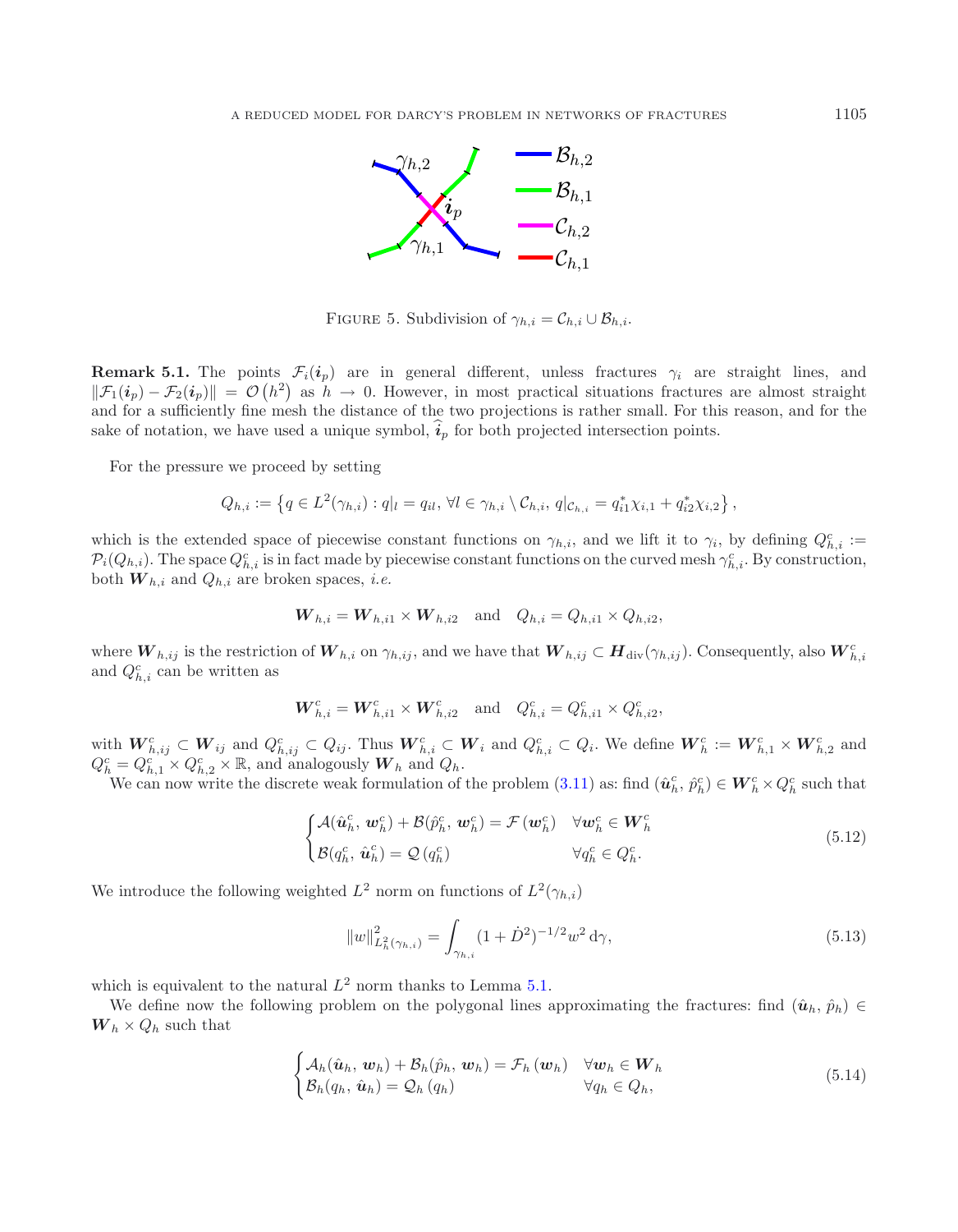FIGURE 5. Subdivision of $\gamma_{h,i} = \mathcal{C}_{h,i} \cup \mathcal{B}_{h,i}$.

**Remark 5.1.** The points $\mathcal{F}_i(\boldsymbol{i}_p)$ are in general different, unless fractures $\gamma_i$ are straight lines, and $\|\mathcal{F}_1(\boldsymbol{i}_p) - \mathcal{F}_2(\boldsymbol{i}_p)\| = \mathcal{O}\left(h^2\right)$ as $h \to 0$. However, in most practical situations fractures are almost straight and for a sufficiently fine mesh the distance of the two projections is rather small. For this reason, and for the sake of notation, we have used a unique symbol, $\widehat{\boldsymbol{i}}_p$ for both projected intersection points.

For the pressure we proceed by setting

$$Q_{h,i} := \left\{ q \in L^2(\gamma_{h,i}) : q|_l = q_{il},\, \forall l \in \gamma_{h,i} \setminus \mathcal{C}_{h,i},\, q|_{\mathcal{C}_{h,i}} = q^*_{i1}\chi_{i,1} + q^*_{i2}\chi_{i,2} \right\},$$

which is the extended space of piecewise constant functions on $\gamma_{h,i}$, and we lift it to $\gamma_i$, by defining $Q^c_{h,i} := \mathcal{P}_i(Q_{h,i})$. The space $Q^c_{h,i}$ is in fact made by piecewise constant functions on the curved mesh $\gamma^c_{h,i}$. By construction, both $\boldsymbol{W}_{h,i}$ and $Q_{h,i}$ are broken spaces, *i.e.*

$$\boldsymbol{W}_{h,i} = \boldsymbol{W}_{h,i1} \times \boldsymbol{W}_{h,i2} \quad \text{and} \quad Q_{h,i} = Q_{h,i1} \times Q_{h,i2},$$

where $\boldsymbol{W}_{h,ij}$ is the restriction of $\boldsymbol{W}_{h,i}$ on $\gamma_{h,ij}$, and we have that $\boldsymbol{W}_{h,ij} \subset \boldsymbol{H}_{\rm div}(\gamma_{h,ij})$. Consequently, also $\boldsymbol{W}^c_{h,i}$ and $Q^c_{h,i}$ can be written as

$$\boldsymbol{W}^c_{h,i} = \boldsymbol{W}^c_{h,i1} \times \boldsymbol{W}^c_{h,i2} \quad \text{and} \quad Q^c_{h,i} = Q^c_{h,i1} \times Q^c_{h,i2},$$

with $\boldsymbol{W}^c_{h,ij} \subset \boldsymbol{W}_{ij}$ and $Q^c_{h,ij} \subset Q_{ij}$. Thus $\boldsymbol{W}^c_{h,i} \subset \boldsymbol{W}_i$ and $Q^c_{h,i} \subset Q_i$. We define $\boldsymbol{W}^c_h := \boldsymbol{W}^c_{h,1} \times \boldsymbol{W}^c_{h,2}$ and $Q^c_h = Q^c_{h,1} \times Q^c_{h,2} \times \mathbb{R}$, and analogously $\boldsymbol{W}_h$ and $Q_h$.

We can now write the discrete weak formulation of the problem (3.11) as: find $(\hat{\boldsymbol{u}}^c_h,\, \hat{p}^c_h) \in \boldsymbol{W}^c_h \times Q^c_h$ such that

$$\begin{cases} \mathcal{A}(\hat{\boldsymbol{u}}^c_h,\, \boldsymbol{w}^c_h) + \mathcal{B}(\hat{p}^c_h,\, \boldsymbol{w}^c_h) = \mathcal{F}\left(\boldsymbol{w}^c_h\right) & \forall \boldsymbol{w}^c_h \in \boldsymbol{W}^c_h \\ \mathcal{B}(q^c_h,\, \hat{\boldsymbol{u}}^c_h) = \mathcal{Q}\left(q^c_h\right) & \forall q^c_h \in Q^c_h. \end{cases} \tag{5.12}$$

We introduce the following weighted $L^2$ norm on functions of $L^2(\gamma_{h,i})$

$$\|w\|^2_{L^2_h(\gamma_{h,i})} = \int_{\gamma_{h,i}} (1 + \dot{D}^2)^{-1/2} w^2 \,\mathrm{d}\gamma, \tag{5.13}$$

which is equivalent to the natural $L^2$ norm thanks to Lemma 5.1.

We define now the following problem on the polygonal lines approximating the fractures: find $(\hat{\boldsymbol{u}}_h,\, \hat{p}_h) \in \boldsymbol{W}_h \times Q_h$ such that

$$\begin{cases} \mathcal{A}_h(\hat{\boldsymbol{u}}_h,\, \boldsymbol{w}_h) + \mathcal{B}_h(\hat{p}_h,\, \boldsymbol{w}_h) = \mathcal{F}_h\left(\boldsymbol{w}_h\right) & \forall \boldsymbol{w}_h \in \boldsymbol{W}_h \\ \mathcal{B}_h(q_h,\, \hat{\boldsymbol{u}}_h) = \mathcal{Q}_h\left(q_h\right) & \forall q_h \in Q_h, \end{cases} \tag{5.14}$$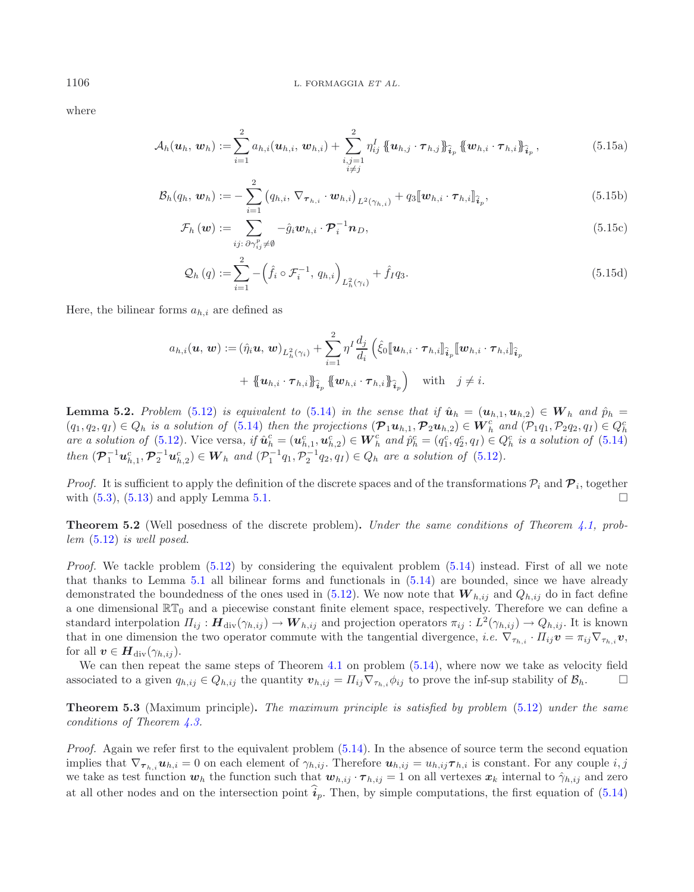where

$$\mathcal{A}_h(\boldsymbol{u}_h,\, \boldsymbol{w}_h) := \sum_{i=1}^{2} a_{h,i}(\boldsymbol{u}_{h,i},\, \boldsymbol{w}_{h,i}) + \sum_{\substack{i,j=1\\ i\neq j}}^{2} \eta^I_{ij} \left\{\!\!\left\{ \boldsymbol{u}_{h,j}\cdot\boldsymbol{\tau}_{h,j} \right\}\!\!\right\}_{\widehat{\boldsymbol{i}}_p} \left\{\!\!\left\{ \boldsymbol{w}_{h,i}\cdot\boldsymbol{\tau}_{h,i} \right\}\!\!\right\}_{\widehat{\boldsymbol{i}}_p}, \tag{5.15a}$$

$$\mathcal{B}_h(q_h,\, \boldsymbol{w}_h) := -\sum_{i=1}^{2} \left( q_{h,i},\, \nabla_{\boldsymbol{\tau}_{h,i}}\cdot \boldsymbol{w}_{h,i} \right)_{L^2(\gamma_{h,i})} + q_3 [\![ \boldsymbol{w}_{h,i}\cdot\boldsymbol{\tau}_{h,i} ]\!]_{\widehat{\boldsymbol{i}}_p}, \tag{5.15b}$$

$$\mathcal{F}_h\left(\boldsymbol{w}\right) := \sum_{ij:\, \partial\gamma^p_{ij}\neq\emptyset} -\hat{g}_i \boldsymbol{w}_{h,i}\cdot \boldsymbol{\mathcal{P}}_i^{-1}\boldsymbol{n}_D, \tag{5.15c}$$

$$\mathcal{Q}_h\left(q\right) := \sum_{i=1}^{2} -\left(\hat{f}_i\circ\mathcal{F}_i^{-1},\, q_{h,i}\right)_{L^2_h(\gamma_i)} + \hat{f}_I q_3. \tag{5.15d}$$

Here, the bilinear forms $a_{h,i}$ are defined as

$$a_{h,i}(\boldsymbol{u},\, \boldsymbol{w}) := (\hat{\eta}_i \boldsymbol{u},\, \boldsymbol{w})_{L^2_h(\gamma_i)} + \sum_{i=1}^{2} \eta^I \frac{d_j}{d_i} \Big( \hat{\xi}_0 [\![ \boldsymbol{u}_{h,i}\cdot\boldsymbol{\tau}_{h,i} ]\!]_{\widehat{\boldsymbol{i}}_p} [\![ \boldsymbol{w}_{h,i}\cdot\boldsymbol{\tau}_{h,i} ]\!]_{\widehat{\boldsymbol{i}}_p}$$
$$+ \left\{\!\!\left\{ \boldsymbol{u}_{h,i}\cdot\boldsymbol{\tau}_{h,i} \right\}\!\!\right\}_{\widehat{\boldsymbol{i}}_p} \left\{\!\!\left\{ \boldsymbol{w}_{h,i}\cdot\boldsymbol{\tau}_{h,i} \right\}\!\!\right\}_{\widehat{\boldsymbol{i}}_p} \Big) \quad \text{with} \quad j\neq i.$$

**Lemma 5.2.** *Problem (5.12) is equivalent to (5.14) in the sense that if $\hat{\boldsymbol{u}}_h = (\boldsymbol{u}_{h,1}, \boldsymbol{u}_{h,2}) \in \boldsymbol{W}_h$ and $\hat{p}_h = (q_1, q_2, q_I) \in Q_h$ is a solution of (5.14) then the projections $(\boldsymbol{\mathcal{P}}_1\boldsymbol{u}_{h,1}, \boldsymbol{\mathcal{P}}_2\boldsymbol{u}_{h,2}) \in \boldsymbol{W}^c_h$ and $(\mathcal{P}_1 q_1, \mathcal{P}_2 q_2, q_I) \in Q^c_h$ are a solution of (5.12).* Vice versa, *if $\hat{\boldsymbol{u}}^c_h = (\boldsymbol{u}^c_{h,1}, \boldsymbol{u}^c_{h,2}) \in \boldsymbol{W}^c_h$ and $\hat{p}^c_h = (q^c_1, q^c_2, q_I) \in Q^c_h$ is a solution of (5.14) then $(\boldsymbol{\mathcal{P}}_1^{-1}\boldsymbol{u}^c_{h,1}, \boldsymbol{\mathcal{P}}_2^{-1}\boldsymbol{u}^c_{h,2}) \in \boldsymbol{W}_h$ and $(\mathcal{P}_1^{-1} q_1, \mathcal{P}_2^{-1} q_2, q_I) \in Q_h$ are a solution of (5.12).*

*Proof.* It is sufficient to apply the definition of the discrete spaces and of the transformations $\mathcal{P}_i$ and $\boldsymbol{\mathcal{P}}_i$, together with (5.3), (5.13) and apply Lemma 5.1. □

**Theorem 5.2** (Well posedness of the discrete problem)**.** *Under the same conditions of Theorem 4.1, problem (5.12) is well posed.*

*Proof.* We tackle problem (5.12) by considering the equivalent problem (5.14) instead. First of all we note that thanks to Lemma 5.1 all bilinear forms and functionals in (5.14) are bounded, since we have already demonstrated the boundedness of the ones used in (5.12). We now note that $\boldsymbol{W}_{h,ij}$ and $Q_{h,ij}$ do in fact define a one dimensional $\mathbb{RT}_0$ and a piecewise constant finite element space, respectively. Therefore we can define a standard interpolation $\Pi_{ij} : \boldsymbol{H}_{\text{div}}(\gamma_{h,ij}) \to \boldsymbol{W}_{h,ij}$ and projection operators $\pi_{ij} : L^2(\gamma_{h,ij}) \to Q_{h,ij}$. It is known that in one dimension the two operator commute with the tangential divergence, *i.e.* $\nabla_{\boldsymbol{\tau}_{h,i}}\cdot \Pi_{ij}\boldsymbol{v} = \pi_{ij}\nabla_{\boldsymbol{\tau}_{h,i}}\boldsymbol{v}$, for all $\boldsymbol{v} \in \boldsymbol{H}_{\text{div}}(\gamma_{h,ij})$.

We can then repeat the same steps of Theorem 4.1 on problem (5.14), where now we take as velocity field associated to a given $q_{h,ij} \in Q_{h,ij}$ the quantity $\boldsymbol{v}_{h,ij} = \Pi_{ij}\nabla_{\boldsymbol{\tau}_{h,i}}\phi_{ij}$ to prove the inf-sup stability of $\mathcal{B}_h$. □

**Theorem 5.3** (Maximum principle)**.** *The maximum principle is satisfied by problem (5.12) under the same conditions of Theorem 4.3.*

*Proof.* Again we refer first to the equivalent problem (5.14). In the absence of source term the second equation implies that $\nabla_{\boldsymbol{\tau}_{h,i}}\boldsymbol{u}_{h,i} = 0$ on each element of $\gamma_{h,ij}$. Therefore $\boldsymbol{u}_{h,ij} = u_{h,ij}\boldsymbol{\tau}_{h,i}$ is constant. For any couple $i,j$ we take as test function $\boldsymbol{w}_h$ the function such that $\boldsymbol{w}_{h,ij}\cdot\boldsymbol{\tau}_{h,ij} = 1$ on all vertexes $\boldsymbol{x}_k$ internal to $\hat{\gamma}_{h,ij}$ and zero at all other nodes and on the intersection point $\widehat{\boldsymbol{i}}_p$. Then, by simple computations, the first equation of (5.14)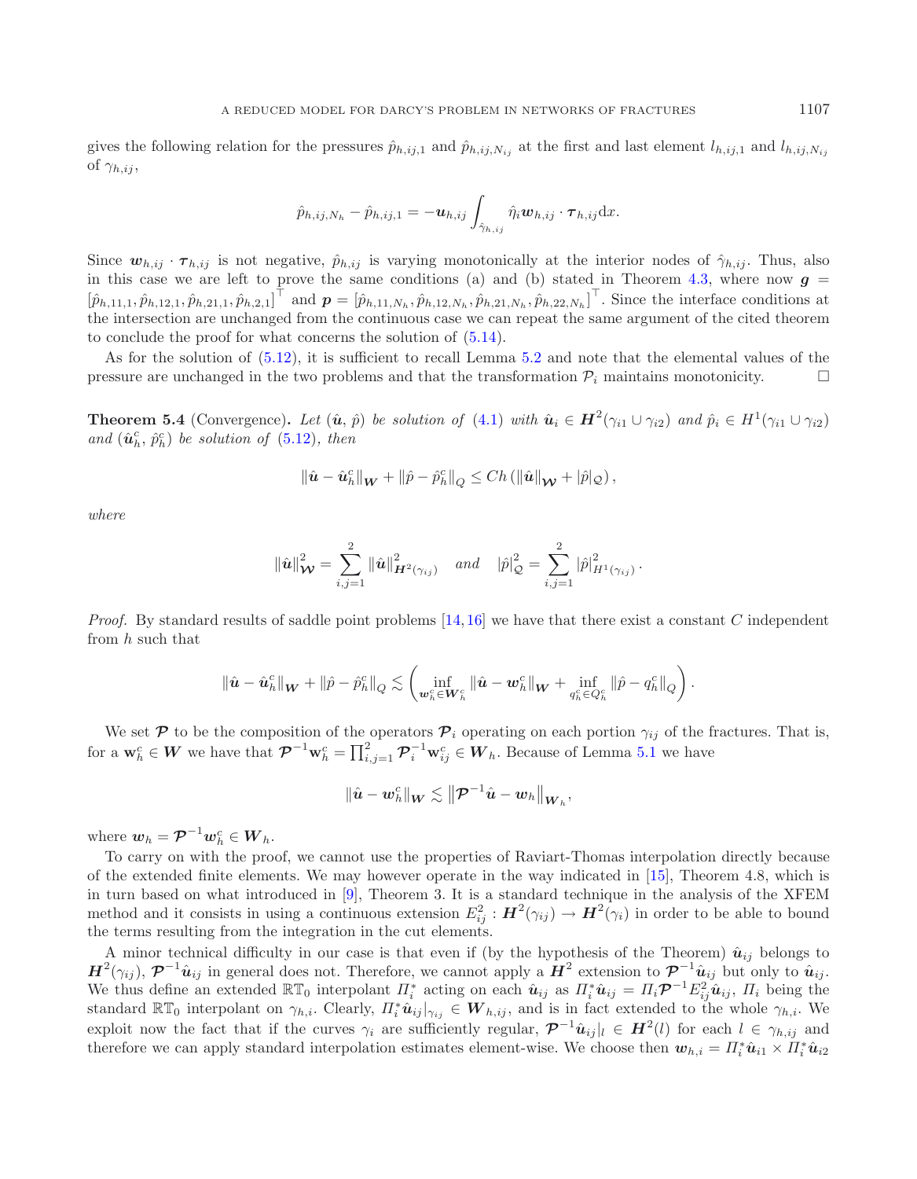gives the following relation for the pressures $\hat{p}_{h,ij,1}$ and $\hat{p}_{h,ij,N_{ij}}$ at the first and last element $l_{h,ij,1}$ and $l_{h,ij,N_{ij}}$ of $\gamma_{h,ij}$,

$$\hat{p}_{h,ij,N_h} - \hat{p}_{h,ij,1} = -\boldsymbol{u}_{h,ij} \int_{\hat{\gamma}_{h,ij}} \hat{\eta}_i \boldsymbol{w}_{h,ij} \cdot \boldsymbol{\tau}_{h,ij} \mathrm{d}x.$$

Since $\boldsymbol{w}_{h,ij} \cdot \boldsymbol{\tau}_{h,ij}$ is not negative, $\hat{p}_{h,ij}$ is varying monotonically at the interior nodes of $\hat{\gamma}_{h,ij}$. Thus, also in this case we are left to prove the same conditions (a) and (b) stated in Theorem 4.3, where now $\boldsymbol{g} = [\hat{p}_{h,11,1}, \hat{p}_{h,12,1}, \hat{p}_{h,21,1}, \hat{p}_{h,2,1}]^\top$ and $\boldsymbol{p} = [\hat{p}_{h,11,N_h}, \hat{p}_{h,12,N_h}, \hat{p}_{h,21,N_h}, \hat{p}_{h,22,N_h}]^\top$. Since the interface conditions at the intersection are unchanged from the continuous case we can repeat the same argument of the cited theorem to conclude the proof for what concerns the solution of (5.14).

As for the solution of (5.12), it is sufficient to recall Lemma 5.2 and note that the elemental values of the pressure are unchanged in the two problems and that the transformation $\mathcal{P}_i$ maintains monotonicity. $\square$

**Theorem 5.4** (Convergence)**.** *Let $(\hat{\boldsymbol{u}}, \hat{p})$ be solution of (4.1) with $\hat{\boldsymbol{u}}_i \in \boldsymbol{H}^2(\gamma_{i1} \cup \gamma_{i2})$ and $\hat{p}_i \in H^1(\gamma_{i1} \cup \gamma_{i2})$ and $(\hat{\boldsymbol{u}}_h^c, \hat{p}_h^c)$ be solution of (5.12), then*

$$\|\hat{\boldsymbol{u}} - \hat{\boldsymbol{u}}_h^c\|_{\boldsymbol{W}} + \|\hat{p} - \hat{p}_h^c\|_Q \leq Ch \left( \|\hat{\boldsymbol{u}}\|_{\boldsymbol{\mathcal{W}}} + |\hat{p}|_{\mathcal{Q}} \right),$$

*where*

$$\|\hat{\boldsymbol{u}}\|_{\boldsymbol{\mathcal{W}}}^2 = \sum_{i,j=1}^{2} \|\hat{\boldsymbol{u}}\|_{\boldsymbol{H}^2(\gamma_{ij})}^2 \quad \text{and} \quad |\hat{p}|_{\mathcal{Q}}^2 = \sum_{i,j=1}^{2} |\hat{p}|_{H^1(\gamma_{ij})}^2.$$

*Proof.* By standard results of saddle point problems [14,16] we have that there exist a constant $C$ independent from $h$ such that

$$\|\hat{\boldsymbol{u}} - \hat{\boldsymbol{u}}_h^c\|_{\boldsymbol{W}} + \|\hat{p} - \hat{p}_h^c\|_Q \lesssim \left( \inf_{\boldsymbol{w}_h^c \in \boldsymbol{W}_h^c} \|\hat{\boldsymbol{u}} - \boldsymbol{w}_h^c\|_{\boldsymbol{W}} + \inf_{q_h^c \in Q_h^c} \|\hat{p} - q_h^c\|_Q \right).$$

We set $\boldsymbol{\mathcal{P}}$ to be the composition of the operators $\boldsymbol{\mathcal{P}}_i$ operating on each portion $\gamma_{ij}$ of the fractures. That is, for a $\mathbf{w}_h^c \in \boldsymbol{W}$ we have that $\boldsymbol{\mathcal{P}}^{-1}\mathbf{w}_h^c = \prod_{i,j=1}^{2} \boldsymbol{\mathcal{P}}_i^{-1}\mathbf{w}_{ij}^c \in \boldsymbol{W}_h$. Because of Lemma 5.1 we have

$$\|\hat{\boldsymbol{u}} - \boldsymbol{w}_h^c\|_{\boldsymbol{W}} \lesssim \left\|\boldsymbol{\mathcal{P}}^{-1}\hat{\boldsymbol{u}} - \boldsymbol{w}_h\right\|_{\boldsymbol{W}_h},$$

where $\boldsymbol{w}_h = \boldsymbol{\mathcal{P}}^{-1}\boldsymbol{w}_h^c \in \boldsymbol{W}_h$.

To carry on with the proof, we cannot use the properties of Raviart-Thomas interpolation directly because of the extended finite elements. We may however operate in the way indicated in [15], Theorem 4.8, which is in turn based on what introduced in [9], Theorem 3. It is a standard technique in the analysis of the XFEM method and it consists in using a continuous extension $E_{ij}^2 : \boldsymbol{H}^2(\gamma_{ij}) \to \boldsymbol{H}^2(\gamma_i)$ in order to be able to bound the terms resulting from the integration in the cut elements.

A minor technical difficulty in our case is that even if (by the hypothesis of the Theorem) $\hat{\boldsymbol{u}}_{ij}$ belongs to $\boldsymbol{H}^2(\gamma_{ij})$, $\boldsymbol{\mathcal{P}}^{-1}\hat{\boldsymbol{u}}_{ij}$ in general does not. Therefore, we cannot apply a $\boldsymbol{H}^2$ extension to $\boldsymbol{\mathcal{P}}^{-1}\hat{\boldsymbol{u}}_{ij}$ but only to $\hat{\boldsymbol{u}}_{ij}$. We thus define an extended $\mathbb{RT}_0$ interpolant $\Pi_i^*$ acting on each $\hat{\boldsymbol{u}}_{ij}$ as $\Pi_i^*\hat{\boldsymbol{u}}_{ij} = \Pi_i\boldsymbol{\mathcal{P}}^{-1}E_{ij}^2\hat{\boldsymbol{u}}_{ij}$, $\Pi_i$ being the standard $\mathbb{RT}_0$ interpolant on $\gamma_{h,i}$. Clearly, $\Pi_i^*\hat{\boldsymbol{u}}_{ij}|_{\gamma_{ij}} \in \boldsymbol{W}_{h,ij}$, and is in fact extended to the whole $\gamma_{h,i}$. We exploit now the fact that if the curves $\gamma_i$ are sufficiently regular, $\boldsymbol{\mathcal{P}}^{-1}\hat{\boldsymbol{u}}_{ij}|_l \in \boldsymbol{H}^2(l)$ for each $l \in \gamma_{h,ij}$ and therefore we can apply standard interpolation estimates element-wise. We choose then $\boldsymbol{w}_{h,i} = \Pi_i^*\hat{\boldsymbol{u}}_{i1} \times \Pi_i^*\hat{\boldsymbol{u}}_{i2}$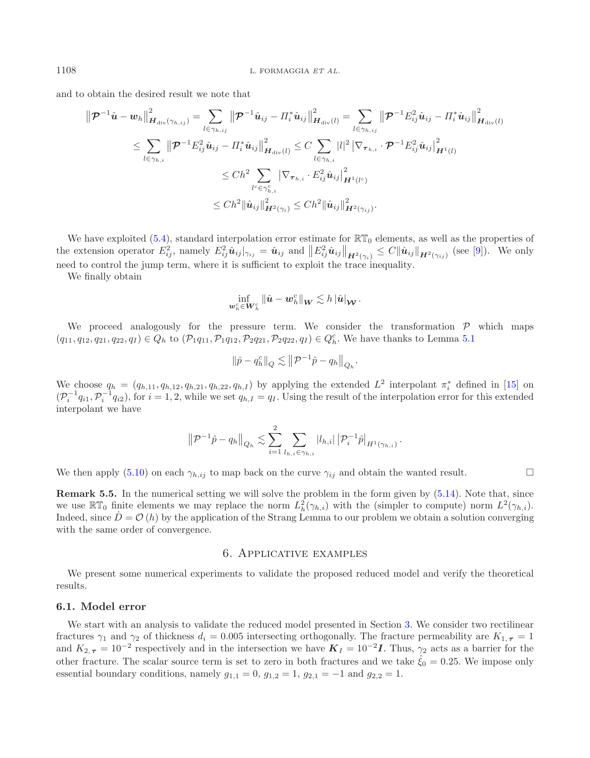and to obtain the desired result we note that

$$
\begin{aligned}
\left\|\boldsymbol{\mathcal{P}}^{-1}\hat{\boldsymbol{u}}-\boldsymbol{w}_h\right\|^2_{\boldsymbol{H}_{\mathrm{div}}(\gamma_{h,ij})} &= \sum_{l\in\gamma_{h,ij}}\left\|\boldsymbol{\mathcal{P}}^{-1}\hat{\boldsymbol{u}}_{ij}-\Pi_i^*\hat{\boldsymbol{u}}_{ij}\right\|^2_{\boldsymbol{H}_{\mathrm{div}}(l)} = \sum_{l\in\gamma_{h,ij}}\left\|\boldsymbol{\mathcal{P}}^{-1}E^2_{ij}\hat{\boldsymbol{u}}_{ij}-\Pi_i^*\hat{\boldsymbol{u}}_{ij}\right\|^2_{\boldsymbol{H}_{\mathrm{div}}(l)}\\
&\le \sum_{l\in\gamma_{h,i}}\left\|\boldsymbol{\mathcal{P}}^{-1}E^2_{ij}\hat{\boldsymbol{u}}_{ij}-\Pi_i^*\hat{\boldsymbol{u}}_{ij}\right\|^2_{\boldsymbol{H}_{\mathrm{div}}(l)} \le C\sum_{l\in\gamma_{h,i}}|l|^2\left|\nabla_{\boldsymbol{\tau}_{h,i}}\cdot\boldsymbol{\mathcal{P}}^{-1}E^2_{ij}\hat{\boldsymbol{u}}_{ij}\right|^2_{\boldsymbol{H}^1(l)}\\
&\le Ch^2\sum_{l^c\in\gamma^c_{h,i}}\left|\nabla_{\boldsymbol{\tau}_{h,i}}\cdot E^2_{ij}\hat{\boldsymbol{u}}_{ij}\right|^2_{\boldsymbol{H}^1(l^c)}\\
&\le Ch^2\|\hat{\boldsymbol{u}}_{ij}\|^2_{\boldsymbol{H}^2(\gamma_i)} \le Ch^2\|\hat{\boldsymbol{u}}_{ij}\|^2_{\boldsymbol{H}^2(\gamma_{ij})}.
\end{aligned}
$$

We have exploited (5.4), standard interpolation error estimate for $\mathbb{RT}_0$ elements, as well as the properties of the extension operator $E^2_{ij}$, namely $E^2_{ij}\hat{\boldsymbol{u}}_{ij}|_{\gamma_{ij}} = \hat{\boldsymbol{u}}_{ij}$ and $\left\|E^2_{ij}\hat{\boldsymbol{u}}_{ij}\right\|_{\boldsymbol{H}^2(\gamma_i)} \le C\|\hat{\boldsymbol{u}}_{ij}\|_{\boldsymbol{H}^2(\gamma_{ij})}$ (see [9]). We only need to control the jump term, where it is sufficient to exploit the trace inequality.

We finally obtain

$$
\inf_{\boldsymbol{w}^c_h\in\boldsymbol{W}^c_h}\|\hat{\boldsymbol{u}}-\boldsymbol{w}^c_h\|_{\boldsymbol{W}} \lesssim h\,|\hat{\boldsymbol{u}}|_{\boldsymbol{\mathcal{W}}}.
$$

We proceed analogously for the pressure term. We consider the transformation $\mathcal{P}$ which maps $(q_{11},q_{12},q_{21},q_{22},q_I)\in Q_h$ to $(\mathcal{P}_1q_{11},\mathcal{P}_1q_{12},\mathcal{P}_2q_{21},\mathcal{P}_2q_{22},q_I)\in Q^c_h$. We have thanks to Lemma 5.1

$$
\|\hat{p}-q^c_h\|_Q \lesssim \left\|\mathcal{P}^{-1}\hat{p}-q_h\right\|_{Q_h}.
$$

We choose $q_h = (q_{h,11},q_{h,12},q_{h,21},q_{h,22},q_{h,I})$ by applying the extended $L^2$ interpolant $\pi^*_i$ defined in [15] on $(\mathcal{P}_i^{-1}q_{i1},\mathcal{P}_i^{-1}q_{i2})$, for $i=1,2$, while we set $q_{h,I}=q_I$. Using the result of the interpolation error for this extended interpolant we have

$$
\left\|\mathcal{P}^{-1}\hat{p}-q_h\right\|_{Q_h} \lesssim \sum_{i=1}^{2}\sum_{l_{h,i}\in\gamma_{h,i}}|l_{h,i}|\left|\mathcal{P}_i^{-1}\hat{p}\right|_{H^1(\gamma_{h,i})}.
$$

We then apply (5.10) on each $\gamma_{h,ij}$ to map back on the curve $\gamma_{ij}$ and obtain the wanted result. □

**Remark 5.5.** In the numerical setting we will solve the problem in the form given by (5.14). Note that, since we use $\mathbb{RT}_0$ finite elements we may replace the norm $L^2_h(\gamma_{h,i})$ with the (simpler to compute) norm $L^2(\gamma_{h,i})$. Indeed, since $\dot{D}=\mathcal{O}(h)$ by the application of the Strang Lemma to our problem we obtain a solution converging with the same order of convergence.

## 6. Applicative examples

We present some numerical experiments to validate the proposed reduced model and verify the theoretical results.

### 6.1. Model error

We start with an analysis to validate the reduced model presented in Section 3. We consider two rectilinear fractures $\gamma_1$ and $\gamma_2$ of thickness $d_i = 0.005$ intersecting orthogonally. The fracture permeability are $K_{1,\boldsymbol{\tau}} = 1$ and $K_{2,\boldsymbol{\tau}} = 10^{-2}$ respectively and in the intersection we have $\boldsymbol{K}_I = 10^{-2}\boldsymbol{I}$. Thus, $\gamma_2$ acts as a barrier for the other fracture. The scalar source term is set to zero in both fractures and we take $\hat{\xi}_0 = 0.25$. We impose only essential boundary conditions, namely $g_{1,1}=0$, $g_{1,2}=1$, $g_{2,1}=-1$ and $g_{2,2}=1$.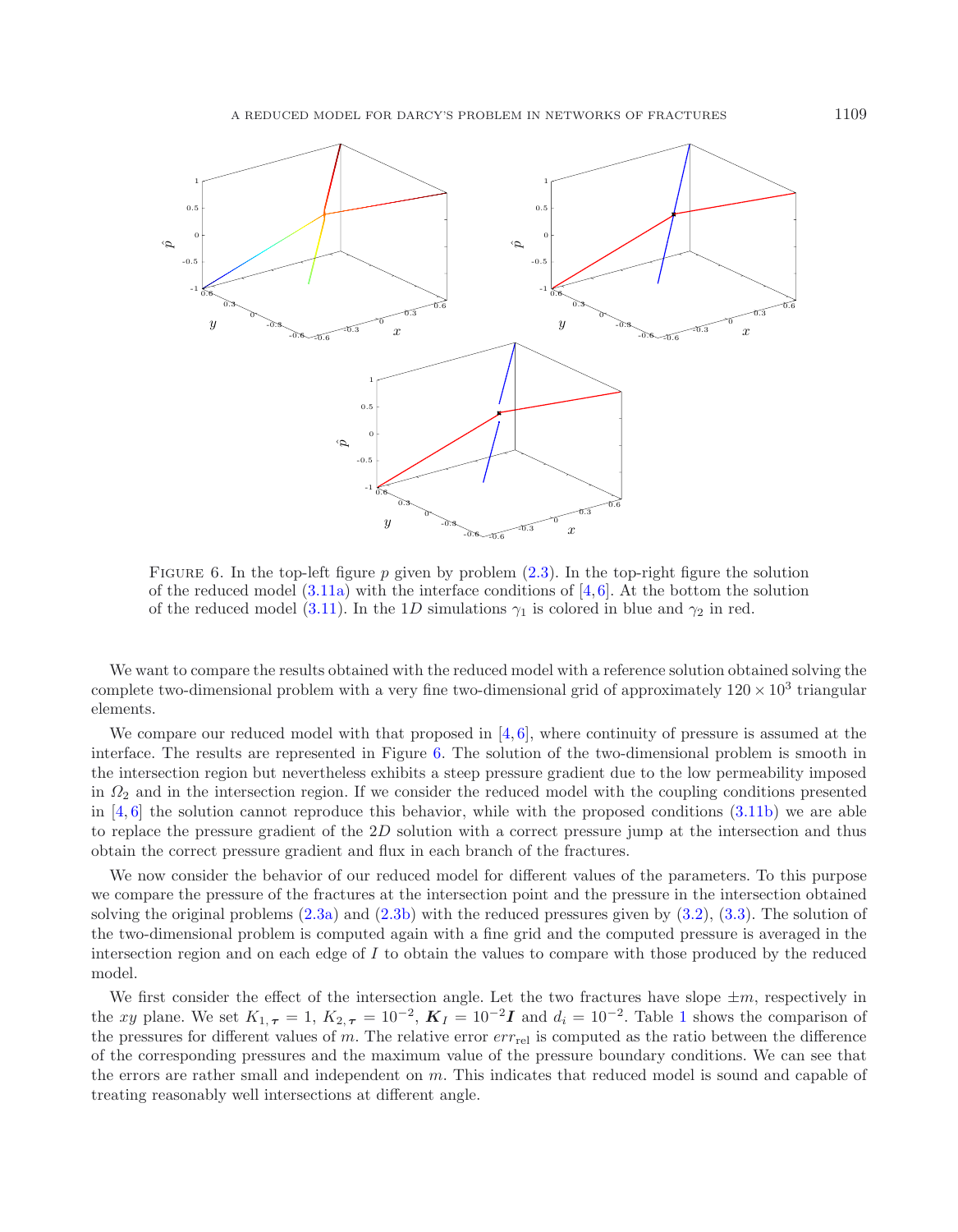FIGURE 6. In the top-left figure $p$ given by problem (2.3). In the top-right figure the solution of the reduced model (3.11a) with the interface conditions of [4,6]. At the bottom the solution of the reduced model (3.11). In the $1D$ simulations $\gamma_1$ is colored in blue and $\gamma_2$ in red.

We want to compare the results obtained with the reduced model with a reference solution obtained solving the complete two-dimensional problem with a very fine two-dimensional grid of approximately $120 \times 10^3$ triangular elements.

We compare our reduced model with that proposed in [4,6], where continuity of pressure is assumed at the interface. The results are represented in Figure 6. The solution of the two-dimensional problem is smooth in the intersection region but nevertheless exhibits a steep pressure gradient due to the low permeability imposed in $\Omega_2$ and in the intersection region. If we consider the reduced model with the coupling conditions presented in [4,6] the solution cannot reproduce this behavior, while with the proposed conditions (3.11b) we are able to replace the pressure gradient of the $2D$ solution with a correct pressure jump at the intersection and thus obtain the correct pressure gradient and flux in each branch of the fractures.

We now consider the behavior of our reduced model for different values of the parameters. To this purpose we compare the pressure of the fractures at the intersection point and the pressure in the intersection obtained solving the original problems (2.3a) and (2.3b) with the reduced pressures given by (3.2), (3.3). The solution of the two-dimensional problem is computed again with a fine grid and the computed pressure is averaged in the intersection region and on each edge of $I$ to obtain the values to compare with those produced by the reduced model.

We first consider the effect of the intersection angle. Let the two fractures have slope $\pm m$, respectively in the $xy$ plane. We set $K_{1,\boldsymbol{\tau}} = 1$, $K_{2,\boldsymbol{\tau}} = 10^{-2}$, $\boldsymbol{K}_I = 10^{-2}\boldsymbol{I}$ and $d_i = 10^{-2}$. Table 1 shows the comparison of the pressures for different values of $m$. The relative error $err_{\text{rel}}$ is computed as the ratio between the difference of the corresponding pressures and the maximum value of the pressure boundary conditions. We can see that the errors are rather small and independent on $m$. This indicates that reduced model is sound and capable of treating reasonably well intersections at different angle.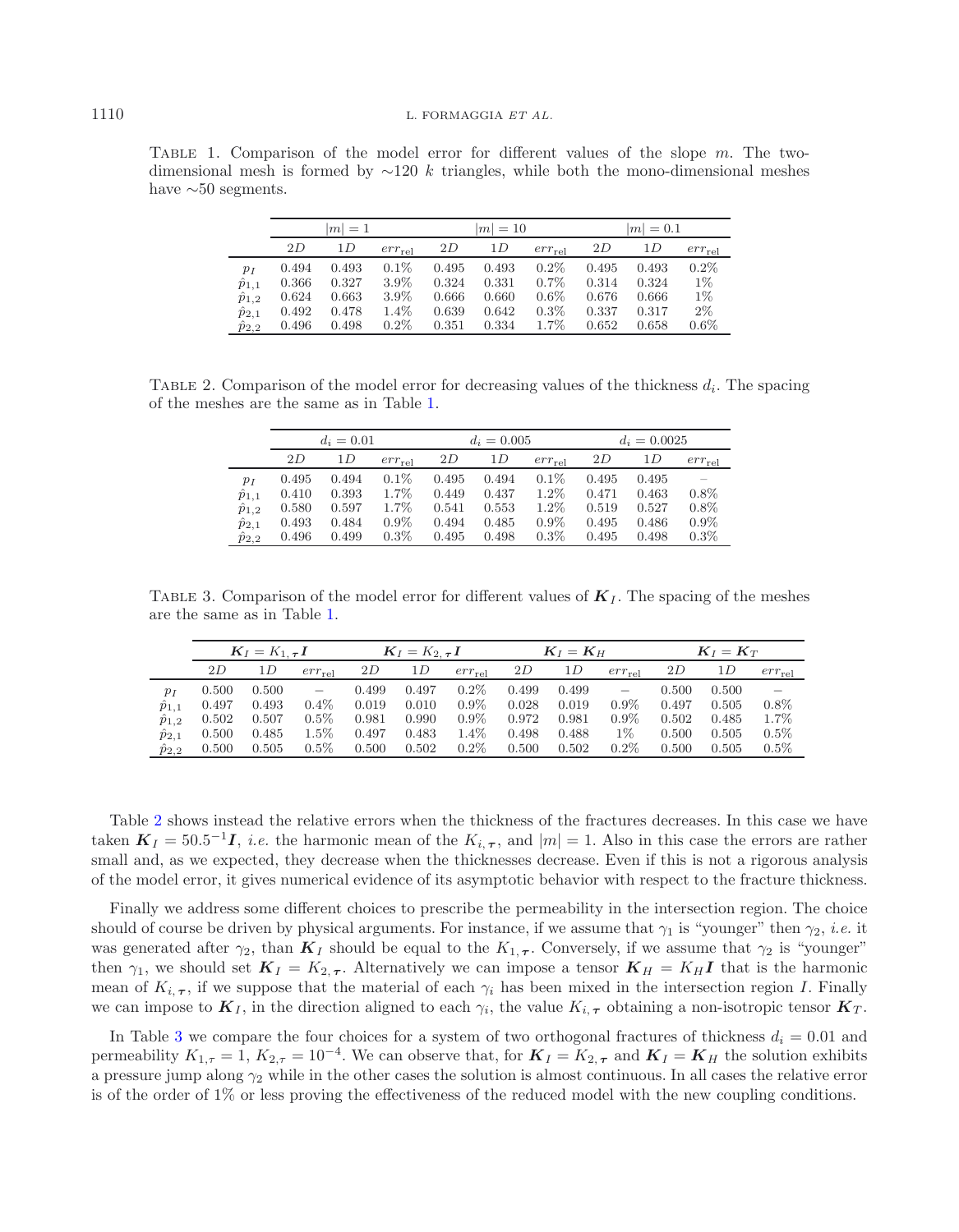Table 1. Comparison of the model error for different values of the slope $m$. The two-dimensional mesh is formed by $\sim$120 $k$ triangles, while both the mono-dimensional meshes have $\sim$50 segments.

| | $\lvert m\rvert = 1$ | | | $\lvert m\rvert = 10$ | | | $\lvert m\rvert = 0.1$ | | |
|---|---|---|---|---|---|---|---|---|---|
| | $2D$ | $1D$ | $err_{\mathrm{rel}}$ | $2D$ | $1D$ | $err_{\mathrm{rel}}$ | $2D$ | $1D$ | $err_{\mathrm{rel}}$ |
| $p_I$ | 0.494 | 0.493 | 0.1% | 0.495 | 0.493 | 0.2% | 0.495 | 0.493 | 0.2% |
| $\hat{p}_{1,1}$ | 0.366 | 0.327 | 3.9% | 0.324 | 0.331 | 0.7% | 0.314 | 0.324 | 1% |
| $\hat{p}_{1,2}$ | 0.624 | 0.663 | 3.9% | 0.666 | 0.660 | 0.6% | 0.676 | 0.666 | 1% |
| $\hat{p}_{2,1}$ | 0.492 | 0.478 | 1.4% | 0.639 | 0.642 | 0.3% | 0.337 | 0.317 | 2% |
| $\hat{p}_{2,2}$ | 0.496 | 0.498 | 0.2% | 0.351 | 0.334 | 1.7% | 0.652 | 0.658 | 0.6% |

Table 2. Comparison of the model error for decreasing values of the thickness $d_i$. The spacing of the meshes are the same as in Table 1.

| | $d_i = 0.01$ | | | $d_i = 0.005$ | | | $d_i = 0.0025$ | | |
|---|---|---|---|---|---|---|---|---|---|
| | $2D$ | $1D$ | $err_{\mathrm{rel}}$ | $2D$ | $1D$ | $err_{\mathrm{rel}}$ | $2D$ | $1D$ | $err_{\mathrm{rel}}$ |
| $p_I$ | 0.495 | 0.494 | 0.1% | 0.495 | 0.494 | 0.1% | 0.495 | 0.495 | – |
| $\hat{p}_{1,1}$ | 0.410 | 0.393 | 1.7% | 0.449 | 0.437 | 1.2% | 0.471 | 0.463 | 0.8% |
| $\hat{p}_{1,2}$ | 0.580 | 0.597 | 1.7% | 0.541 | 0.553 | 1.2% | 0.519 | 0.527 | 0.8% |
| $\hat{p}_{2,1}$ | 0.493 | 0.484 | 0.9% | 0.494 | 0.485 | 0.9% | 0.495 | 0.486 | 0.9% |
| $\hat{p}_{2,2}$ | 0.496 | 0.499 | 0.3% | 0.495 | 0.498 | 0.3% | 0.495 | 0.498 | 0.3% |

Table 3. Comparison of the model error for different values of $\boldsymbol{K}_I$. The spacing of the meshes are the same as in Table 1.

| | $\boldsymbol{K}_I = K_{1,\boldsymbol{\tau}}\boldsymbol{I}$ | | | $\boldsymbol{K}_I = K_{2,\boldsymbol{\tau}}\boldsymbol{I}$ | | | $\boldsymbol{K}_I = \boldsymbol{K}_H$ | | | $\boldsymbol{K}_I = \boldsymbol{K}_T$ | | |
|---|---|---|---|---|---|---|---|---|---|---|---|---|
| | $2D$ | $1D$ | $err_{\mathrm{rel}}$ | $2D$ | $1D$ | $err_{\mathrm{rel}}$ | $2D$ | $1D$ | $err_{\mathrm{rel}}$ | $2D$ | $1D$ | $err_{\mathrm{rel}}$ |
| $p_I$ | 0.500 | 0.500 | – | 0.499 | 0.497 | 0.2% | 0.499 | 0.499 | – | 0.500 | 0.500 | – |
| $\hat{p}_{1,1}$ | 0.497 | 0.493 | 0.4% | 0.019 | 0.010 | 0.9% | 0.028 | 0.019 | 0.9% | 0.497 | 0.505 | 0.8% |
| $\hat{p}_{1,2}$ | 0.502 | 0.507 | 0.5% | 0.981 | 0.990 | 0.9% | 0.972 | 0.981 | 0.9% | 0.502 | 0.485 | 1.7% |
| $\hat{p}_{2,1}$ | 0.500 | 0.485 | 1.5% | 0.497 | 0.483 | 1.4% | 0.498 | 0.488 | 1% | 0.500 | 0.505 | 0.5% |
| $\hat{p}_{2,2}$ | 0.500 | 0.505 | 0.5% | 0.500 | 0.502 | 0.2% | 0.500 | 0.502 | 0.2% | 0.500 | 0.505 | 0.5% |

Table 2 shows instead the relative errors when the thickness of the fractures decreases. In this case we have taken $\boldsymbol{K}_I = 50.5^{-1}\boldsymbol{I}$, *i.e.* the harmonic mean of the $K_{i,\boldsymbol{\tau}}$, and $|m| = 1$. Also in this case the errors are rather small and, as we expected, they decrease when the thicknesses decrease. Even if this is not a rigorous analysis of the model error, it gives numerical evidence of its asymptotic behavior with respect to the fracture thickness.

Finally we address some different choices to prescribe the permeability in the intersection region. The choice should of course be driven by physical arguments. For instance, if we assume that $\gamma_1$ is "younger" then $\gamma_2$, *i.e.* it was generated after $\gamma_2$, than $\boldsymbol{K}_I$ should be equal to the $K_{1,\boldsymbol{\tau}}$. Conversely, if we assume that $\gamma_2$ is "younger" then $\gamma_1$, we should set $\boldsymbol{K}_I = K_{2,\boldsymbol{\tau}}$. Alternatively we can impose a tensor $\boldsymbol{K}_H = K_H\boldsymbol{I}$ that is the harmonic mean of $K_{i,\boldsymbol{\tau}}$, if we suppose that the material of each $\gamma_i$ has been mixed in the intersection region $I$. Finally we can impose to $\boldsymbol{K}_I$, in the direction aligned to each $\gamma_i$, the value $K_{i,\boldsymbol{\tau}}$ obtaining a non-isotropic tensor $\boldsymbol{K}_T$.

In Table 3 we compare the four choices for a system of two orthogonal fractures of thickness $d_i = 0.01$ and permeability $K_{1,\tau} = 1$, $K_{2,\tau} = 10^{-4}$. We can observe that, for $\boldsymbol{K}_I = K_{2,\boldsymbol{\tau}}$ and $\boldsymbol{K}_I = \boldsymbol{K}_H$ the solution exhibits a pressure jump along $\gamma_2$ while in the other cases the solution is almost continuous. In all cases the relative error is of the order of 1% or less proving the effectiveness of the reduced model with the new coupling conditions.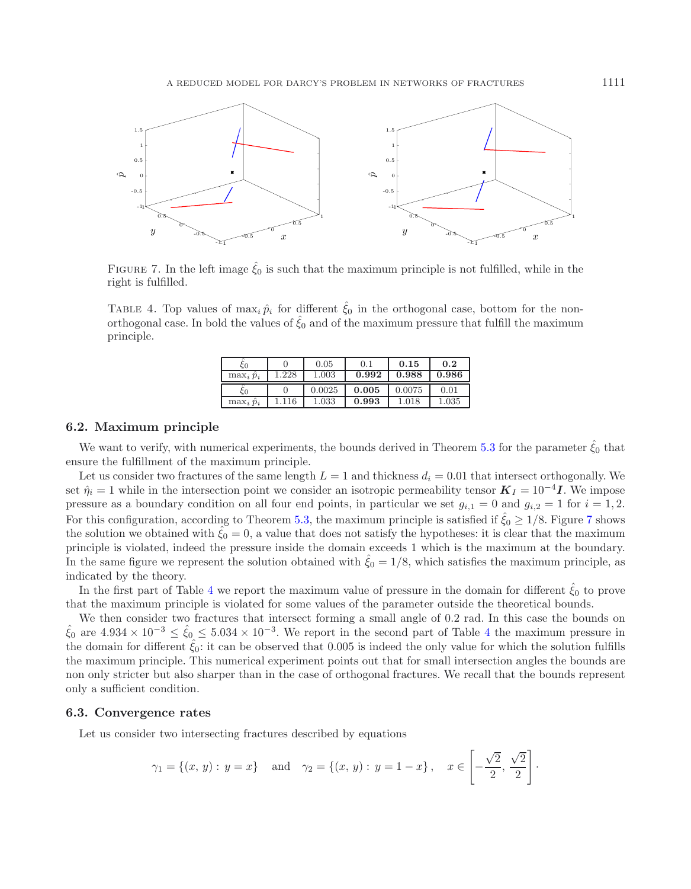FIGURE 7. In the left image $\hat{\xi}_0$ is such that the maximum principle is not fulfilled, while in the right is fulfilled.

TABLE 4. Top values of $\max_i \hat{p}_i$ for different $\hat{\xi}_0$ in the orthogonal case, bottom for the non-orthogonal case. In bold the values of $\hat{\xi}_0$ and of the maximum pressure that fulfill the maximum principle.

| $\hat{\xi}_0$ | 0 | 0.05 | 0.1 | **0.15** | **0.2** |
|---|---|---|---|---|---|
| $\max_i \hat{p}_i$ | 1.228 | 1.003 | **0.992** | **0.988** | **0.986** |
| $\hat{\xi}_0$ | 0 | 0.0025 | **0.005** | 0.0075 | 0.01 |
| $\max_i \hat{p}_i$ | 1.116 | 1.033 | **0.993** | 1.018 | 1.035 |

## 6.2. Maximum principle

We want to verify, with numerical experiments, the bounds derived in Theorem 5.3 for the parameter $\hat{\xi}_0$ that ensure the fulfillment of the maximum principle.

Let us consider two fractures of the same length $L = 1$ and thickness $d_i = 0.01$ that intersect orthogonally. We set $\hat{\eta}_i = 1$ while in the intersection point we consider an isotropic permeability tensor $\boldsymbol{K}_I = 10^{-4}\boldsymbol{I}$. We impose pressure as a boundary condition on all four end points, in particular we set $g_{i,1} = 0$ and $g_{i,2} = 1$ for $i = 1, 2$. For this configuration, according to Theorem 5.3, the maximum principle is satisfied if $\hat{\xi}_0 \geq 1/8$. Figure 7 shows the solution we obtained with $\hat{\xi}_0 = 0$, a value that does not satisfy the hypotheses: it is clear that the maximum principle is violated, indeed the pressure inside the domain exceeds 1 which is the maximum at the boundary. In the same figure we represent the solution obtained with $\hat{\xi}_0 = 1/8$, which satisfies the maximum principle, as indicated by the theory.

In the first part of Table 4 we report the maximum value of pressure in the domain for different $\hat{\xi}_0$ to prove that the maximum principle is violated for some values of the parameter outside the theoretical bounds.

We then consider two fractures that intersect forming a small angle of 0.2 rad. In this case the bounds on $\hat{\xi}_0$ are $4.934 \times 10^{-3} \leq \hat{\xi}_0 \leq 5.034 \times 10^{-3}$. We report in the second part of Table 4 the maximum pressure in the domain for different $\hat{\xi}_0$: it can be observed that 0.005 is indeed the only value for which the solution fulfills the maximum principle. This numerical experiment points out that for small intersection angles the bounds are non only stricter but also sharper than in the case of orthogonal fractures. We recall that the bounds represent only a sufficient condition.

## 6.3. Convergence rates

Let us consider two intersecting fractures described by equations

$$\gamma_1 = \{(x, y) : y = x\} \quad \text{and} \quad \gamma_2 = \{(x, y) : y = 1 - x\}, \quad x \in \left[-\frac{\sqrt{2}}{2}, \frac{\sqrt{2}}{2}\right].$$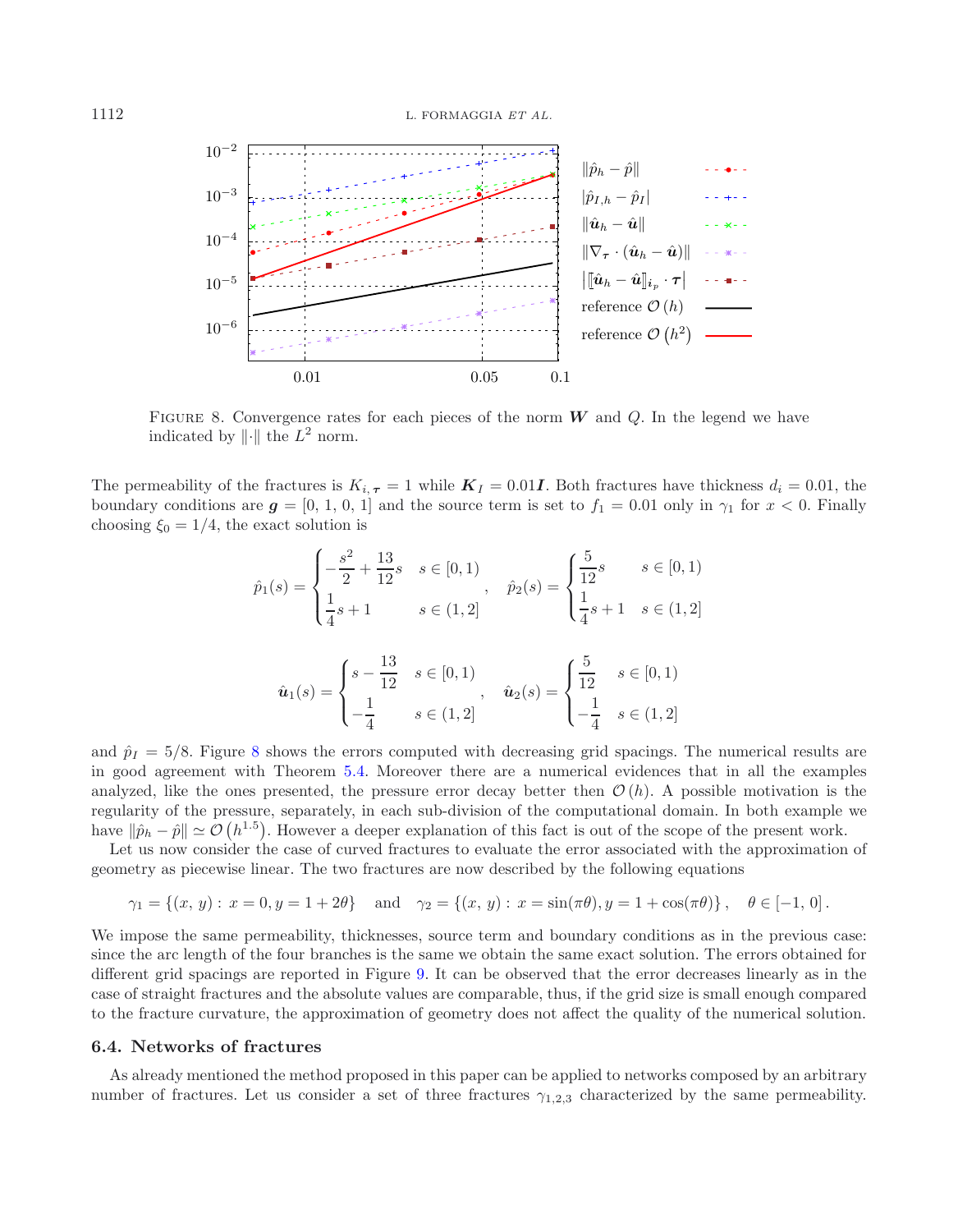FIGURE 8. Convergence rates for each pieces of the norm $\boldsymbol{W}$ and $Q$. In the legend we have indicated by $\|\cdot\|$ the $L^2$ norm.

The permeability of the fractures is $K_{i,\boldsymbol{\tau}} = 1$ while $\boldsymbol{K}_I = 0.01\boldsymbol{I}$. Both fractures have thickness $d_i = 0.01$, the boundary conditions are $\boldsymbol{g} = [0,\, 1,\, 0,\, 1]$ and the source term is set to $f_1 = 0.01$ only in $\gamma_1$ for $x < 0$. Finally choosing $\xi_0 = 1/4$, the exact solution is

$$
\hat{p}_1(s) = \begin{cases} -\dfrac{s^2}{2} + \dfrac{13}{12}s & s \in [0,1) \\[2mm] \dfrac{1}{4}s + 1 & s \in (1,2] \end{cases}, \quad \hat{p}_2(s) = \begin{cases} \dfrac{5}{12}s & s \in [0,1) \\[2mm] \dfrac{1}{4}s + 1 & s \in (1,2] \end{cases}
$$

$$
\hat{\boldsymbol{u}}_1(s) = \begin{cases} s - \dfrac{13}{12} & s \in [0,1) \\[2mm] -\dfrac{1}{4} & s \in (1,2] \end{cases}, \quad \hat{\boldsymbol{u}}_2(s) = \begin{cases} \dfrac{5}{12} & s \in [0,1) \\[2mm] -\dfrac{1}{4} & s \in (1,2] \end{cases}
$$

and $\hat{p}_I = 5/8$. Figure 8 shows the errors computed with decreasing grid spacings. The numerical results are in good agreement with Theorem 5.4. Moreover there are a numerical evidences that in all the examples analyzed, like the ones presented, the pressure error decay better then $\mathcal{O}(h)$. A possible motivation is the regularity of the pressure, separately, in each sub-division of the computational domain. In both example we have $\|\hat{p}_h - \hat{p}\| \simeq \mathcal{O}\left(h^{1.5}\right)$. However a deeper explanation of this fact is out of the scope of the present work.

Let us now consider the case of curved fractures to evaluate the error associated with the approximation of geometry as piecewise linear. The two fractures are now described by the following equations

$$
\gamma_1 = \{(x,\, y) : \, x = 0, y = 1 + 2\theta\} \quad \text{and} \quad \gamma_2 = \{(x,\, y) : \, x = \sin(\pi\theta), y = 1 + \cos(\pi\theta)\}, \quad \theta \in [-1,\, 0].
$$

We impose the same permeability, thicknesses, source term and boundary conditions as in the previous case: since the arc length of the four branches is the same we obtain the same exact solution. The errors obtained for different grid spacings are reported in Figure 9. It can be observed that the error decreases linearly as in the case of straight fractures and the absolute values are comparable, thus, if the grid size is small enough compared to the fracture curvature, the approximation of geometry does not affect the quality of the numerical solution.

### 6.4. Networks of fractures

As already mentioned the method proposed in this paper can be applied to networks composed by an arbitrary number of fractures. Let us consider a set of three fractures $\gamma_{1,2,3}$ characterized by the same permeability.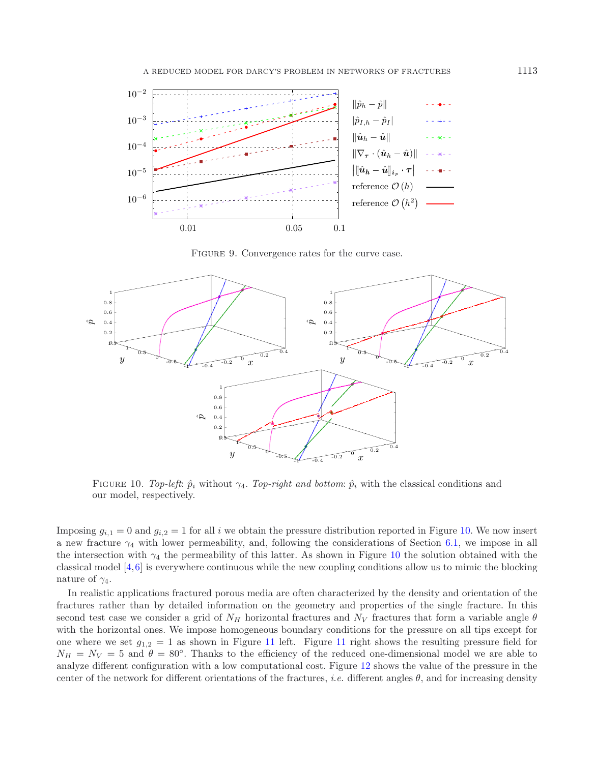FIGURE 9. Convergence rates for the curve case.

FIGURE 10. *Top-left*: $\hat{p}_i$ without $\gamma_4$. *Top-right and bottom*: $\hat{p}_i$ with the classical conditions and our model, respectively.

Imposing $g_{i,1} = 0$ and $g_{i,2} = 1$ for all $i$ we obtain the pressure distribution reported in Figure 10. We now insert a new fracture $\gamma_4$ with lower permeability, and, following the considerations of Section 6.1, we impose in all the intersection with $\gamma_4$ the permeability of this latter. As shown in Figure 10 the solution obtained with the classical model [4,6] is everywhere continuous while the new coupling conditions allow us to mimic the blocking nature of $\gamma_4$.

In realistic applications fractured porous media are often characterized by the density and orientation of the fractures rather than by detailed information on the geometry and properties of the single fracture. In this second test case we consider a grid of $N_H$ horizontal fractures and $N_V$ fractures that form a variable angle $\theta$ with the horizontal ones. We impose homogeneous boundary conditions for the pressure on all tips except for one where we set $g_{1,2} = 1$ as shown in Figure 11 left. Figure 11 right shows the resulting pressure field for $N_H = N_V = 5$ and $\theta = 80°$. Thanks to the efficiency of the reduced one-dimensional model we are able to analyze different configuration with a low computational cost. Figure 12 shows the value of the pressure in the center of the network for different orientations of the fractures, *i.e.* different angles $\theta$, and for increasing density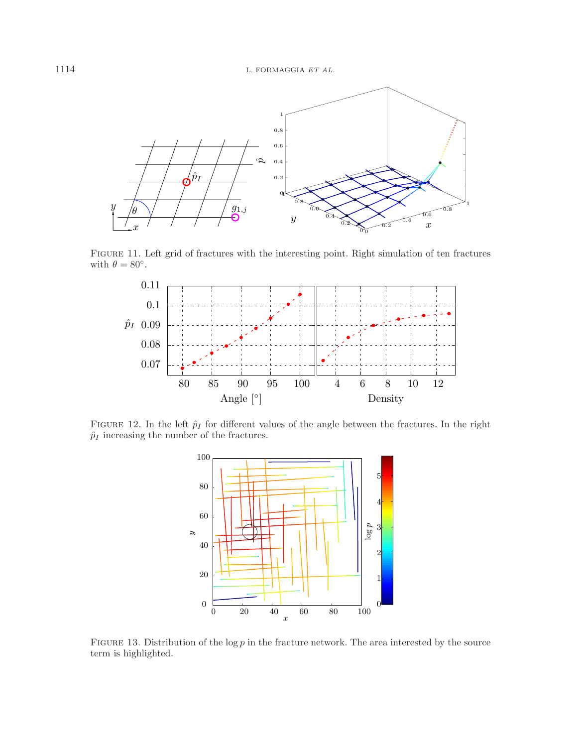Figure 11. Left grid of fractures with the interesting point. Right simulation of ten fractures with $\theta = 80°$.

Figure 12. In the left $\hat{p}_I$ for different values of the angle between the fractures. In the right $\hat{p}_I$ increasing the number of the fractures.

Figure 13. Distribution of the $\log p$ in the fracture network. The area interested by the source term is highlighted.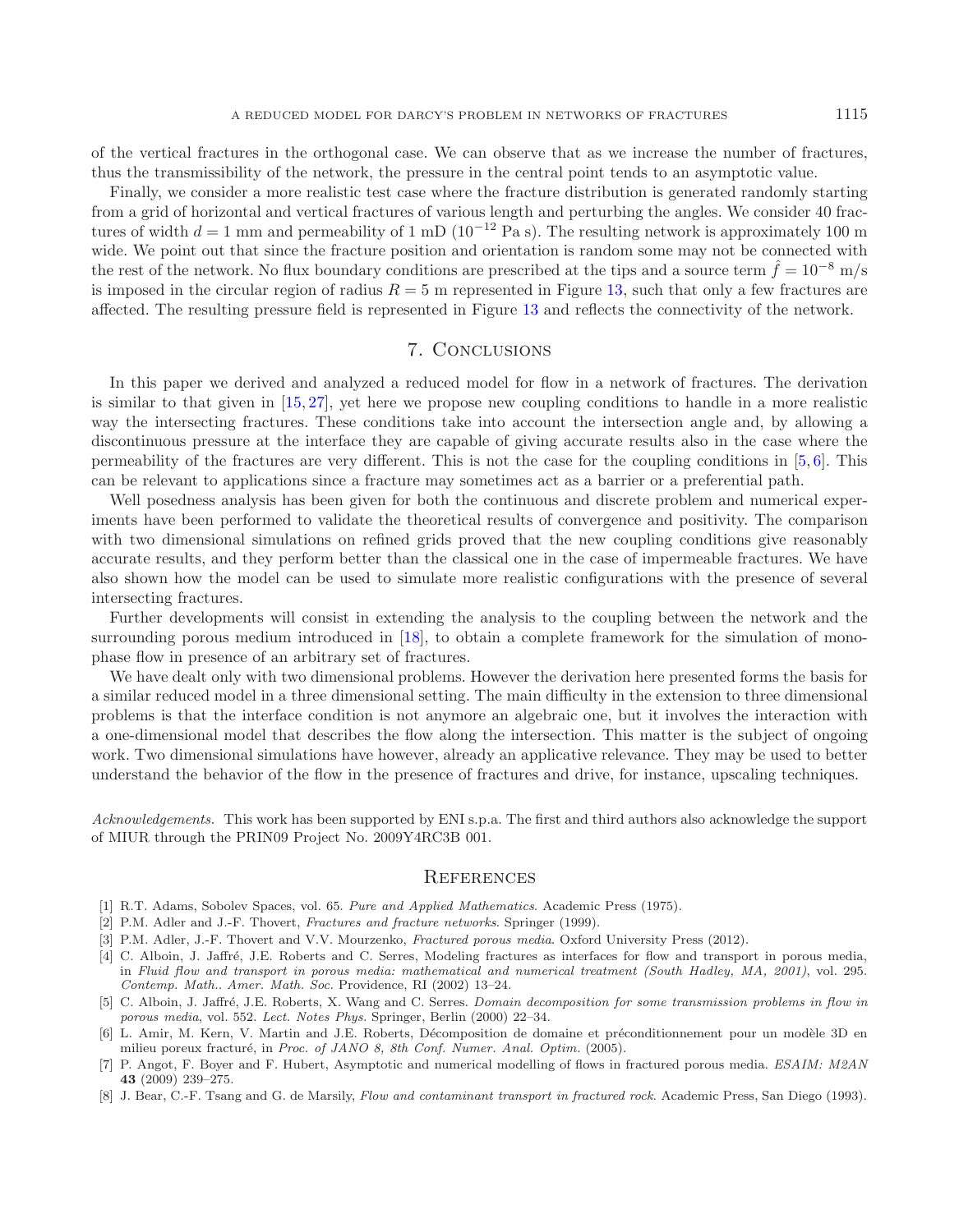of the vertical fractures in the orthogonal case. We can observe that as we increase the number of fractures, thus the transmissibility of the network, the pressure in the central point tends to an asymptotic value.

Finally, we consider a more realistic test case where the fracture distribution is generated randomly starting from a grid of horizontal and vertical fractures of various length and perturbing the angles. We consider 40 fractures of width $d = 1$ mm and permeability of 1 mD ($10^{-12}$ Pa s). The resulting network is approximately 100 m wide. We point out that since the fracture position and orientation is random some may not be connected with the rest of the network. No flux boundary conditions are prescribed at the tips and a source term $\hat{f} = 10^{-8}$ m/s is imposed in the circular region of radius $R = 5$ m represented in Figure 13, such that only a few fractures are affected. The resulting pressure field is represented in Figure 13 and reflects the connectivity of the network.

## 7. Conclusions

In this paper we derived and analyzed a reduced model for flow in a network of fractures. The derivation is similar to that given in [15, 27], yet here we propose new coupling conditions to handle in a more realistic way the intersecting fractures. These conditions take into account the intersection angle and, by allowing a discontinuous pressure at the interface they are capable of giving accurate results also in the case where the permeability of the fractures are very different. This is not the case for the coupling conditions in [5, 6]. This can be relevant to applications since a fracture may sometimes act as a barrier or a preferential path.

Well posedness analysis has been given for both the continuous and discrete problem and numerical experiments have been performed to validate the theoretical results of convergence and positivity. The comparison with two dimensional simulations on refined grids proved that the new coupling conditions give reasonably accurate results, and they perform better than the classical one in the case of impermeable fractures. We have also shown how the model can be used to simulate more realistic configurations with the presence of several intersecting fractures.

Further developments will consist in extending the analysis to the coupling between the network and the surrounding porous medium introduced in [18], to obtain a complete framework for the simulation of monophase flow in presence of an arbitrary set of fractures.

We have dealt only with two dimensional problems. However the derivation here presented forms the basis for a similar reduced model in a three dimensional setting. The main difficulty in the extension to three dimensional problems is that the interface condition is not anymore an algebraic one, but it involves the interaction with a one-dimensional model that describes the flow along the intersection. This matter is the subject of ongoing work. Two dimensional simulations have however, already an applicative relevance. They may be used to better understand the behavior of the flow in the presence of fractures and drive, for instance, upscaling techniques.

*Acknowledgements.* This work has been supported by ENI s.p.a. The first and third authors also acknowledge the support of MIUR through the PRIN09 Project No. 2009Y4RC3B 001.

## References

[1] R.T. Adams, Sobolev Spaces, vol. 65. *Pure and Applied Mathematics*. Academic Press (1975).

[2] P.M. Adler and J.-F. Thovert, *Fractures and fracture networks*. Springer (1999).

[3] P.M. Adler, J.-F. Thovert and V.V. Mourzenko, *Fractured porous media*. Oxford University Press (2012).

[4] C. Alboin, J. Jaffré, J.E. Roberts and C. Serres, Modeling fractures as interfaces for flow and transport in porous media, in *Fluid flow and transport in porous media: mathematical and numerical treatment (South Hadley, MA, 2001)*, vol. 295. *Contemp. Math.. Amer. Math. Soc.* Providence, RI (2002) 13–24.

[5] C. Alboin, J. Jaffré, J.E. Roberts, X. Wang and C. Serres. *Domain decomposition for some transmission problems in flow in porous media*, vol. 552. *Lect. Notes Phys.* Springer, Berlin (2000) 22–34.

[6] L. Amir, M. Kern, V. Martin and J.E. Roberts, Décomposition de domaine et préconditionnement pour un modèle 3D en milieu poreux fracturé, in *Proc. of JANO 8, 8th Conf. Numer. Anal. Optim.* (2005).

[7] P. Angot, F. Boyer and F. Hubert, Asymptotic and numerical modelling of flows in fractured porous media. *ESAIM: M2AN* **43** (2009) 239–275.

[8] J. Bear, C.-F. Tsang and G. de Marsily, *Flow and contaminant transport in fractured rock*. Academic Press, San Diego (1993).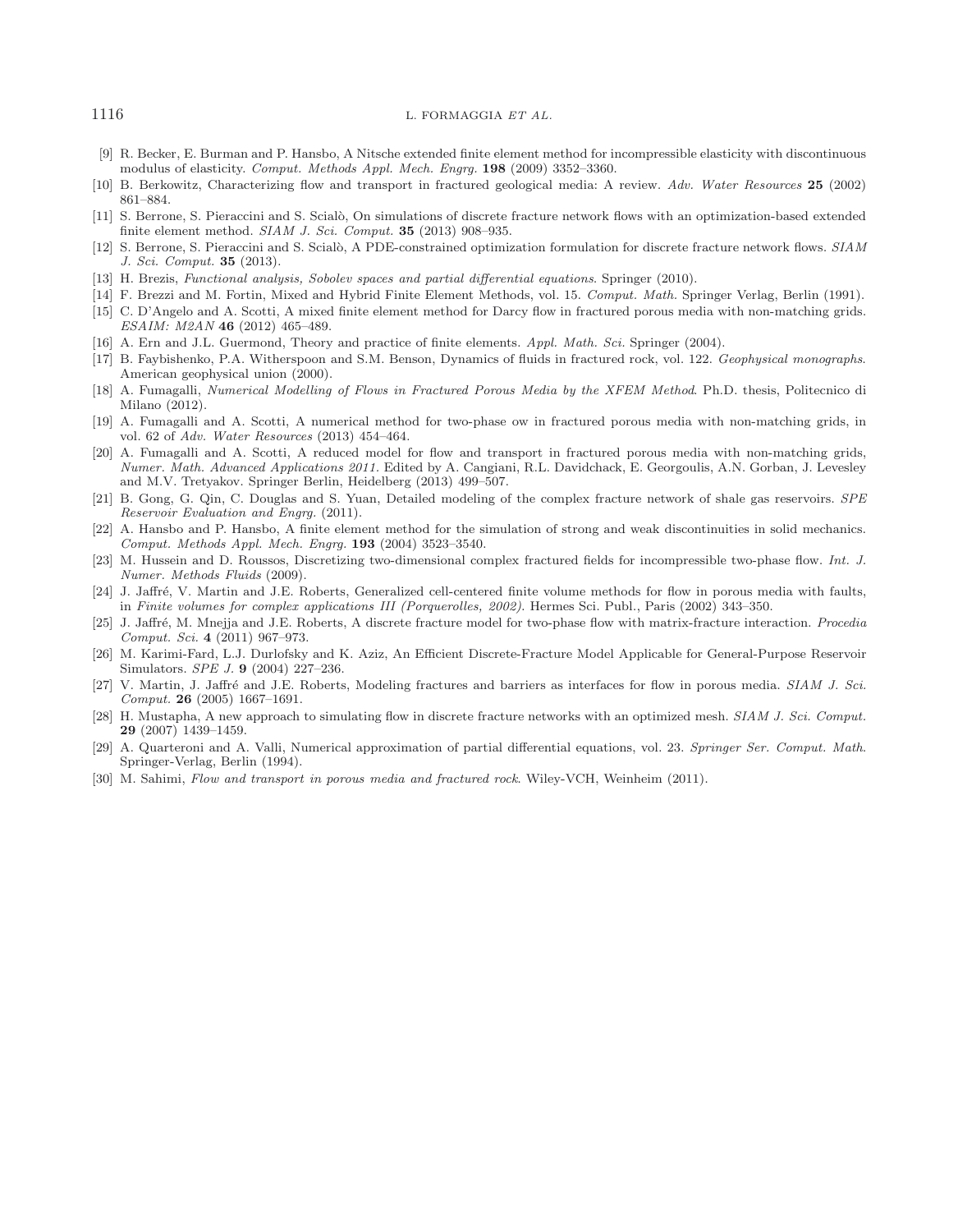- [9] R. Becker, E. Burman and P. Hansbo, A Nitsche extended finite element method for incompressible elasticity with discontinuous modulus of elasticity. *Comput. Methods Appl. Mech. Engrg.* **198** (2009) 3352–3360.
- [10] B. Berkowitz, Characterizing flow and transport in fractured geological media: A review. *Adv. Water Resources* **25** (2002) 861–884.
- [11] S. Berrone, S. Pieraccini and S. Scialò, On simulations of discrete fracture network flows with an optimization-based extended finite element method. *SIAM J. Sci. Comput.* **35** (2013) 908–935.
- [12] S. Berrone, S. Pieraccini and S. Scialò, A PDE-constrained optimization formulation for discrete fracture network flows. *SIAM J. Sci. Comput.* **35** (2013).
- [13] H. Brezis, *Functional analysis, Sobolev spaces and partial differential equations*. Springer (2010).
- [14] F. Brezzi and M. Fortin, Mixed and Hybrid Finite Element Methods, vol. 15. *Comput. Math.* Springer Verlag, Berlin (1991).
- [15] C. D'Angelo and A. Scotti, A mixed finite element method for Darcy flow in fractured porous media with non-matching grids. *ESAIM: M2AN* **46** (2012) 465–489.
- [16] A. Ern and J.L. Guermond, Theory and practice of finite elements. *Appl. Math. Sci.* Springer (2004).
- [17] B. Faybishenko, P.A. Witherspoon and S.M. Benson, Dynamics of fluids in fractured rock, vol. 122. *Geophysical monographs*. American geophysical union (2000).
- [18] A. Fumagalli, *Numerical Modelling of Flows in Fractured Porous Media by the XFEM Method*. Ph.D. thesis, Politecnico di Milano (2012).
- [19] A. Fumagalli and A. Scotti, A numerical method for two-phase ow in fractured porous media with non-matching grids, in vol. 62 of *Adv. Water Resources* (2013) 454–464.
- [20] A. Fumagalli and A. Scotti, A reduced model for flow and transport in fractured porous media with non-matching grids, *Numer. Math. Advanced Applications 2011*. Edited by A. Cangiani, R.L. Davidchack, E. Georgoulis, A.N. Gorban, J. Levesley and M.V. Tretyakov. Springer Berlin, Heidelberg (2013) 499–507.
- [21] B. Gong, G. Qin, C. Douglas and S. Yuan, Detailed modeling of the complex fracture network of shale gas reservoirs. *SPE Reservoir Evaluation and Engrg.* (2011).
- [22] A. Hansbo and P. Hansbo, A finite element method for the simulation of strong and weak discontinuities in solid mechanics. *Comput. Methods Appl. Mech. Engrg.* **193** (2004) 3523–3540.
- [23] M. Hussein and D. Roussos, Discretizing two-dimensional complex fractured fields for incompressible two-phase flow. *Int. J. Numer. Methods Fluids* (2009).
- [24] J. Jaffré, V. Martin and J.E. Roberts, Generalized cell-centered finite volume methods for flow in porous media with faults, in *Finite volumes for complex applications III (Porquerolles, 2002)*. Hermes Sci. Publ., Paris (2002) 343–350.
- [25] J. Jaffré, M. Mnejja and J.E. Roberts, A discrete fracture model for two-phase flow with matrix-fracture interaction. *Procedia Comput. Sci.* **4** (2011) 967–973.
- [26] M. Karimi-Fard, L.J. Durlofsky and K. Aziz, An Efficient Discrete-Fracture Model Applicable for General-Purpose Reservoir Simulators. *SPE J.* **9** (2004) 227–236.
- [27] V. Martin, J. Jaffré and J.E. Roberts, Modeling fractures and barriers as interfaces for flow in porous media. *SIAM J. Sci. Comput.* **26** (2005) 1667–1691.
- [28] H. Mustapha, A new approach to simulating flow in discrete fracture networks with an optimized mesh. *SIAM J. Sci. Comput.* **29** (2007) 1439–1459.
- [29] A. Quarteroni and A. Valli, Numerical approximation of partial differential equations, vol. 23. *Springer Ser. Comput. Math*. Springer-Verlag, Berlin (1994).
- [30] M. Sahimi, *Flow and transport in porous media and fractured rock*. Wiley-VCH, Weinheim (2011).